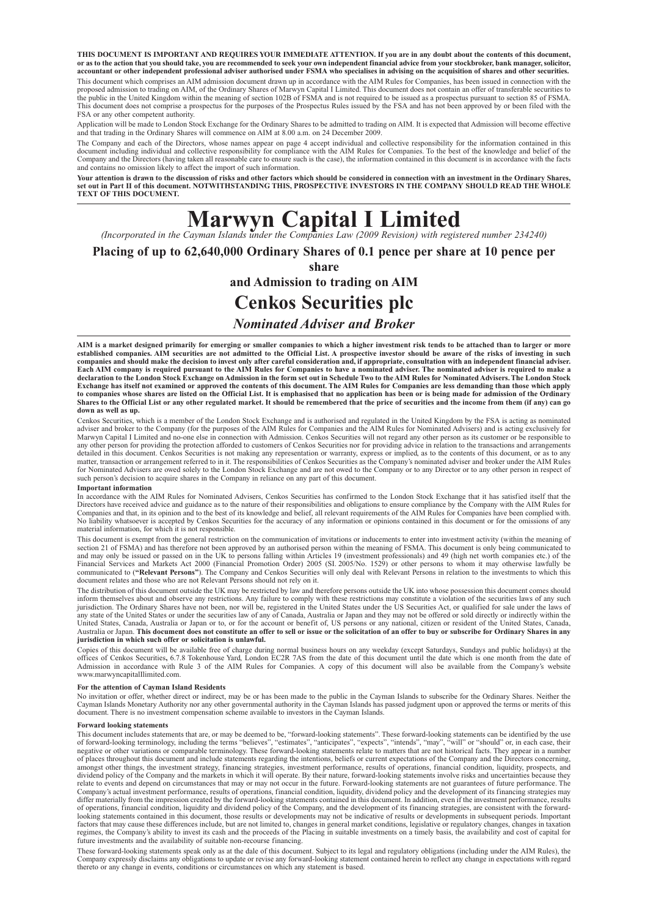**THIS DOCUMENT IS IMPORTANT AND REQUIRES YOUR IMMEDIATE ATTENTION. If you are in any doubt about the contents of this document, or as to the action that you should take, you are recommended to seek your own independent financial advice from your stockbroker, bank manager, solicitor, accountant or other independent professional adviser authorised under FSMA who specialises in advising on the acquisition of shares and other securities.**

This document which comprises an AIM admission document drawn up in accordance with the AIM Rules for Companies, has been issued in connection with the proposed admission to trading on AIM, of the Ordinary Shares of Marwyn Capital I Limited. This document does not contain an offer of transferable securities to the public in the United Kingdom within the meaning of section 102B of FSMA and is not required to be issued as a prospectus pursuant to section 85 of FSMA. This document does not comprise a prospectus for the purposes of the Prospectus Rules issued by the FSA and has not been approved by or been filed with the FSA or any other competent authority.

Application will be made to London Stock Exchange for the Ordinary Shares to be admitted to trading on AIM. It is expected that Admission will become effective and that trading in the Ordinary Shares will commence on AIM at 8.00 a.m. on 24 December 2009.

The Company and each of the Directors, whose names appear on page 4 accept individual and collective responsibility for the information contained in this document including individual and collective responsibility for compliance with the AIM Rules for Companies. To the best of the knowledge and belief of the Company and the Directors (having taken all reasonable care to ensure such is the case), the information contained in this document is in accordance with the facts and contains no omission likely to affect the import of such information.

**Your attention is drawn to the discussion of risks and other factors which should be considered in connection with an investment in the Ordinary Shares, set out in Part II of this document. NOTWITHSTANDING THIS, PROSPECTIVE INVESTORS IN THE COMPANY SHOULD READ THE WHOLE TEXT OF THIS DOCUMENT.**

# Marwyn Capital I Limited

*(Incorporated in the Cayman Islands under the Companies Law (2009 Revision) with registered number 234240)*

## Placing of up to 62,640,000 Ordinary Shares of 0.1 pence per share at 10 pence per share

### and Admission to trading on AIM

# Cenkos Securities plc

## *Nominated Adviser and Broker*

**AIM is a market designed primarily for emerging or smaller companies to which a higher investment risk tends to be attached than to larger or more established companies. AIM securities are not admitted to the Official List. A prospective investor should be aware of the risks of investing in such companies and should make the decision to invest only after careful consideration and, if appropriate, consultation with an independent financial adviser. Each AIM company is required pursuant to the AIM Rules for Companies to have a nominated adviser. The nominated adviser is required to make a declaration to the London Stock Exchange on Admission in the form set out in Schedule Two to the AIM Rules for Nominated Advisers. The London Stock Exchange has itself not examined or approved the contents of this document. The AIM Rules for Companies are less demanding than those which apply to companies whose shares are listed on the Official List. It is emphasised that no application has been or is being made for admission of the Ordinary Shares to the Official List or any other regulated market. It should be remembered that the price of securities and the income from them (if any) can go down as well as up.**

Cenkos Securities, which is a member of the London Stock Exchange and is authorised and regulated in the United Kingdom by the FSA is acting as nominated adviser and broker to the Company (for the purposes of the AIM Rules for Companies and the AIM Rules for Nominated Advisers) and is acting exclusively for Marwyn Capital I Limited and no-one else in connection with Admission. Cenkos Securities will not regard any other person as its customer or be responsible to any other person for providing the protection afforded to customers of Cenkos Securities nor for providing advice in relation to the transactions and arrangements detailed in this document. Cenkos Securities is not making any representation or warranty, express or implied, as to the contents of this document, or as to any matter, transaction or arrangement referred to in it. The responsibilities of Cenkos Securities as the Company's nominated adviser and broker under the AIM Rules for Nominated Advisers are owed solely to the London Stock Exchange and are not owed to the Company or to any Director or to any other person in respect of such person's decision to acquire shares in the Company in reliance on any part of this document.

**Important information**

In accordance with the AIM Rules for Nominated Advisers, Cenkos Securities has confirmed to the London Stock Exchange that it has satisfied itself that the Directors have received advice and guidance as to the nature of their responsibilities and obligations to ensure compliance by the Company with the AIM Rules for Companies and that, in its opinion and to the best of its knowledge and belief, all relevant requirements of the AIM Rules for Companies have been complied with. No liability whatsoever is accepted by Cenkos Securities for the accuracy of any information or opinions contained in this document or for the omissions of any material information, for which it is not responsible.

This document is exempt from the general restriction on the communication of invitations or inducements to enter into investment activity (within the meaning of section 21 of FSMA) and has therefore not been approved by an authorised person within the meaning of FSMA. This document is only being communicated to and may only be issued or passed on in the UK to persons falling within Articles 19 (investment professionals) and 49 (high net worth companies etc.) of the Financial Services and Markets Act 2000 (Financial Promotion Order) 2005 (SI. 2005/No. 1529) or other persons to whom it may otherwise lawfully be communicated to (**"Relevant Persons"**). The Company and Cenkos Securities will only deal with Relevant Persons in relation to the investments to which this document relates and those who are not Relevant Persons should not rely on it.

The distribution of this document outside the UK may be restricted by law and therefore persons outside the UK into whose possession this document comes should inform themselves about and observe any restrictions. Any failure to comply with these restrictions may constitute a violation of the securities laws of any such jurisdiction. The Ordinary Shares have not been, nor will be, registered in the United States under the US Securities Act, or qualified for sale under the laws of any state of the United States or under the securities law of any of Canada, Australia or Japan and they may not be offered or sold directly or indirectly within the United States, Canada, Australia or Japan or to, or for the account or benefit of, US persons or any national, citizen or resident of the United States, Canada, Australia or Japan. **This document does not constitute an offer to sell or issue or the solicitation of an offer to buy or subscribe for Ordinary Shares in any jurisdiction in which such offer or solicitation is unlawful.**

Copies of this document will be available free of charge during normal business hours on any weekday (except Saturdays, Sundays and public holidays) at the offices of Cenkos Securities, 6.7.8 Tokenhouse Yard, London EC2R 7AS from the date of this document until the date which is one month from the date of Admission in accordance with Rule 3 of the AIM Rules for Companies. A copy of this document will also be available from the Company's website www.marwyncapitalIlimited.com.

**For the attention of Cayman Island Residents**

No invitation or offer, whether direct or indirect, may be or has been made to the public in the Cayman Islands to subscribe for the Ordinary Shares. Neither the Cayman Islands Monetary Authority nor any other governmental authority in the Cayman Islands has passed judgment upon or approved the terms or merits of this document. There is no investment compensation scheme available to investors in the Cayman Islands.

**Forward looking statements**

This document includes statements that are, or may be deemed to be, "forward-looking statements". These forward-looking statements can be identified by the use of forward-looking terminology, including the terms "believes", "estimates", "anticipates", "expects", "intends", "may", "will" or "should" or, in each case, their negative or other variations or comparable terminology. These forward-looking statements relate to matters that are not historical facts. They appear in a number of places throughout this document and include statements regarding the intentions, beliefs or current expectations of the Company and the Directors concerning, amongst other things, the investment strategy, financing strategies, investment performance, results of operations, financial condition, liquidity, prospects, and dividend policy of the Company and the markets in which it will operate. By their nature, forward-looking statements involve risks and uncertainties because they relate to events and depend on circumstances that may or may not occur in the future. Forward-looking statements are not guarantees of future performance. The Company's actual investment performance, results of operations, financial condition, liquidity, dividend policy and the development of its financing strategies may differ materially from the impression created by the forward-looking statements contained in this document. In addition, even if the investment performance, results of operations, financial condition, liquidity and dividend policy of the Company, and the development of its financing strategies, are consistent with the forward-looking statements contained in this document, those results or developments may not be indicative of results or developments in subsequent periods. Important factors that may cause these differences include, but are not limited to, changes in general market conditions, legislative or regulatory changes, changes in taxation regimes, the Company's ability to invest its cash and the proceeds of the Placing in suitable investments on a timely basis, the availability and cost of capital for future investments and the availability of suitable non-recourse financing.

These forward-looking statements speak only as at the dale of this document. Subject to its legal and regulatory obligations (including under the AIM Rules), the Company expressly disclaims any obligations to update or revise any forward-looking statement contained herein to reflect any change in expectations with regard thereto or any change in events, conditions or circumstances on which any statement is based.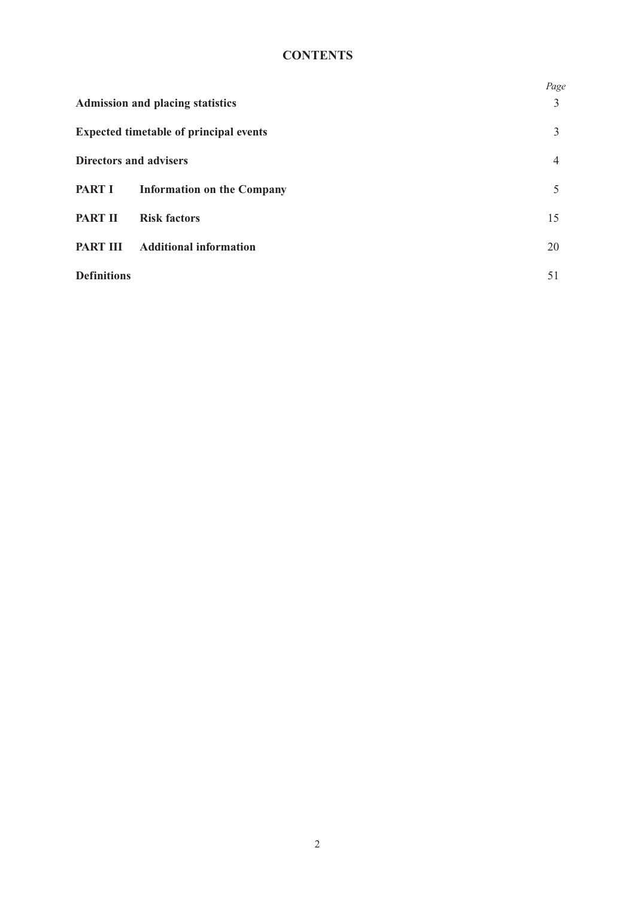# CONTENTS

| | | Page |
|---|---|---|
| **Admission and placing statistics** | | 3 |
| **Expected timetable of principal events** | | 3 |
| **Directors and advisers** | | 4 |
| **PART I** | **Information on the Company** | 5 |
| **PART II** | **Risk factors** | 15 |
| **PART III** | **Additional information** | 20 |
| **Definitions** | | 51 |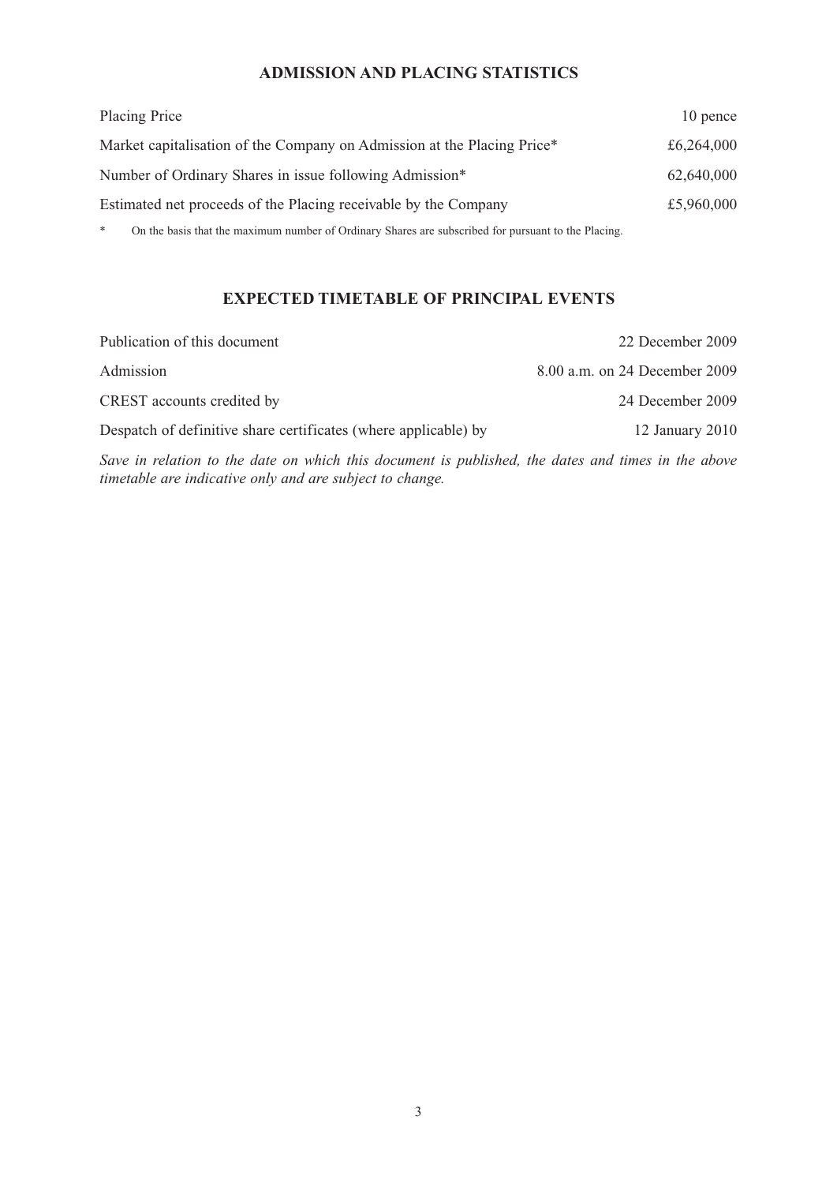## ADMISSION AND PLACING STATISTICS

| | |
|---|---|
| Placing Price | 10 pence |
| Market capitalisation of the Company on Admission at the Placing Price* | £6,264,000 |
| Number of Ordinary Shares in issue following Admission* | 62,640,000 |
| Estimated net proceeds of the Placing receivable by the Company | £5,960,000 |

\* On the basis that the maximum number of Ordinary Shares are subscribed for pursuant to the Placing.

## EXPECTED TIMETABLE OF PRINCIPAL EVENTS

| | |
|---|---|
| Publication of this document | 22 December 2009 |
| Admission | 8.00 a.m. on 24 December 2009 |
| CREST accounts credited by | 24 December 2009 |
| Despatch of definitive share certificates (where applicable) by | 12 January 2010 |

*Save in relation to the date on which this document is published, the dates and times in the above timetable are indicative only and are subject to change.*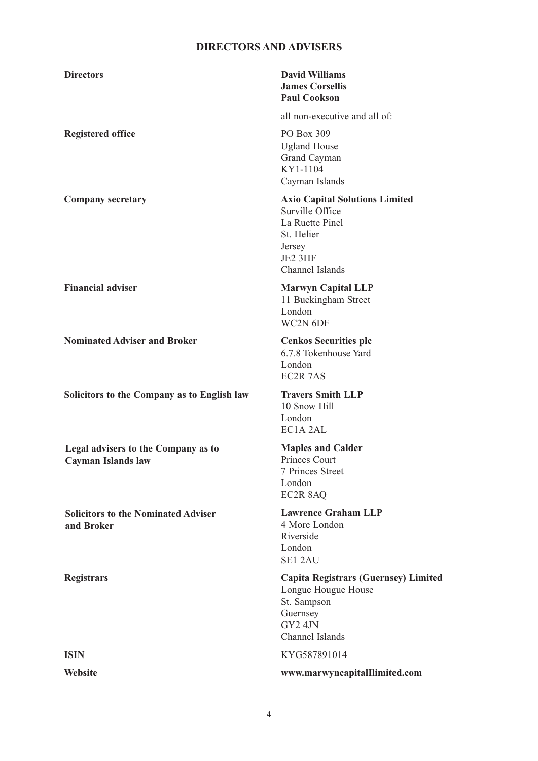## DIRECTORS AND ADVISERS

| | |
|---|---|
| **Directors** | **David Williams**<br>**James Corsellis**<br>**Paul Cookson**<br><br>all non-executive and all of: |
| **Registered office** | PO Box 309<br>Ugland House<br>Grand Cayman<br>KY1-1104<br>Cayman Islands |
| **Company secretary** | **Axio Capital Solutions Limited**<br>Surville Office<br>La Ruette Pinel<br>St. Helier<br>Jersey<br>JE2 3HF<br>Channel Islands |
| **Financial adviser** | **Marwyn Capital LLP**<br>11 Buckingham Street<br>London<br>WC2N 6DF |
| **Nominated Adviser and Broker** | **Cenkos Securities plc**<br>6.7.8 Tokenhouse Yard<br>London<br>EC2R 7AS |
| **Solicitors to the Company as to English law** | **Travers Smith LLP**<br>10 Snow Hill<br>London<br>EC1A 2AL |
| **Legal advisers to the Company as to Cayman Islands law** | **Maples and Calder**<br>Princes Court<br>7 Princes Street<br>London<br>EC2R 8AQ |
| **Solicitors to the Nominated Adviser and Broker** | **Lawrence Graham LLP**<br>4 More London<br>Riverside<br>London<br>SE1 2AU |
| **Registrars** | **Capita Registrars (Guernsey) Limited**<br>Longue Hougue House<br>St. Sampson<br>Guernsey<br>GY2 4JN<br>Channel Islands |
| **ISIN** | KYG587891014 |
| **Website** | **www.marwyncapitalllimited.com** |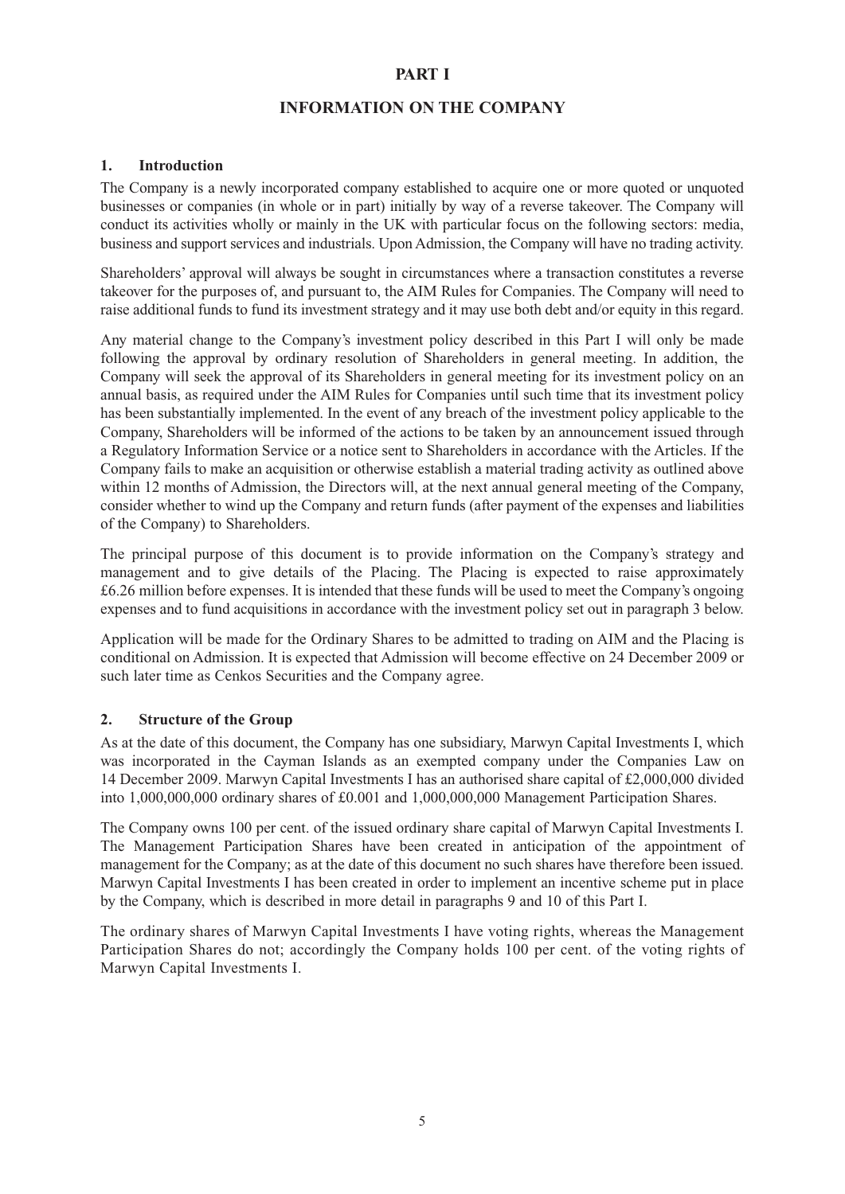# PART I

# INFORMATION ON THE COMPANY

## 1. Introduction

The Company is a newly incorporated company established to acquire one or more quoted or unquoted businesses or companies (in whole or in part) initially by way of a reverse takeover. The Company will conduct its activities wholly or mainly in the UK with particular focus on the following sectors: media, business and support services and industrials. Upon Admission, the Company will have no trading activity.

Shareholders' approval will always be sought in circumstances where a transaction constitutes a reverse takeover for the purposes of, and pursuant to, the AIM Rules for Companies. The Company will need to raise additional funds to fund its investment strategy and it may use both debt and/or equity in this regard.

Any material change to the Company's investment policy described in this Part I will only be made following the approval by ordinary resolution of Shareholders in general meeting. In addition, the Company will seek the approval of its Shareholders in general meeting for its investment policy on an annual basis, as required under the AIM Rules for Companies until such time that its investment policy has been substantially implemented. In the event of any breach of the investment policy applicable to the Company, Shareholders will be informed of the actions to be taken by an announcement issued through a Regulatory Information Service or a notice sent to Shareholders in accordance with the Articles. If the Company fails to make an acquisition or otherwise establish a material trading activity as outlined above within 12 months of Admission, the Directors will, at the next annual general meeting of the Company, consider whether to wind up the Company and return funds (after payment of the expenses and liabilities of the Company) to Shareholders.

The principal purpose of this document is to provide information on the Company's strategy and management and to give details of the Placing. The Placing is expected to raise approximately £6.26 million before expenses. It is intended that these funds will be used to meet the Company's ongoing expenses and to fund acquisitions in accordance with the investment policy set out in paragraph 3 below.

Application will be made for the Ordinary Shares to be admitted to trading on AIM and the Placing is conditional on Admission. It is expected that Admission will become effective on 24 December 2009 or such later time as Cenkos Securities and the Company agree.

## 2. Structure of the Group

As at the date of this document, the Company has one subsidiary, Marwyn Capital Investments I, which was incorporated in the Cayman Islands as an exempted company under the Companies Law on 14 December 2009. Marwyn Capital Investments I has an authorised share capital of £2,000,000 divided into 1,000,000,000 ordinary shares of £0.001 and 1,000,000,000 Management Participation Shares.

The Company owns 100 per cent. of the issued ordinary share capital of Marwyn Capital Investments I. The Management Participation Shares have been created in anticipation of the appointment of management for the Company; as at the date of this document no such shares have therefore been issued. Marwyn Capital Investments I has been created in order to implement an incentive scheme put in place by the Company, which is described in more detail in paragraphs 9 and 10 of this Part I.

The ordinary shares of Marwyn Capital Investments I have voting rights, whereas the Management Participation Shares do not; accordingly the Company holds 100 per cent. of the voting rights of Marwyn Capital Investments I.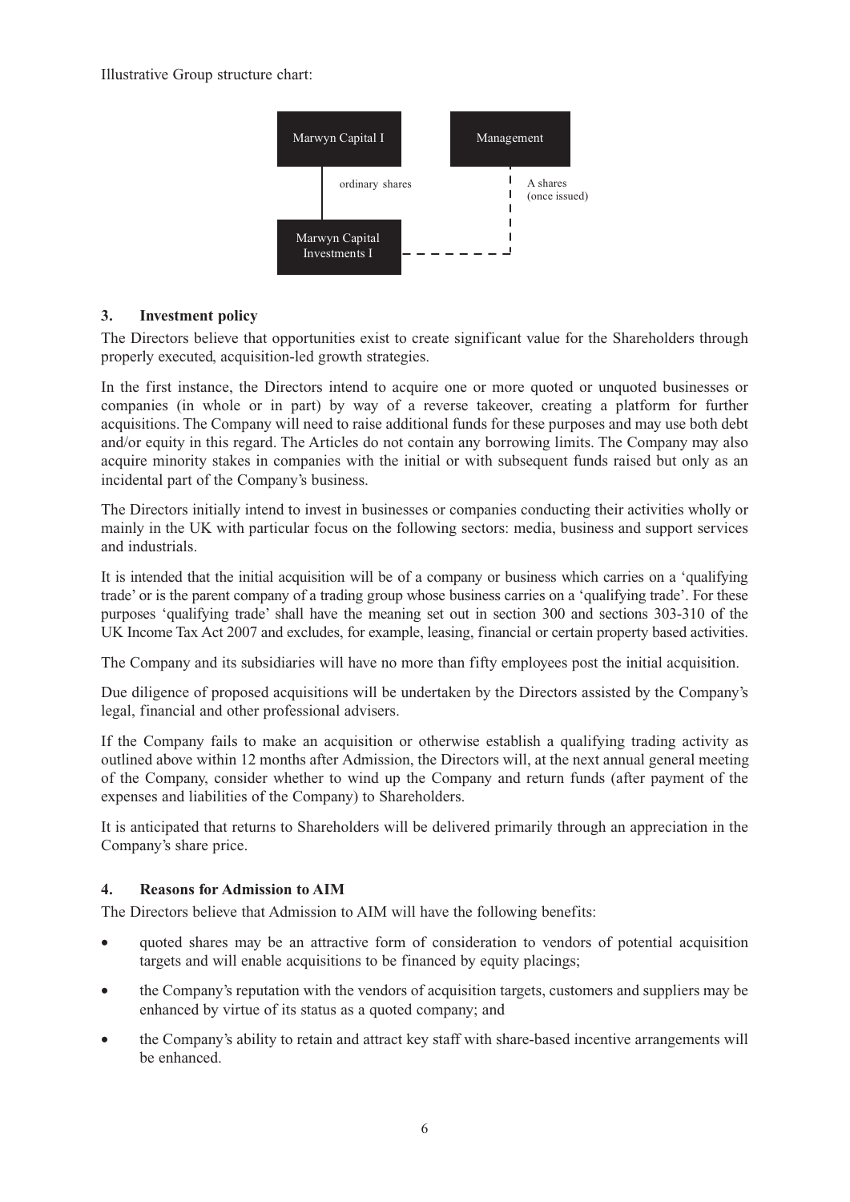Illustrative Group structure chart:

Marwyn Capital I — ordinary shares — Marwyn Capital Investments I

Management — A shares (once issued) — Marwyn Capital Investments I

## 3. Investment policy

The Directors believe that opportunities exist to create significant value for the Shareholders through properly executed, acquisition-led growth strategies.

In the first instance, the Directors intend to acquire one or more quoted or unquoted businesses or companies (in whole or in part) by way of a reverse takeover, creating a platform for further acquisitions. The Company will need to raise additional funds for these purposes and may use both debt and/or equity in this regard. The Articles do not contain any borrowing limits. The Company may also acquire minority stakes in companies with the initial or with subsequent funds raised but only as an incidental part of the Company's business.

The Directors initially intend to invest in businesses or companies conducting their activities wholly or mainly in the UK with particular focus on the following sectors: media, business and support services and industrials.

It is intended that the initial acquisition will be of a company or business which carries on a 'qualifying trade' or is the parent company of a trading group whose business carries on a 'qualifying trade'. For these purposes 'qualifying trade' shall have the meaning set out in section 300 and sections 303-310 of the UK Income Tax Act 2007 and excludes, for example, leasing, financial or certain property based activities.

The Company and its subsidiaries will have no more than fifty employees post the initial acquisition.

Due diligence of proposed acquisitions will be undertaken by the Directors assisted by the Company's legal, financial and other professional advisers.

If the Company fails to make an acquisition or otherwise establish a qualifying trading activity as outlined above within 12 months after Admission, the Directors will, at the next annual general meeting of the Company, consider whether to wind up the Company and return funds (after payment of the expenses and liabilities of the Company) to Shareholders.

It is anticipated that returns to Shareholders will be delivered primarily through an appreciation in the Company's share price.

## 4. Reasons for Admission to AIM

The Directors believe that Admission to AIM will have the following benefits:

- quoted shares may be an attractive form of consideration to vendors of potential acquisition targets and will enable acquisitions to be financed by equity placings;
- the Company's reputation with the vendors of acquisition targets, customers and suppliers may be enhanced by virtue of its status as a quoted company; and
- the Company's ability to retain and attract key staff with share-based incentive arrangements will be enhanced.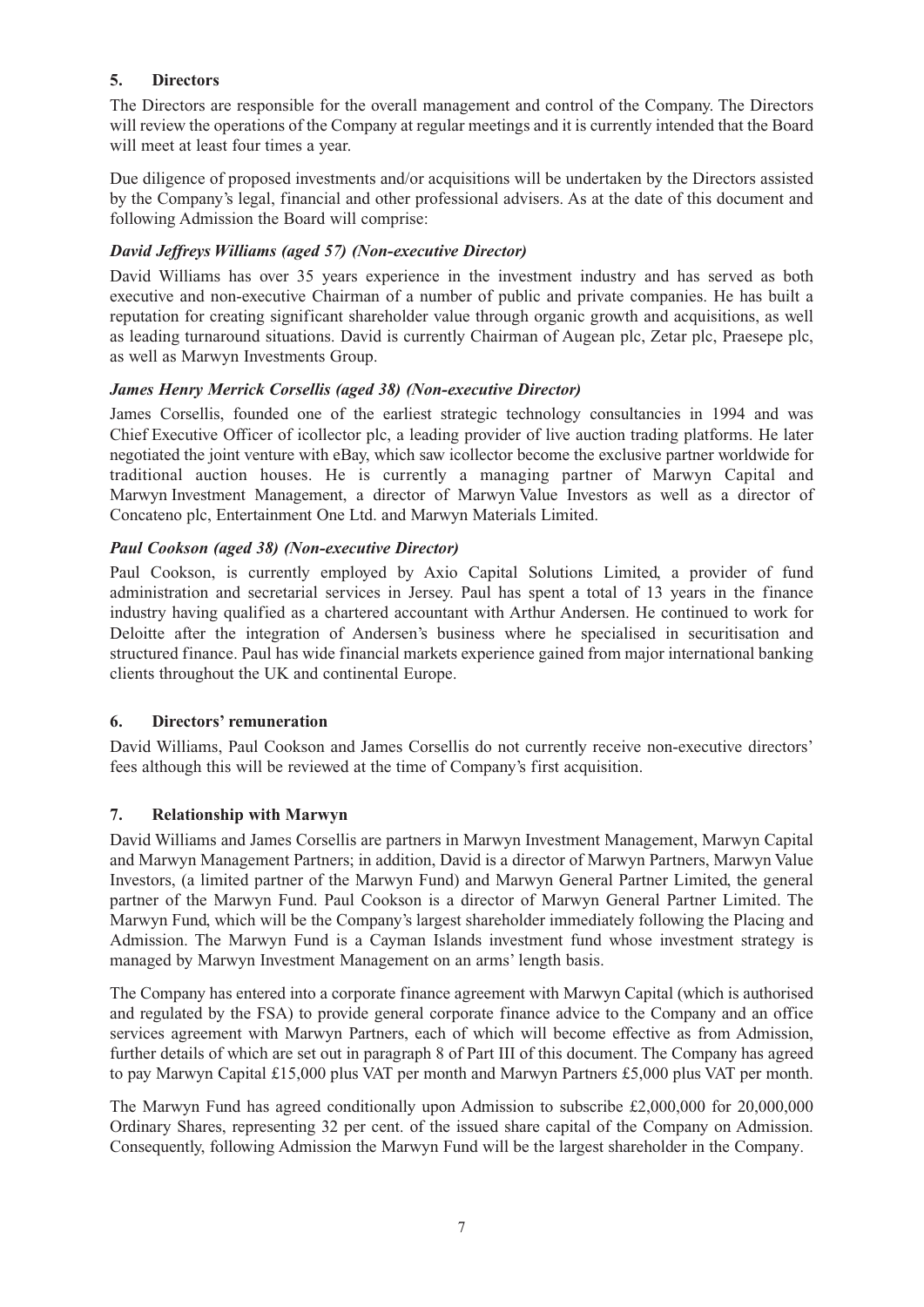## 5. Directors

The Directors are responsible for the overall management and control of the Company. The Directors will review the operations of the Company at regular meetings and it is currently intended that the Board will meet at least four times a year.

Due diligence of proposed investments and/or acquisitions will be undertaken by the Directors assisted by the Company's legal, financial and other professional advisers. As at the date of this document and following Admission the Board will comprise:

***David Jeffreys Williams (aged 57) (Non-executive Director)***

David Williams has over 35 years experience in the investment industry and has served as both executive and non-executive Chairman of a number of public and private companies. He has built a reputation for creating significant shareholder value through organic growth and acquisitions, as well as leading turnaround situations. David is currently Chairman of Augean plc, Zetar plc, Praesepe plc, as well as Marwyn Investments Group.

***James Henry Merrick Corsellis (aged 38) (Non-executive Director)***

James Corsellis, founded one of the earliest strategic technology consultancies in 1994 and was Chief Executive Officer of icollector plc, a leading provider of live auction trading platforms. He later negotiated the joint venture with eBay, which saw icollector become the exclusive partner worldwide for traditional auction houses. He is currently a managing partner of Marwyn Capital and Marwyn Investment Management, a director of Marwyn Value Investors as well as a director of Concateno plc, Entertainment One Ltd. and Marwyn Materials Limited.

***Paul Cookson (aged 38) (Non-executive Director)***

Paul Cookson, is currently employed by Axio Capital Solutions Limited, a provider of fund administration and secretarial services in Jersey. Paul has spent a total of 13 years in the finance industry having qualified as a chartered accountant with Arthur Andersen. He continued to work for Deloitte after the integration of Andersen's business where he specialised in securitisation and structured finance. Paul has wide financial markets experience gained from major international banking clients throughout the UK and continental Europe.

## 6. Directors' remuneration

David Williams, Paul Cookson and James Corsellis do not currently receive non-executive directors' fees although this will be reviewed at the time of Company's first acquisition.

## 7. Relationship with Marwyn

David Williams and James Corsellis are partners in Marwyn Investment Management, Marwyn Capital and Marwyn Management Partners; in addition, David is a director of Marwyn Partners, Marwyn Value Investors, (a limited partner of the Marwyn Fund) and Marwyn General Partner Limited, the general partner of the Marwyn Fund. Paul Cookson is a director of Marwyn General Partner Limited. The Marwyn Fund, which will be the Company's largest shareholder immediately following the Placing and Admission. The Marwyn Fund is a Cayman Islands investment fund whose investment strategy is managed by Marwyn Investment Management on an arms' length basis.

The Company has entered into a corporate finance agreement with Marwyn Capital (which is authorised and regulated by the FSA) to provide general corporate finance advice to the Company and an office services agreement with Marwyn Partners, each of which will become effective as from Admission, further details of which are set out in paragraph 8 of Part III of this document. The Company has agreed to pay Marwyn Capital £15,000 plus VAT per month and Marwyn Partners £5,000 plus VAT per month.

The Marwyn Fund has agreed conditionally upon Admission to subscribe £2,000,000 for 20,000,000 Ordinary Shares, representing 32 per cent. of the issued share capital of the Company on Admission. Consequently, following Admission the Marwyn Fund will be the largest shareholder in the Company.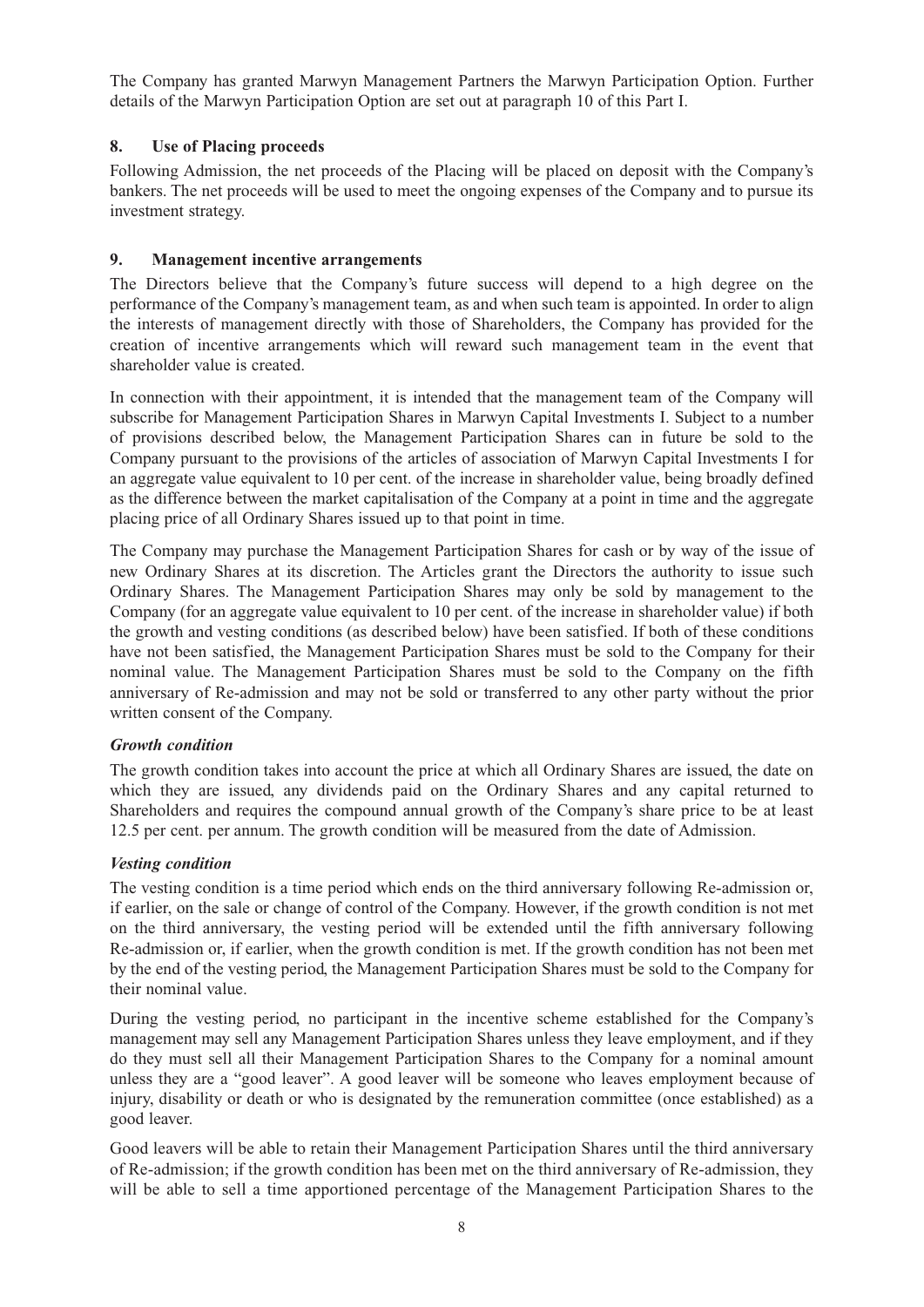The Company has granted Marwyn Management Partners the Marwyn Participation Option. Further details of the Marwyn Participation Option are set out at paragraph 10 of this Part I.

## 8. Use of Placing proceeds

Following Admission, the net proceeds of the Placing will be placed on deposit with the Company's bankers. The net proceeds will be used to meet the ongoing expenses of the Company and to pursue its investment strategy.

## 9. Management incentive arrangements

The Directors believe that the Company's future success will depend to a high degree on the performance of the Company's management team, as and when such team is appointed. In order to align the interests of management directly with those of Shareholders, the Company has provided for the creation of incentive arrangements which will reward such management team in the event that shareholder value is created.

In connection with their appointment, it is intended that the management team of the Company will subscribe for Management Participation Shares in Marwyn Capital Investments I. Subject to a number of provisions described below, the Management Participation Shares can in future be sold to the Company pursuant to the provisions of the articles of association of Marwyn Capital Investments I for an aggregate value equivalent to 10 per cent. of the increase in shareholder value, being broadly defined as the difference between the market capitalisation of the Company at a point in time and the aggregate placing price of all Ordinary Shares issued up to that point in time.

The Company may purchase the Management Participation Shares for cash or by way of the issue of new Ordinary Shares at its discretion. The Articles grant the Directors the authority to issue such Ordinary Shares. The Management Participation Shares may only be sold by management to the Company (for an aggregate value equivalent to 10 per cent. of the increase in shareholder value) if both the growth and vesting conditions (as described below) have been satisfied. If both of these conditions have not been satisfied, the Management Participation Shares must be sold to the Company for their nominal value. The Management Participation Shares must be sold to the Company on the fifth anniversary of Re-admission and may not be sold or transferred to any other party without the prior written consent of the Company.

***Growth condition***

The growth condition takes into account the price at which all Ordinary Shares are issued, the date on which they are issued, any dividends paid on the Ordinary Shares and any capital returned to Shareholders and requires the compound annual growth of the Company's share price to be at least 12.5 per cent. per annum. The growth condition will be measured from the date of Admission.

***Vesting condition***

The vesting condition is a time period which ends on the third anniversary following Re-admission or, if earlier, on the sale or change of control of the Company. However, if the growth condition is not met on the third anniversary, the vesting period will be extended until the fifth anniversary following Re-admission or, if earlier, when the growth condition is met. If the growth condition has not been met by the end of the vesting period, the Management Participation Shares must be sold to the Company for their nominal value.

During the vesting period, no participant in the incentive scheme established for the Company's management may sell any Management Participation Shares unless they leave employment, and if they do they must sell all their Management Participation Shares to the Company for a nominal amount unless they are a "good leaver". A good leaver will be someone who leaves employment because of injury, disability or death or who is designated by the remuneration committee (once established) as a good leaver.

Good leavers will be able to retain their Management Participation Shares until the third anniversary of Re-admission; if the growth condition has been met on the third anniversary of Re-admission, they will be able to sell a time apportioned percentage of the Management Participation Shares to the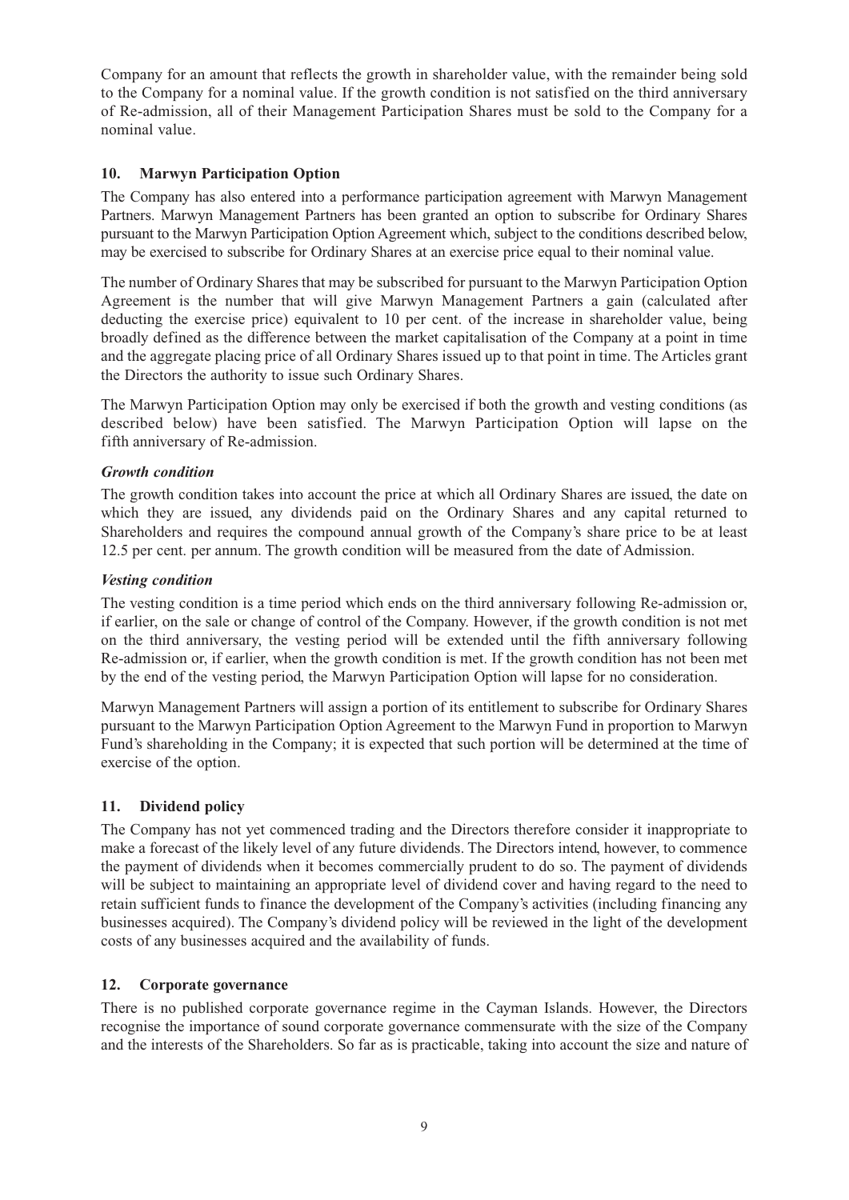Company for an amount that reflects the growth in shareholder value, with the remainder being sold to the Company for a nominal value. If the growth condition is not satisfied on the third anniversary of Re-admission, all of their Management Participation Shares must be sold to the Company for a nominal value.

## 10. Marwyn Participation Option

The Company has also entered into a performance participation agreement with Marwyn Management Partners. Marwyn Management Partners has been granted an option to subscribe for Ordinary Shares pursuant to the Marwyn Participation Option Agreement which, subject to the conditions described below, may be exercised to subscribe for Ordinary Shares at an exercise price equal to their nominal value.

The number of Ordinary Shares that may be subscribed for pursuant to the Marwyn Participation Option Agreement is the number that will give Marwyn Management Partners a gain (calculated after deducting the exercise price) equivalent to 10 per cent. of the increase in shareholder value, being broadly defined as the difference between the market capitalisation of the Company at a point in time and the aggregate placing price of all Ordinary Shares issued up to that point in time. The Articles grant the Directors the authority to issue such Ordinary Shares.

The Marwyn Participation Option may only be exercised if both the growth and vesting conditions (as described below) have been satisfied. The Marwyn Participation Option will lapse on the fifth anniversary of Re-admission.

### *Growth condition*

The growth condition takes into account the price at which all Ordinary Shares are issued, the date on which they are issued, any dividends paid on the Ordinary Shares and any capital returned to Shareholders and requires the compound annual growth of the Company's share price to be at least 12.5 per cent. per annum. The growth condition will be measured from the date of Admission.

### *Vesting condition*

The vesting condition is a time period which ends on the third anniversary following Re-admission or, if earlier, on the sale or change of control of the Company. However, if the growth condition is not met on the third anniversary, the vesting period will be extended until the fifth anniversary following Re-admission or, if earlier, when the growth condition is met. If the growth condition has not been met by the end of the vesting period, the Marwyn Participation Option will lapse for no consideration.

Marwyn Management Partners will assign a portion of its entitlement to subscribe for Ordinary Shares pursuant to the Marwyn Participation Option Agreement to the Marwyn Fund in proportion to Marwyn Fund's shareholding in the Company; it is expected that such portion will be determined at the time of exercise of the option.

## 11. Dividend policy

The Company has not yet commenced trading and the Directors therefore consider it inappropriate to make a forecast of the likely level of any future dividends. The Directors intend, however, to commence the payment of dividends when it becomes commercially prudent to do so. The payment of dividends will be subject to maintaining an appropriate level of dividend cover and having regard to the need to retain sufficient funds to finance the development of the Company's activities (including financing any businesses acquired). The Company's dividend policy will be reviewed in the light of the development costs of any businesses acquired and the availability of funds.

## 12. Corporate governance

There is no published corporate governance regime in the Cayman Islands. However, the Directors recognise the importance of sound corporate governance commensurate with the size of the Company and the interests of the Shareholders. So far as is practicable, taking into account the size and nature of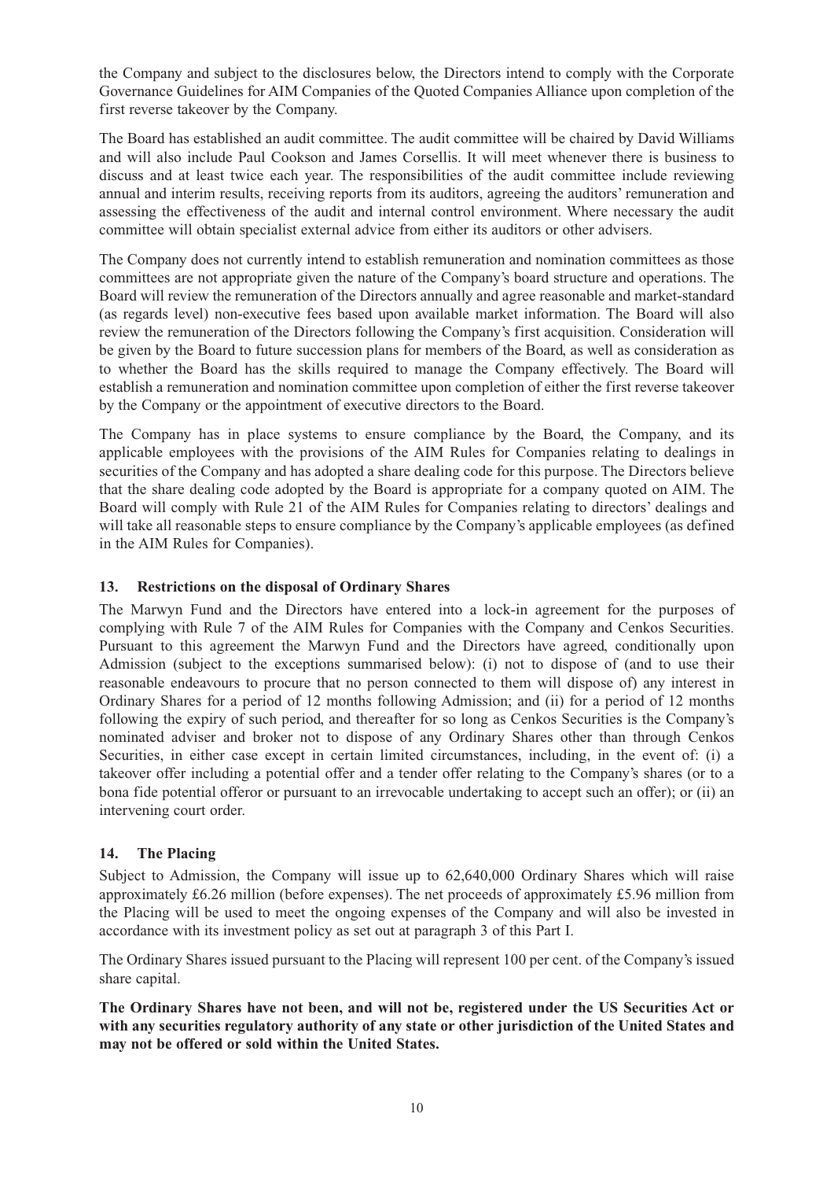the Company and subject to the disclosures below, the Directors intend to comply with the Corporate Governance Guidelines for AIM Companies of the Quoted Companies Alliance upon completion of the first reverse takeover by the Company.

The Board has established an audit committee. The audit committee will be chaired by David Williams and will also include Paul Cookson and James Corsellis. It will meet whenever there is business to discuss and at least twice each year. The responsibilities of the audit committee include reviewing annual and interim results, receiving reports from its auditors, agreeing the auditors' remuneration and assessing the effectiveness of the audit and internal control environment. Where necessary the audit committee will obtain specialist external advice from either its auditors or other advisers.

The Company does not currently intend to establish remuneration and nomination committees as those committees are not appropriate given the nature of the Company's board structure and operations. The Board will review the remuneration of the Directors annually and agree reasonable and market-standard (as regards level) non-executive fees based upon available market information. The Board will also review the remuneration of the Directors following the Company's first acquisition. Consideration will be given by the Board to future succession plans for members of the Board, as well as consideration as to whether the Board has the skills required to manage the Company effectively. The Board will establish a remuneration and nomination committee upon completion of either the first reverse takeover by the Company or the appointment of executive directors to the Board.

The Company has in place systems to ensure compliance by the Board, the Company, and its applicable employees with the provisions of the AIM Rules for Companies relating to dealings in securities of the Company and has adopted a share dealing code for this purpose. The Directors believe that the share dealing code adopted by the Board is appropriate for a company quoted on AIM. The Board will comply with Rule 21 of the AIM Rules for Companies relating to directors' dealings and will take all reasonable steps to ensure compliance by the Company's applicable employees (as defined in the AIM Rules for Companies).

## 13. Restrictions on the disposal of Ordinary Shares

The Marwyn Fund and the Directors have entered into a lock-in agreement for the purposes of complying with Rule 7 of the AIM Rules for Companies with the Company and Cenkos Securities. Pursuant to this agreement the Marwyn Fund and the Directors have agreed, conditionally upon Admission (subject to the exceptions summarised below): (i) not to dispose of (and to use their reasonable endeavours to procure that no person connected to them will dispose of) any interest in Ordinary Shares for a period of 12 months following Admission; and (ii) for a period of 12 months following the expiry of such period, and thereafter for so long as Cenkos Securities is the Company's nominated adviser and broker not to dispose of any Ordinary Shares other than through Cenkos Securities, in either case except in certain limited circumstances, including, in the event of: (i) a takeover offer including a potential offer and a tender offer relating to the Company's shares (or to a bona fide potential offeror or pursuant to an irrevocable undertaking to accept such an offer); or (ii) an intervening court order.

## 14. The Placing

Subject to Admission, the Company will issue up to 62,640,000 Ordinary Shares which will raise approximately £6.26 million (before expenses). The net proceeds of approximately £5.96 million from the Placing will be used to meet the ongoing expenses of the Company and will also be invested in accordance with its investment policy as set out at paragraph 3 of this Part I.

The Ordinary Shares issued pursuant to the Placing will represent 100 per cent. of the Company's issued share capital.

**The Ordinary Shares have not been, and will not be, registered under the US Securities Act or with any securities regulatory authority of any state or other jurisdiction of the United States and may not be offered or sold within the United States.**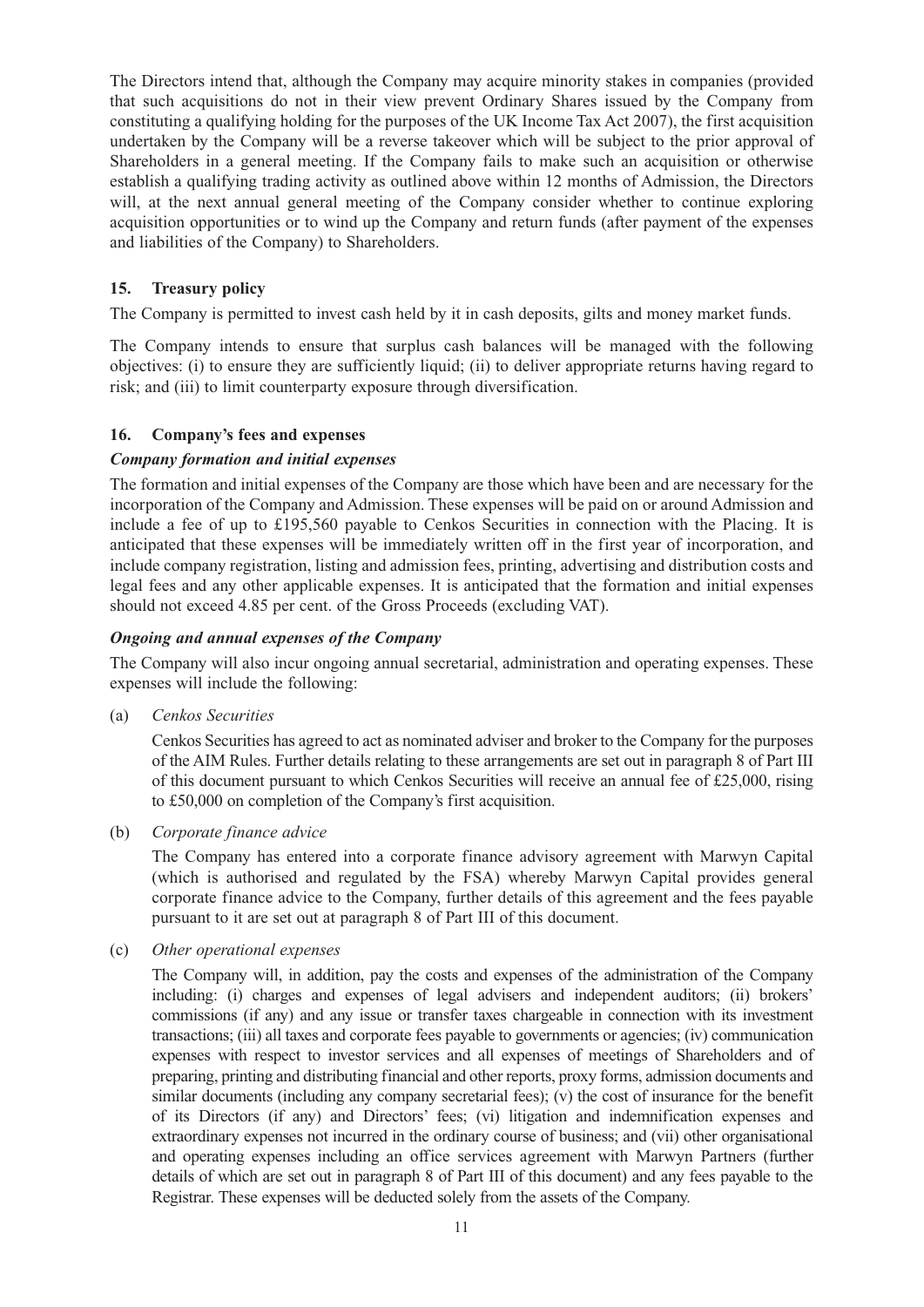The Directors intend that, although the Company may acquire minority stakes in companies (provided that such acquisitions do not in their view prevent Ordinary Shares issued by the Company from constituting a qualifying holding for the purposes of the UK Income Tax Act 2007), the first acquisition undertaken by the Company will be a reverse takeover which will be subject to the prior approval of Shareholders in a general meeting. If the Company fails to make such an acquisition or otherwise establish a qualifying trading activity as outlined above within 12 months of Admission, the Directors will, at the next annual general meeting of the Company consider whether to continue exploring acquisition opportunities or to wind up the Company and return funds (after payment of the expenses and liabilities of the Company) to Shareholders.

## 15. Treasury policy

The Company is permitted to invest cash held by it in cash deposits, gilts and money market funds.

The Company intends to ensure that surplus cash balances will be managed with the following objectives: (i) to ensure they are sufficiently liquid; (ii) to deliver appropriate returns having regard to risk; and (iii) to limit counterparty exposure through diversification.

## 16. Company's fees and expenses

### *Company formation and initial expenses*

The formation and initial expenses of the Company are those which have been and are necessary for the incorporation of the Company and Admission. These expenses will be paid on or around Admission and include a fee of up to £195,560 payable to Cenkos Securities in connection with the Placing. It is anticipated that these expenses will be immediately written off in the first year of incorporation, and include company registration, listing and admission fees, printing, advertising and distribution costs and legal fees and any other applicable expenses. It is anticipated that the formation and initial expenses should not exceed 4.85 per cent. of the Gross Proceeds (excluding VAT).

### *Ongoing and annual expenses of the Company*

The Company will also incur ongoing annual secretarial, administration and operating expenses. These expenses will include the following:

(a) *Cenkos Securities*

Cenkos Securities has agreed to act as nominated adviser and broker to the Company for the purposes of the AIM Rules. Further details relating to these arrangements are set out in paragraph 8 of Part III of this document pursuant to which Cenkos Securities will receive an annual fee of £25,000, rising to £50,000 on completion of the Company's first acquisition.

(b) *Corporate finance advice*

The Company has entered into a corporate finance advisory agreement with Marwyn Capital (which is authorised and regulated by the FSA) whereby Marwyn Capital provides general corporate finance advice to the Company, further details of this agreement and the fees payable pursuant to it are set out at paragraph 8 of Part III of this document.

(c) *Other operational expenses*

The Company will, in addition, pay the costs and expenses of the administration of the Company including: (i) charges and expenses of legal advisers and independent auditors; (ii) brokers' commissions (if any) and any issue or transfer taxes chargeable in connection with its investment transactions; (iii) all taxes and corporate fees payable to governments or agencies; (iv) communication expenses with respect to investor services and all expenses of meetings of Shareholders and of preparing, printing and distributing financial and other reports, proxy forms, admission documents and similar documents (including any company secretarial fees); (v) the cost of insurance for the benefit of its Directors (if any) and Directors' fees; (vi) litigation and indemnification expenses and extraordinary expenses not incurred in the ordinary course of business; and (vii) other organisational and operating expenses including an office services agreement with Marwyn Partners (further details of which are set out in paragraph 8 of Part III of this document) and any fees payable to the Registrar. These expenses will be deducted solely from the assets of the Company.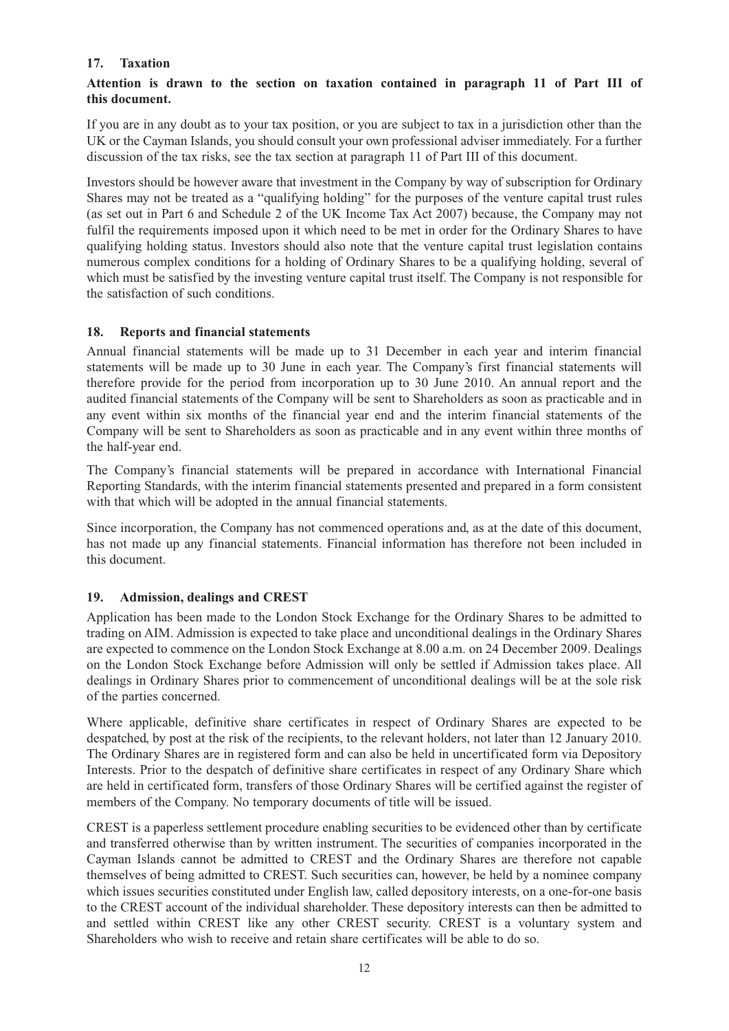## 17. Taxation

**Attention is drawn to the section on taxation contained in paragraph 11 of Part III of this document.**

If you are in any doubt as to your tax position, or you are subject to tax in a jurisdiction other than the UK or the Cayman Islands, you should consult your own professional adviser immediately. For a further discussion of the tax risks, see the tax section at paragraph 11 of Part III of this document.

Investors should be however aware that investment in the Company by way of subscription for Ordinary Shares may not be treated as a "qualifying holding" for the purposes of the venture capital trust rules (as set out in Part 6 and Schedule 2 of the UK Income Tax Act 2007) because, the Company may not fulfil the requirements imposed upon it which need to be met in order for the Ordinary Shares to have qualifying holding status. Investors should also note that the venture capital trust legislation contains numerous complex conditions for a holding of Ordinary Shares to be a qualifying holding, several of which must be satisfied by the investing venture capital trust itself. The Company is not responsible for the satisfaction of such conditions.

## 18. Reports and financial statements

Annual financial statements will be made up to 31 December in each year and interim financial statements will be made up to 30 June in each year. The Company's first financial statements will therefore provide for the period from incorporation up to 30 June 2010. An annual report and the audited financial statements of the Company will be sent to Shareholders as soon as practicable and in any event within six months of the financial year end and the interim financial statements of the Company will be sent to Shareholders as soon as practicable and in any event within three months of the half-year end.

The Company's financial statements will be prepared in accordance with International Financial Reporting Standards, with the interim financial statements presented and prepared in a form consistent with that which will be adopted in the annual financial statements.

Since incorporation, the Company has not commenced operations and, as at the date of this document, has not made up any financial statements. Financial information has therefore not been included in this document.

## 19. Admission, dealings and CREST

Application has been made to the London Stock Exchange for the Ordinary Shares to be admitted to trading on AIM. Admission is expected to take place and unconditional dealings in the Ordinary Shares are expected to commence on the London Stock Exchange at 8.00 a.m. on 24 December 2009. Dealings on the London Stock Exchange before Admission will only be settled if Admission takes place. All dealings in Ordinary Shares prior to commencement of unconditional dealings will be at the sole risk of the parties concerned.

Where applicable, definitive share certificates in respect of Ordinary Shares are expected to be despatched, by post at the risk of the recipients, to the relevant holders, not later than 12 January 2010. The Ordinary Shares are in registered form and can also be held in uncertificated form via Depository Interests. Prior to the despatch of definitive share certificates in respect of any Ordinary Share which are held in certificated form, transfers of those Ordinary Shares will be certified against the register of members of the Company. No temporary documents of title will be issued.

CREST is a paperless settlement procedure enabling securities to be evidenced other than by certificate and transferred otherwise than by written instrument. The securities of companies incorporated in the Cayman Islands cannot be admitted to CREST and the Ordinary Shares are therefore not capable themselves of being admitted to CREST. Such securities can, however, be held by a nominee company which issues securities constituted under English law, called depository interests, on a one-for-one basis to the CREST account of the individual shareholder. These depository interests can then be admitted to and settled within CREST like any other CREST security. CREST is a voluntary system and Shareholders who wish to receive and retain share certificates will be able to do so.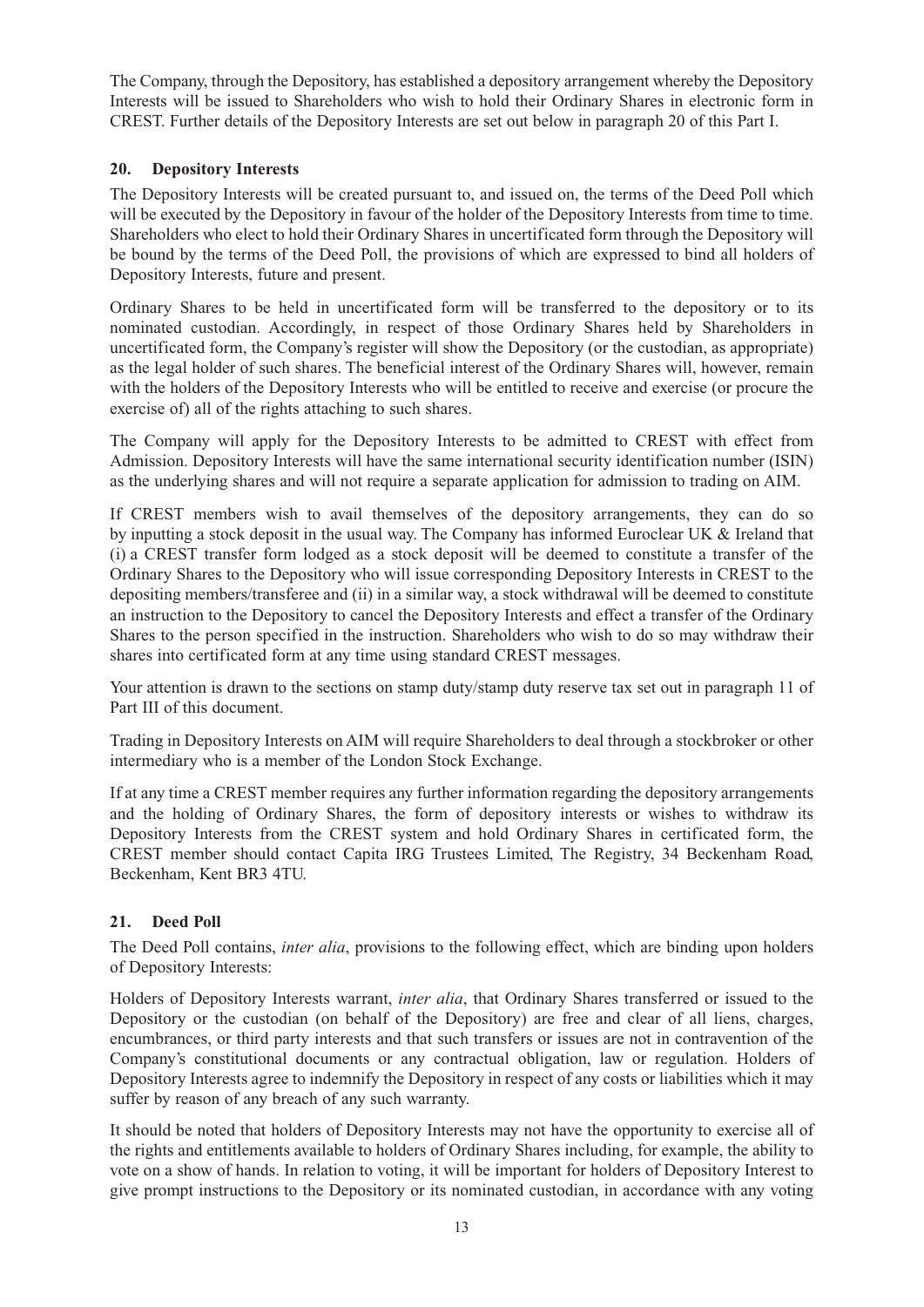The Company, through the Depository, has established a depository arrangement whereby the Depository Interests will be issued to Shareholders who wish to hold their Ordinary Shares in electronic form in CREST. Further details of the Depository Interests are set out below in paragraph 20 of this Part I.

## 20. Depository Interests

The Depository Interests will be created pursuant to, and issued on, the terms of the Deed Poll which will be executed by the Depository in favour of the holder of the Depository Interests from time to time. Shareholders who elect to hold their Ordinary Shares in uncertificated form through the Depository will be bound by the terms of the Deed Poll, the provisions of which are expressed to bind all holders of Depository Interests, future and present.

Ordinary Shares to be held in uncertificated form will be transferred to the depository or to its nominated custodian. Accordingly, in respect of those Ordinary Shares held by Shareholders in uncertificated form, the Company's register will show the Depository (or the custodian, as appropriate) as the legal holder of such shares. The beneficial interest of the Ordinary Shares will, however, remain with the holders of the Depository Interests who will be entitled to receive and exercise (or procure the exercise of) all of the rights attaching to such shares.

The Company will apply for the Depository Interests to be admitted to CREST with effect from Admission. Depository Interests will have the same international security identification number (ISIN) as the underlying shares and will not require a separate application for admission to trading on AIM.

If CREST members wish to avail themselves of the depository arrangements, they can do so by inputting a stock deposit in the usual way. The Company has informed Euroclear UK & Ireland that (i) a CREST transfer form lodged as a stock deposit will be deemed to constitute a transfer of the Ordinary Shares to the Depository who will issue corresponding Depository Interests in CREST to the depositing members/transferee and (ii) in a similar way, a stock withdrawal will be deemed to constitute an instruction to the Depository to cancel the Depository Interests and effect a transfer of the Ordinary Shares to the person specified in the instruction. Shareholders who wish to do so may withdraw their shares into certificated form at any time using standard CREST messages.

Your attention is drawn to the sections on stamp duty/stamp duty reserve tax set out in paragraph 11 of Part III of this document.

Trading in Depository Interests on AIM will require Shareholders to deal through a stockbroker or other intermediary who is a member of the London Stock Exchange.

If at any time a CREST member requires any further information regarding the depository arrangements and the holding of Ordinary Shares, the form of depository interests or wishes to withdraw its Depository Interests from the CREST system and hold Ordinary Shares in certificated form, the CREST member should contact Capita IRG Trustees Limited, The Registry, 34 Beckenham Road, Beckenham, Kent BR3 4TU.

## 21. Deed Poll

The Deed Poll contains, *inter alia*, provisions to the following effect, which are binding upon holders of Depository Interests:

Holders of Depository Interests warrant, *inter alia*, that Ordinary Shares transferred or issued to the Depository or the custodian (on behalf of the Depository) are free and clear of all liens, charges, encumbrances, or third party interests and that such transfers or issues are not in contravention of the Company's constitutional documents or any contractual obligation, law or regulation. Holders of Depository Interests agree to indemnify the Depository in respect of any costs or liabilities which it may suffer by reason of any breach of any such warranty.

It should be noted that holders of Depository Interests may not have the opportunity to exercise all of the rights and entitlements available to holders of Ordinary Shares including, for example, the ability to vote on a show of hands. In relation to voting, it will be important for holders of Depository Interest to give prompt instructions to the Depository or its nominated custodian, in accordance with any voting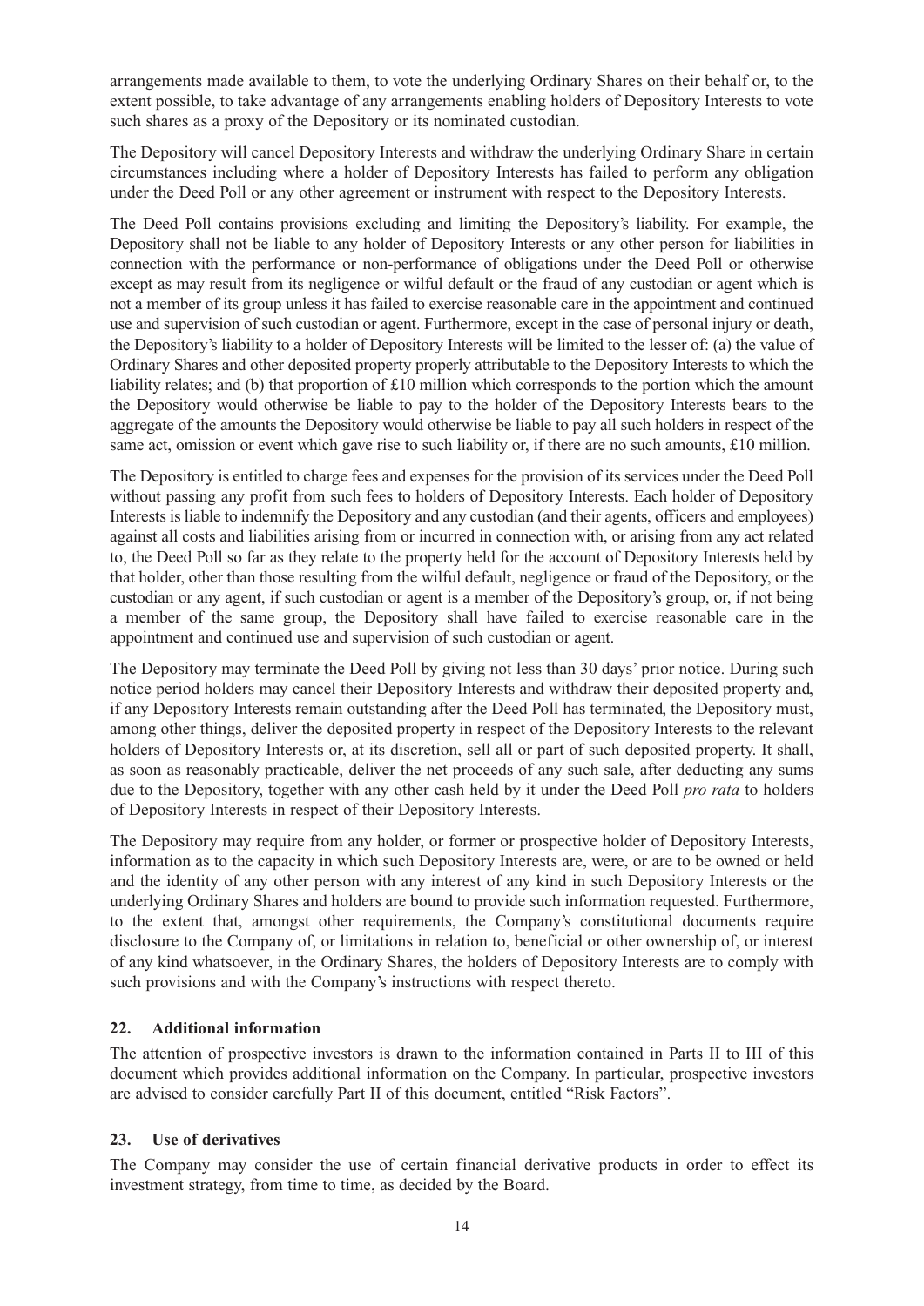arrangements made available to them, to vote the underlying Ordinary Shares on their behalf or, to the extent possible, to take advantage of any arrangements enabling holders of Depository Interests to vote such shares as a proxy of the Depository or its nominated custodian.

The Depository will cancel Depository Interests and withdraw the underlying Ordinary Share in certain circumstances including where a holder of Depository Interests has failed to perform any obligation under the Deed Poll or any other agreement or instrument with respect to the Depository Interests.

The Deed Poll contains provisions excluding and limiting the Depository's liability. For example, the Depository shall not be liable to any holder of Depository Interests or any other person for liabilities in connection with the performance or non-performance of obligations under the Deed Poll or otherwise except as may result from its negligence or wilful default or the fraud of any custodian or agent which is not a member of its group unless it has failed to exercise reasonable care in the appointment and continued use and supervision of such custodian or agent. Furthermore, except in the case of personal injury or death, the Depository's liability to a holder of Depository Interests will be limited to the lesser of: (a) the value of Ordinary Shares and other deposited property properly attributable to the Depository Interests to which the liability relates; and (b) that proportion of £10 million which corresponds to the portion which the amount the Depository would otherwise be liable to pay to the holder of the Depository Interests bears to the aggregate of the amounts the Depository would otherwise be liable to pay all such holders in respect of the same act, omission or event which gave rise to such liability or, if there are no such amounts, £10 million.

The Depository is entitled to charge fees and expenses for the provision of its services under the Deed Poll without passing any profit from such fees to holders of Depository Interests. Each holder of Depository Interests is liable to indemnify the Depository and any custodian (and their agents, officers and employees) against all costs and liabilities arising from or incurred in connection with, or arising from any act related to, the Deed Poll so far as they relate to the property held for the account of Depository Interests held by that holder, other than those resulting from the wilful default, negligence or fraud of the Depository, or the custodian or any agent, if such custodian or agent is a member of the Depository's group, or, if not being a member of the same group, the Depository shall have failed to exercise reasonable care in the appointment and continued use and supervision of such custodian or agent.

The Depository may terminate the Deed Poll by giving not less than 30 days' prior notice. During such notice period holders may cancel their Depository Interests and withdraw their deposited property and, if any Depository Interests remain outstanding after the Deed Poll has terminated, the Depository must, among other things, deliver the deposited property in respect of the Depository Interests to the relevant holders of Depository Interests or, at its discretion, sell all or part of such deposited property. It shall, as soon as reasonably practicable, deliver the net proceeds of any such sale, after deducting any sums due to the Depository, together with any other cash held by it under the Deed Poll *pro rata* to holders of Depository Interests in respect of their Depository Interests.

The Depository may require from any holder, or former or prospective holder of Depository Interests, information as to the capacity in which such Depository Interests are, were, or are to be owned or held and the identity of any other person with any interest of any kind in such Depository Interests or the underlying Ordinary Shares and holders are bound to provide such information requested. Furthermore, to the extent that, amongst other requirements, the Company's constitutional documents require disclosure to the Company of, or limitations in relation to, beneficial or other ownership of, or interest of any kind whatsoever, in the Ordinary Shares, the holders of Depository Interests are to comply with such provisions and with the Company's instructions with respect thereto.

## 22. Additional information

The attention of prospective investors is drawn to the information contained in Parts II to III of this document which provides additional information on the Company. In particular, prospective investors are advised to consider carefully Part II of this document, entitled "Risk Factors".

## 23. Use of derivatives

The Company may consider the use of certain financial derivative products in order to effect its investment strategy, from time to time, as decided by the Board.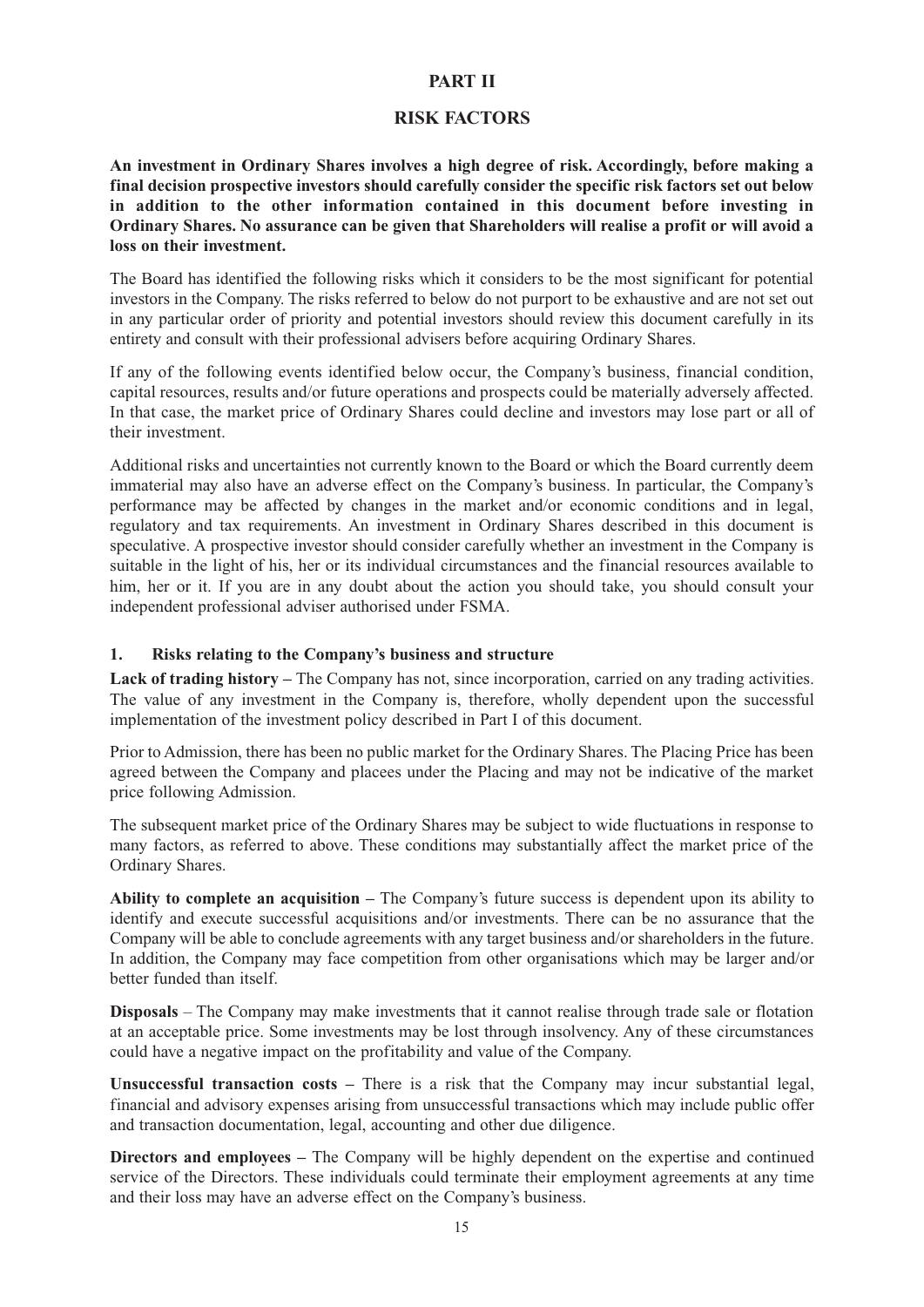# PART II

# RISK FACTORS

**An investment in Ordinary Shares involves a high degree of risk. Accordingly, before making a final decision prospective investors should carefully consider the specific risk factors set out below in addition to the other information contained in this document before investing in Ordinary Shares. No assurance can be given that Shareholders will realise a profit or will avoid a loss on their investment.**

The Board has identified the following risks which it considers to be the most significant for potential investors in the Company. The risks referred to below do not purport to be exhaustive and are not set out in any particular order of priority and potential investors should review this document carefully in its entirety and consult with their professional advisers before acquiring Ordinary Shares.

If any of the following events identified below occur, the Company's business, financial condition, capital resources, results and/or future operations and prospects could be materially adversely affected. In that case, the market price of Ordinary Shares could decline and investors may lose part or all of their investment.

Additional risks and uncertainties not currently known to the Board or which the Board currently deem immaterial may also have an adverse effect on the Company's business. In particular, the Company's performance may be affected by changes in the market and/or economic conditions and in legal, regulatory and tax requirements. An investment in Ordinary Shares described in this document is speculative. A prospective investor should consider carefully whether an investment in the Company is suitable in the light of his, her or its individual circumstances and the financial resources available to him, her or it. If you are in any doubt about the action you should take, you should consult your independent professional adviser authorised under FSMA.

## 1. Risks relating to the Company's business and structure

**Lack of trading history –** The Company has not, since incorporation, carried on any trading activities. The value of any investment in the Company is, therefore, wholly dependent upon the successful implementation of the investment policy described in Part I of this document.

Prior to Admission, there has been no public market for the Ordinary Shares. The Placing Price has been agreed between the Company and placees under the Placing and may not be indicative of the market price following Admission.

The subsequent market price of the Ordinary Shares may be subject to wide fluctuations in response to many factors, as referred to above. These conditions may substantially affect the market price of the Ordinary Shares.

**Ability to complete an acquisition –** The Company's future success is dependent upon its ability to identify and execute successful acquisitions and/or investments. There can be no assurance that the Company will be able to conclude agreements with any target business and/or shareholders in the future. In addition, the Company may face competition from other organisations which may be larger and/or better funded than itself.

**Disposals** – The Company may make investments that it cannot realise through trade sale or flotation at an acceptable price. Some investments may be lost through insolvency. Any of these circumstances could have a negative impact on the profitability and value of the Company.

**Unsuccessful transaction costs –** There is a risk that the Company may incur substantial legal, financial and advisory expenses arising from unsuccessful transactions which may include public offer and transaction documentation, legal, accounting and other due diligence.

**Directors and employees –** The Company will be highly dependent on the expertise and continued service of the Directors. These individuals could terminate their employment agreements at any time and their loss may have an adverse effect on the Company's business.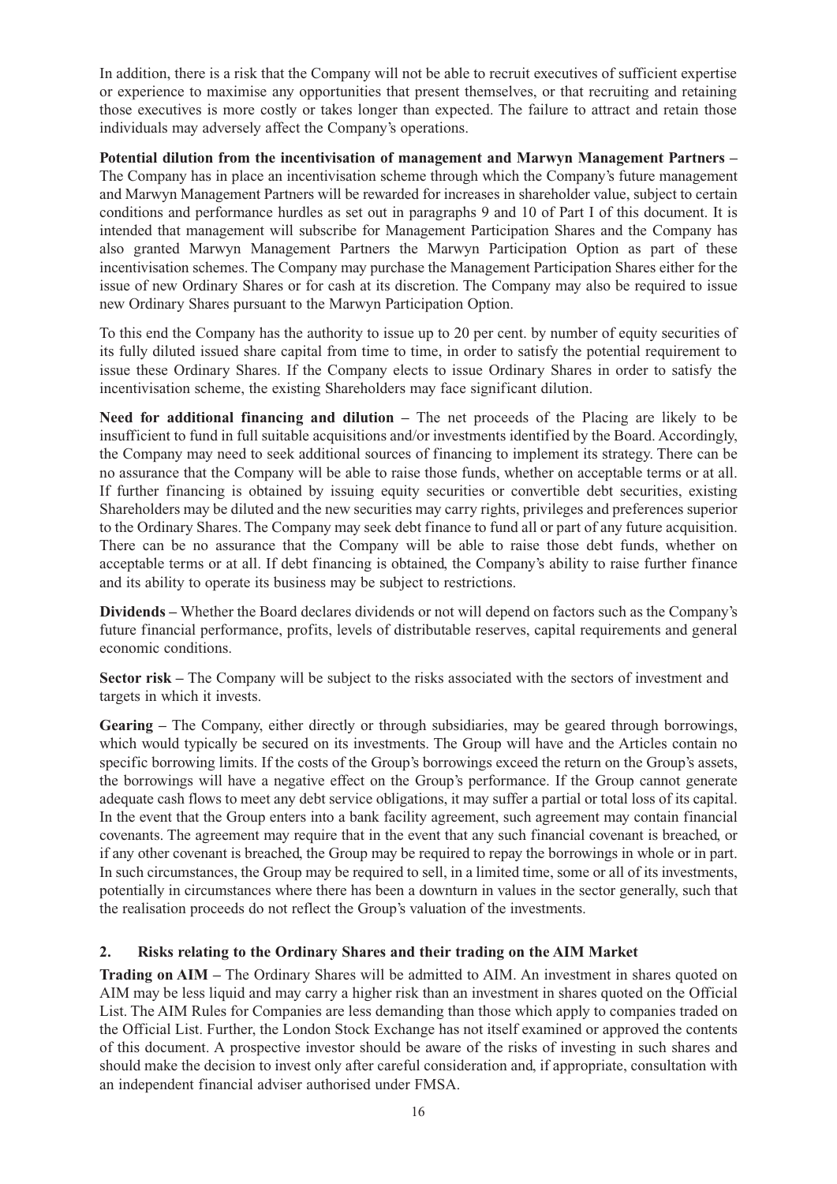In addition, there is a risk that the Company will not be able to recruit executives of sufficient expertise or experience to maximise any opportunities that present themselves, or that recruiting and retaining those executives is more costly or takes longer than expected. The failure to attract and retain those individuals may adversely affect the Company's operations.

**Potential dilution from the incentivisation of management and Marwyn Management Partners –** The Company has in place an incentivisation scheme through which the Company's future management and Marwyn Management Partners will be rewarded for increases in shareholder value, subject to certain conditions and performance hurdles as set out in paragraphs 9 and 10 of Part I of this document. It is intended that management will subscribe for Management Participation Shares and the Company has also granted Marwyn Management Partners the Marwyn Participation Option as part of these incentivisation schemes. The Company may purchase the Management Participation Shares either for the issue of new Ordinary Shares or for cash at its discretion. The Company may also be required to issue new Ordinary Shares pursuant to the Marwyn Participation Option.

To this end the Company has the authority to issue up to 20 per cent. by number of equity securities of its fully diluted issued share capital from time to time, in order to satisfy the potential requirement to issue these Ordinary Shares. If the Company elects to issue Ordinary Shares in order to satisfy the incentivisation scheme, the existing Shareholders may face significant dilution.

**Need for additional financing and dilution –** The net proceeds of the Placing are likely to be insufficient to fund in full suitable acquisitions and/or investments identified by the Board. Accordingly, the Company may need to seek additional sources of financing to implement its strategy. There can be no assurance that the Company will be able to raise those funds, whether on acceptable terms or at all. If further financing is obtained by issuing equity securities or convertible debt securities, existing Shareholders may be diluted and the new securities may carry rights, privileges and preferences superior to the Ordinary Shares. The Company may seek debt finance to fund all or part of any future acquisition. There can be no assurance that the Company will be able to raise those debt funds, whether on acceptable terms or at all. If debt financing is obtained, the Company's ability to raise further finance and its ability to operate its business may be subject to restrictions.

**Dividends –** Whether the Board declares dividends or not will depend on factors such as the Company's future financial performance, profits, levels of distributable reserves, capital requirements and general economic conditions.

**Sector risk –** The Company will be subject to the risks associated with the sectors of investment and targets in which it invests.

**Gearing –** The Company, either directly or through subsidiaries, may be geared through borrowings, which would typically be secured on its investments. The Group will have and the Articles contain no specific borrowing limits. If the costs of the Group's borrowings exceed the return on the Group's assets, the borrowings will have a negative effect on the Group's performance. If the Group cannot generate adequate cash flows to meet any debt service obligations, it may suffer a partial or total loss of its capital. In the event that the Group enters into a bank facility agreement, such agreement may contain financial covenants. The agreement may require that in the event that any such financial covenant is breached, or if any other covenant is breached, the Group may be required to repay the borrowings in whole or in part. In such circumstances, the Group may be required to sell, in a limited time, some or all of its investments, potentially in circumstances where there has been a downturn in values in the sector generally, such that the realisation proceeds do not reflect the Group's valuation of the investments.

## 2. Risks relating to the Ordinary Shares and their trading on the AIM Market

**Trading on AIM –** The Ordinary Shares will be admitted to AIM. An investment in shares quoted on AIM may be less liquid and may carry a higher risk than an investment in shares quoted on the Official List. The AIM Rules for Companies are less demanding than those which apply to companies traded on the Official List. Further, the London Stock Exchange has not itself examined or approved the contents of this document. A prospective investor should be aware of the risks of investing in such shares and should make the decision to invest only after careful consideration and, if appropriate, consultation with an independent financial adviser authorised under FMSA.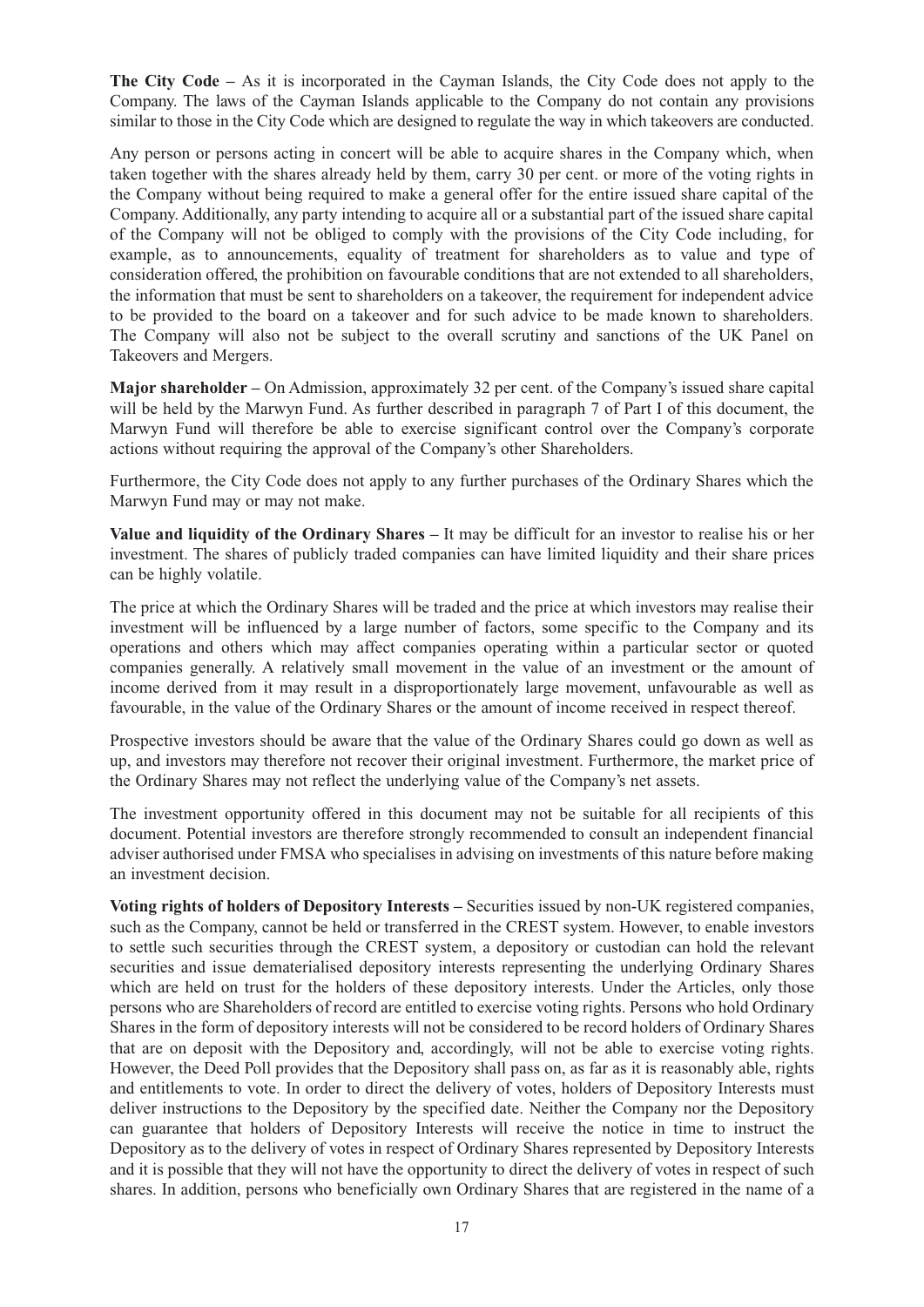**The City Code –** As it is incorporated in the Cayman Islands, the City Code does not apply to the Company. The laws of the Cayman Islands applicable to the Company do not contain any provisions similar to those in the City Code which are designed to regulate the way in which takeovers are conducted.

Any person or persons acting in concert will be able to acquire shares in the Company which, when taken together with the shares already held by them, carry 30 per cent. or more of the voting rights in the Company without being required to make a general offer for the entire issued share capital of the Company. Additionally, any party intending to acquire all or a substantial part of the issued share capital of the Company will not be obliged to comply with the provisions of the City Code including, for example, as to announcements, equality of treatment for shareholders as to value and type of consideration offered, the prohibition on favourable conditions that are not extended to all shareholders, the information that must be sent to shareholders on a takeover, the requirement for independent advice to be provided to the board on a takeover and for such advice to be made known to shareholders. The Company will also not be subject to the overall scrutiny and sanctions of the UK Panel on Takeovers and Mergers.

**Major shareholder –** On Admission, approximately 32 per cent. of the Company's issued share capital will be held by the Marwyn Fund. As further described in paragraph 7 of Part I of this document, the Marwyn Fund will therefore be able to exercise significant control over the Company's corporate actions without requiring the approval of the Company's other Shareholders.

Furthermore, the City Code does not apply to any further purchases of the Ordinary Shares which the Marwyn Fund may or may not make.

**Value and liquidity of the Ordinary Shares –** It may be difficult for an investor to realise his or her investment. The shares of publicly traded companies can have limited liquidity and their share prices can be highly volatile.

The price at which the Ordinary Shares will be traded and the price at which investors may realise their investment will be influenced by a large number of factors, some specific to the Company and its operations and others which may affect companies operating within a particular sector or quoted companies generally. A relatively small movement in the value of an investment or the amount of income derived from it may result in a disproportionately large movement, unfavourable as well as favourable, in the value of the Ordinary Shares or the amount of income received in respect thereof.

Prospective investors should be aware that the value of the Ordinary Shares could go down as well as up, and investors may therefore not recover their original investment. Furthermore, the market price of the Ordinary Shares may not reflect the underlying value of the Company's net assets.

The investment opportunity offered in this document may not be suitable for all recipients of this document. Potential investors are therefore strongly recommended to consult an independent financial adviser authorised under FMSA who specialises in advising on investments of this nature before making an investment decision.

**Voting rights of holders of Depository Interests –** Securities issued by non-UK registered companies, such as the Company, cannot be held or transferred in the CREST system. However, to enable investors to settle such securities through the CREST system, a depository or custodian can hold the relevant securities and issue dematerialised depository interests representing the underlying Ordinary Shares which are held on trust for the holders of these depository interests. Under the Articles, only those persons who are Shareholders of record are entitled to exercise voting rights. Persons who hold Ordinary Shares in the form of depository interests will not be considered to be record holders of Ordinary Shares that are on deposit with the Depository and, accordingly, will not be able to exercise voting rights. However, the Deed Poll provides that the Depository shall pass on, as far as it is reasonably able, rights and entitlements to vote. In order to direct the delivery of votes, holders of Depository Interests must deliver instructions to the Depository by the specified date. Neither the Company nor the Depository can guarantee that holders of Depository Interests will receive the notice in time to instruct the Depository as to the delivery of votes in respect of Ordinary Shares represented by Depository Interests and it is possible that they will not have the opportunity to direct the delivery of votes in respect of such shares. In addition, persons who beneficially own Ordinary Shares that are registered in the name of a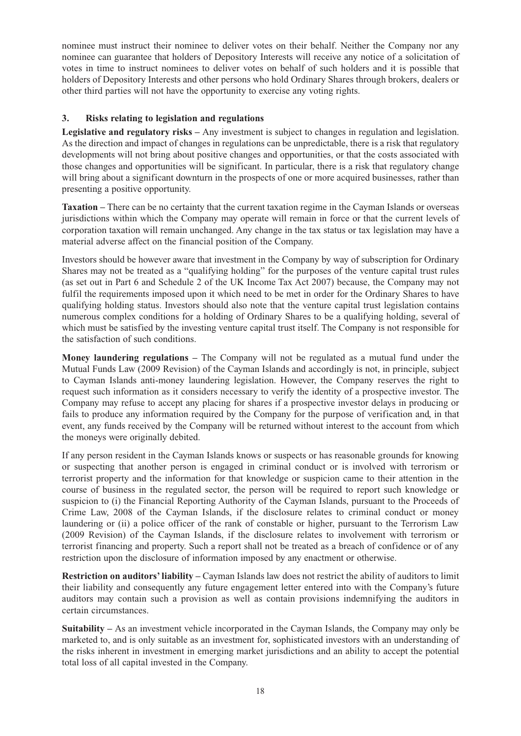nominee must instruct their nominee to deliver votes on their behalf. Neither the Company nor any nominee can guarantee that holders of Depository Interests will receive any notice of a solicitation of votes in time to instruct nominees to deliver votes on behalf of such holders and it is possible that holders of Depository Interests and other persons who hold Ordinary Shares through brokers, dealers or other third parties will not have the opportunity to exercise any voting rights.

### 3. Risks relating to legislation and regulations

**Legislative and regulatory risks –** Any investment is subject to changes in regulation and legislation. As the direction and impact of changes in regulations can be unpredictable, there is a risk that regulatory developments will not bring about positive changes and opportunities, or that the costs associated with those changes and opportunities will be significant. In particular, there is a risk that regulatory change will bring about a significant downturn in the prospects of one or more acquired businesses, rather than presenting a positive opportunity.

**Taxation –** There can be no certainty that the current taxation regime in the Cayman Islands or overseas jurisdictions within which the Company may operate will remain in force or that the current levels of corporation taxation will remain unchanged. Any change in the tax status or tax legislation may have a material adverse affect on the financial position of the Company.

Investors should be however aware that investment in the Company by way of subscription for Ordinary Shares may not be treated as a "qualifying holding" for the purposes of the venture capital trust rules (as set out in Part 6 and Schedule 2 of the UK Income Tax Act 2007) because, the Company may not fulfil the requirements imposed upon it which need to be met in order for the Ordinary Shares to have qualifying holding status. Investors should also note that the venture capital trust legislation contains numerous complex conditions for a holding of Ordinary Shares to be a qualifying holding, several of which must be satisfied by the investing venture capital trust itself. The Company is not responsible for the satisfaction of such conditions.

**Money laundering regulations –** The Company will not be regulated as a mutual fund under the Mutual Funds Law (2009 Revision) of the Cayman Islands and accordingly is not, in principle, subject to Cayman Islands anti-money laundering legislation. However, the Company reserves the right to request such information as it considers necessary to verify the identity of a prospective investor. The Company may refuse to accept any placing for shares if a prospective investor delays in producing or fails to produce any information required by the Company for the purpose of verification and, in that event, any funds received by the Company will be returned without interest to the account from which the moneys were originally debited.

If any person resident in the Cayman Islands knows or suspects or has reasonable grounds for knowing or suspecting that another person is engaged in criminal conduct or is involved with terrorism or terrorist property and the information for that knowledge or suspicion came to their attention in the course of business in the regulated sector, the person will be required to report such knowledge or suspicion to (i) the Financial Reporting Authority of the Cayman Islands, pursuant to the Proceeds of Crime Law, 2008 of the Cayman Islands, if the disclosure relates to criminal conduct or money laundering or (ii) a police officer of the rank of constable or higher, pursuant to the Terrorism Law (2009 Revision) of the Cayman Islands, if the disclosure relates to involvement with terrorism or terrorist financing and property. Such a report shall not be treated as a breach of confidence or of any restriction upon the disclosure of information imposed by any enactment or otherwise.

**Restriction on auditors' liability –** Cayman Islands law does not restrict the ability of auditors to limit their liability and consequently any future engagement letter entered into with the Company's future auditors may contain such a provision as well as contain provisions indemnifying the auditors in certain circumstances.

**Suitability –** As an investment vehicle incorporated in the Cayman Islands, the Company may only be marketed to, and is only suitable as an investment for, sophisticated investors with an understanding of the risks inherent in investment in emerging market jurisdictions and an ability to accept the potential total loss of all capital invested in the Company.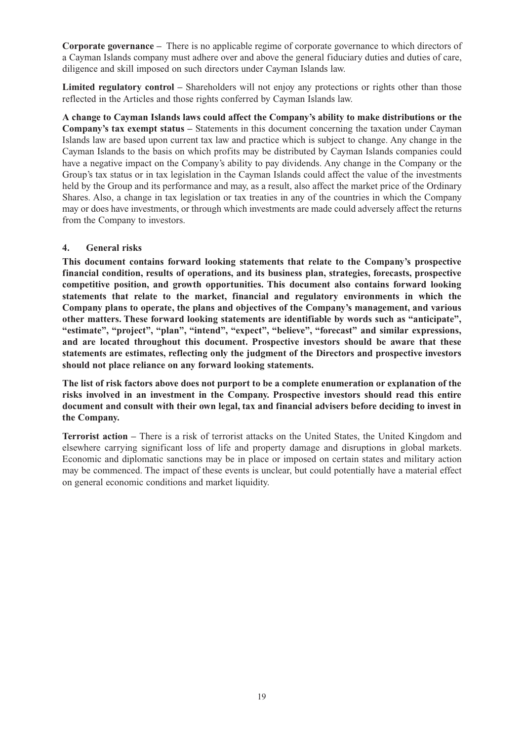**Corporate governance –** There is no applicable regime of corporate governance to which directors of a Cayman Islands company must adhere over and above the general fiduciary duties and duties of care, diligence and skill imposed on such directors under Cayman Islands law.

**Limited regulatory control –** Shareholders will not enjoy any protections or rights other than those reflected in the Articles and those rights conferred by Cayman Islands law.

**A change to Cayman Islands laws could affect the Company's ability to make distributions or the Company's tax exempt status –** Statements in this document concerning the taxation under Cayman Islands law are based upon current tax law and practice which is subject to change. Any change in the Cayman Islands to the basis on which profits may be distributed by Cayman Islands companies could have a negative impact on the Company's ability to pay dividends. Any change in the Company or the Group's tax status or in tax legislation in the Cayman Islands could affect the value of the investments held by the Group and its performance and may, as a result, also affect the market price of the Ordinary Shares. Also, a change in tax legislation or tax treaties in any of the countries in which the Company may or does have investments, or through which investments are made could adversely affect the returns from the Company to investors.

## 4. General risks

**This document contains forward looking statements that relate to the Company's prospective financial condition, results of operations, and its business plan, strategies, forecasts, prospective competitive position, and growth opportunities. This document also contains forward looking statements that relate to the market, financial and regulatory environments in which the Company plans to operate, the plans and objectives of the Company's management, and various other matters. These forward looking statements are identifiable by words such as "anticipate", "estimate", "project", "plan", "intend", "expect", "believe", "forecast" and similar expressions, and are located throughout this document. Prospective investors should be aware that these statements are estimates, reflecting only the judgment of the Directors and prospective investors should not place reliance on any forward looking statements.**

**The list of risk factors above does not purport to be a complete enumeration or explanation of the risks involved in an investment in the Company. Prospective investors should read this entire document and consult with their own legal, tax and financial advisers before deciding to invest in the Company.**

**Terrorist action –** There is a risk of terrorist attacks on the United States, the United Kingdom and elsewhere carrying significant loss of life and property damage and disruptions in global markets. Economic and diplomatic sanctions may be in place or imposed on certain states and military action may be commenced. The impact of these events is unclear, but could potentially have a material effect on general economic conditions and market liquidity.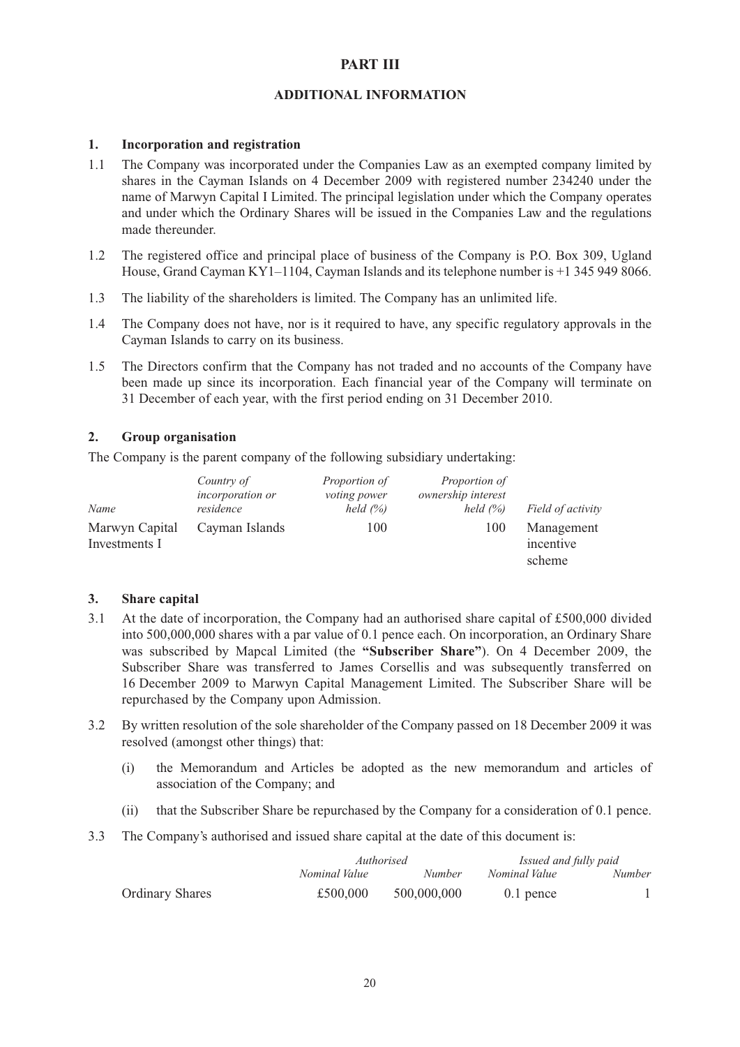## PART III

## ADDITIONAL INFORMATION

### 1. Incorporation and registration

1.1 The Company was incorporated under the Companies Law as an exempted company limited by shares in the Cayman Islands on 4 December 2009 with registered number 234240 under the name of Marwyn Capital I Limited. The principal legislation under which the Company operates and under which the Ordinary Shares will be issued in the Companies Law and the regulations made thereunder.

1.2 The registered office and principal place of business of the Company is P.O. Box 309, Ugland House, Grand Cayman KY1–1104, Cayman Islands and its telephone number is +1 345 949 8066.

1.3 The liability of the shareholders is limited. The Company has an unlimited life.

1.4 The Company does not have, nor is it required to have, any specific regulatory approvals in the Cayman Islands to carry on its business.

1.5 The Directors confirm that the Company has not traded and no accounts of the Company have been made up since its incorporation. Each financial year of the Company will terminate on 31 December of each year, with the first period ending on 31 December 2010.

### 2. Group organisation

The Company is the parent company of the following subsidiary undertaking:

| *Name* | *Country of incorporation or residence* | *Proportion of voting power held (%)* | *Proportion of ownership interest held (%)* | *Field of activity* |
|---|---|---|---|---|
| Marwyn Capital Investments I | Cayman Islands | 100 | 100 | Management incentive scheme |

### 3. Share capital

3.1 At the date of incorporation, the Company had an authorised share capital of £500,000 divided into 500,000,000 shares with a par value of 0.1 pence each. On incorporation, an Ordinary Share was subscribed by Mapcal Limited (the **"Subscriber Share"**). On 4 December 2009, the Subscriber Share was transferred to James Corsellis and was subsequently transferred on 16 December 2009 to Marwyn Capital Management Limited. The Subscriber Share will be repurchased by the Company upon Admission.

3.2 By written resolution of the sole shareholder of the Company passed on 18 December 2009 it was resolved (amongst other things) that:

(i) the Memorandum and Articles be adopted as the new memorandum and articles of association of the Company; and

(ii) that the Subscriber Share be repurchased by the Company for a consideration of 0.1 pence.

3.3 The Company's authorised and issued share capital at the date of this document is:

| | *Authorised* | | *Issued and fully paid* | |
|---|---|---|---|---|
| | *Nominal Value* | *Number* | *Nominal Value* | *Number* |
| Ordinary Shares | £500,000 | 500,000,000 | 0.1 pence | 1 |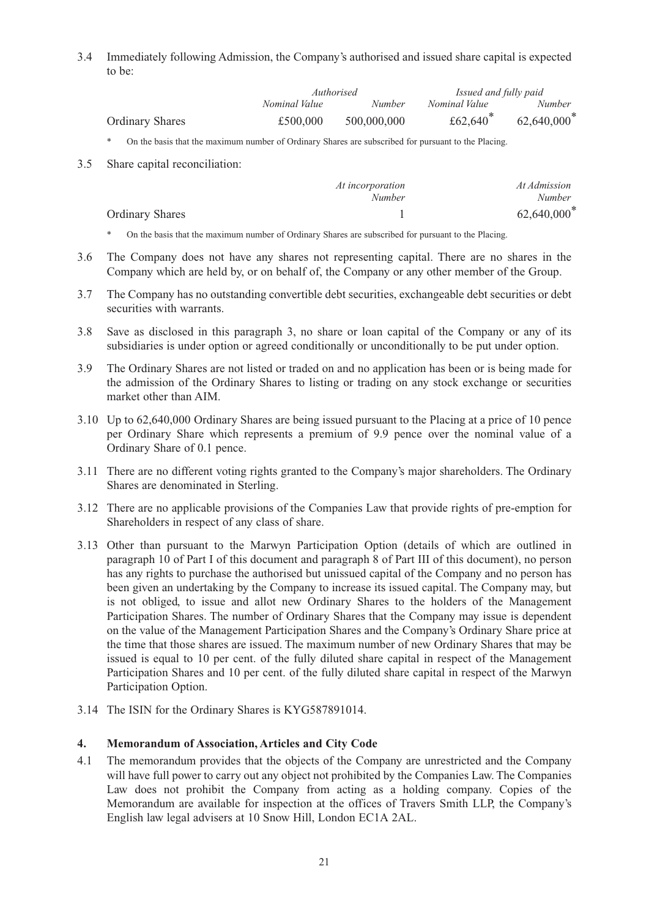3.4 Immediately following Admission, the Company's authorised and issued share capital is expected to be:

| | *Authorised* | | *Issued and fully paid* | |
|---|---|---|---|---|
| | *Nominal Value* | *Number* | *Nominal Value* | *Number* |
| Ordinary Shares | £500,000 | 500,000,000 | £62,640* | 62,640,000* |

\* On the basis that the maximum number of Ordinary Shares are subscribed for pursuant to the Placing.

3.5 Share capital reconciliation:

| | *At incorporation* | *At Admission* |
|---|---|---|
| | *Number* | *Number* |
| Ordinary Shares | 1 | 62,640,000* |

\* On the basis that the maximum number of Ordinary Shares are subscribed for pursuant to the Placing.

3.6 The Company does not have any shares not representing capital. There are no shares in the Company which are held by, or on behalf of, the Company or any other member of the Group.

3.7 The Company has no outstanding convertible debt securities, exchangeable debt securities or debt securities with warrants.

3.8 Save as disclosed in this paragraph 3, no share or loan capital of the Company or any of its subsidiaries is under option or agreed conditionally or unconditionally to be put under option.

3.9 The Ordinary Shares are not listed or traded on and no application has been or is being made for the admission of the Ordinary Shares to listing or trading on any stock exchange or securities market other than AIM.

3.10 Up to 62,640,000 Ordinary Shares are being issued pursuant to the Placing at a price of 10 pence per Ordinary Share which represents a premium of 9.9 pence over the nominal value of a Ordinary Share of 0.1 pence.

3.11 There are no different voting rights granted to the Company's major shareholders. The Ordinary Shares are denominated in Sterling.

3.12 There are no applicable provisions of the Companies Law that provide rights of pre-emption for Shareholders in respect of any class of share.

3.13 Other than pursuant to the Marwyn Participation Option (details of which are outlined in paragraph 10 of Part I of this document and paragraph 8 of Part III of this document), no person has any rights to purchase the authorised but unissued capital of the Company and no person has been given an undertaking by the Company to increase its issued capital. The Company may, but is not obliged, to issue and allot new Ordinary Shares to the holders of the Management Participation Shares. The number of Ordinary Shares that the Company may issue is dependent on the value of the Management Participation Shares and the Company's Ordinary Share price at the time that those shares are issued. The maximum number of new Ordinary Shares that may be issued is equal to 10 per cent. of the fully diluted share capital in respect of the Management Participation Shares and 10 per cent. of the fully diluted share capital in respect of the Marwyn Participation Option.

3.14 The ISIN for the Ordinary Shares is KYG587891014.

## 4. Memorandum of Association, Articles and City Code

4.1 The memorandum provides that the objects of the Company are unrestricted and the Company will have full power to carry out any object not prohibited by the Companies Law. The Companies Law does not prohibit the Company from acting as a holding company. Copies of the Memorandum are available for inspection at the offices of Travers Smith LLP, the Company's English law legal advisers at 10 Snow Hill, London EC1A 2AL.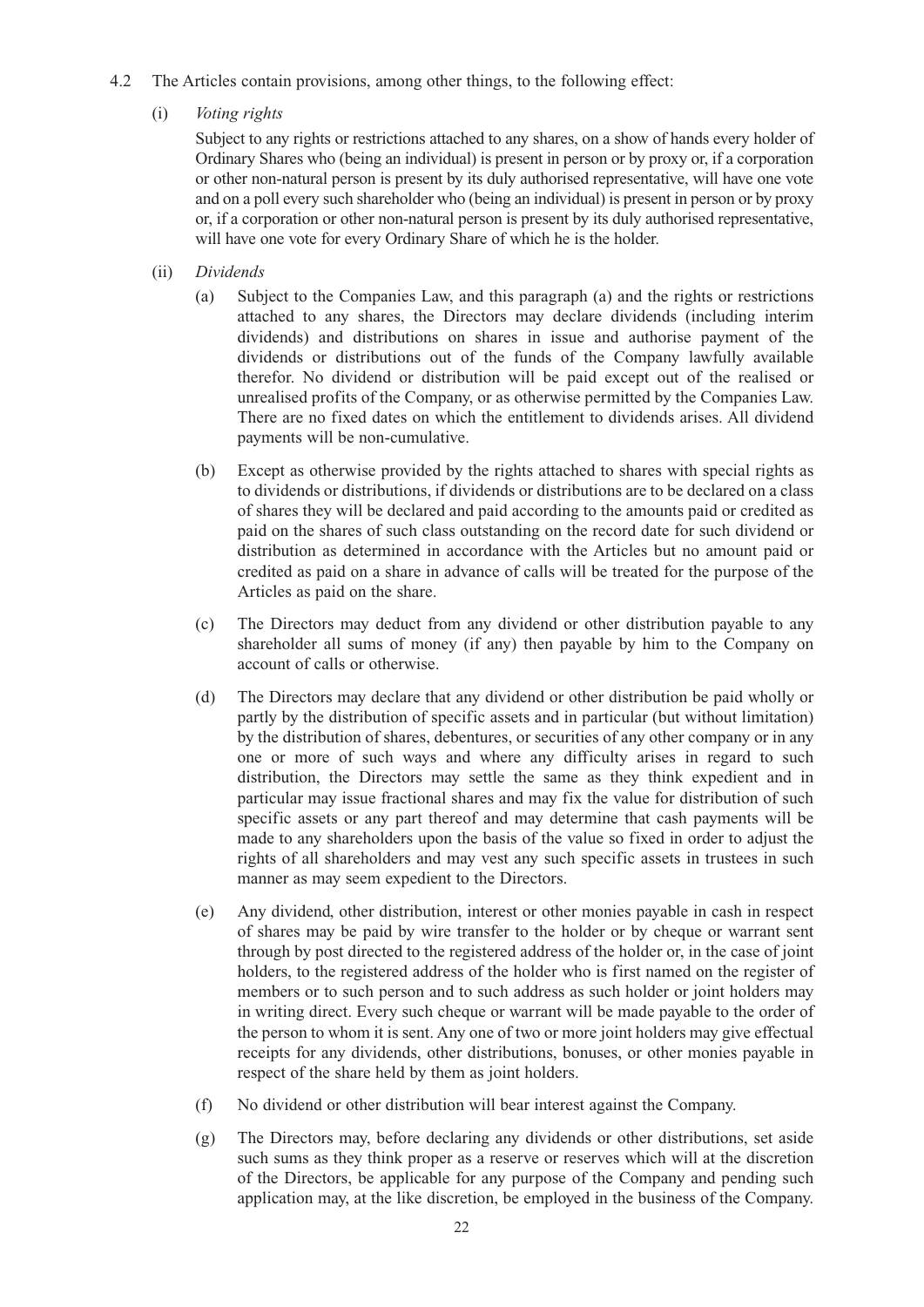4.2 The Articles contain provisions, among other things, to the following effect:

(i) *Voting rights*

Subject to any rights or restrictions attached to any shares, on a show of hands every holder of Ordinary Shares who (being an individual) is present in person or by proxy or, if a corporation or other non-natural person is present by its duly authorised representative, will have one vote and on a poll every such shareholder who (being an individual) is present in person or by proxy or, if a corporation or other non-natural person is present by its duly authorised representative, will have one vote for every Ordinary Share of which he is the holder.

(ii) *Dividends*

(a) Subject to the Companies Law, and this paragraph (a) and the rights or restrictions attached to any shares, the Directors may declare dividends (including interim dividends) and distributions on shares in issue and authorise payment of the dividends or distributions out of the funds of the Company lawfully available therefor. No dividend or distribution will be paid except out of the realised or unrealised profits of the Company, or as otherwise permitted by the Companies Law. There are no fixed dates on which the entitlement to dividends arises. All dividend payments will be non-cumulative.

(b) Except as otherwise provided by the rights attached to shares with special rights as to dividends or distributions, if dividends or distributions are to be declared on a class of shares they will be declared and paid according to the amounts paid or credited as paid on the shares of such class outstanding on the record date for such dividend or distribution as determined in accordance with the Articles but no amount paid or credited as paid on a share in advance of calls will be treated for the purpose of the Articles as paid on the share.

(c) The Directors may deduct from any dividend or other distribution payable to any shareholder all sums of money (if any) then payable by him to the Company on account of calls or otherwise.

(d) The Directors may declare that any dividend or other distribution be paid wholly or partly by the distribution of specific assets and in particular (but without limitation) by the distribution of shares, debentures, or securities of any other company or in any one or more of such ways and where any difficulty arises in regard to such distribution, the Directors may settle the same as they think expedient and in particular may issue fractional shares and may fix the value for distribution of such specific assets or any part thereof and may determine that cash payments will be made to any shareholders upon the basis of the value so fixed in order to adjust the rights of all shareholders and may vest any such specific assets in trustees in such manner as may seem expedient to the Directors.

(e) Any dividend, other distribution, interest or other monies payable in cash in respect of shares may be paid by wire transfer to the holder or by cheque or warrant sent through by post directed to the registered address of the holder or, in the case of joint holders, to the registered address of the holder who is first named on the register of members or to such person and to such address as such holder or joint holders may in writing direct. Every such cheque or warrant will be made payable to the order of the person to whom it is sent. Any one of two or more joint holders may give effectual receipts for any dividends, other distributions, bonuses, or other monies payable in respect of the share held by them as joint holders.

(f) No dividend or other distribution will bear interest against the Company.

(g) The Directors may, before declaring any dividends or other distributions, set aside such sums as they think proper as a reserve or reserves which will at the discretion of the Directors, be applicable for any purpose of the Company and pending such application may, at the like discretion, be employed in the business of the Company.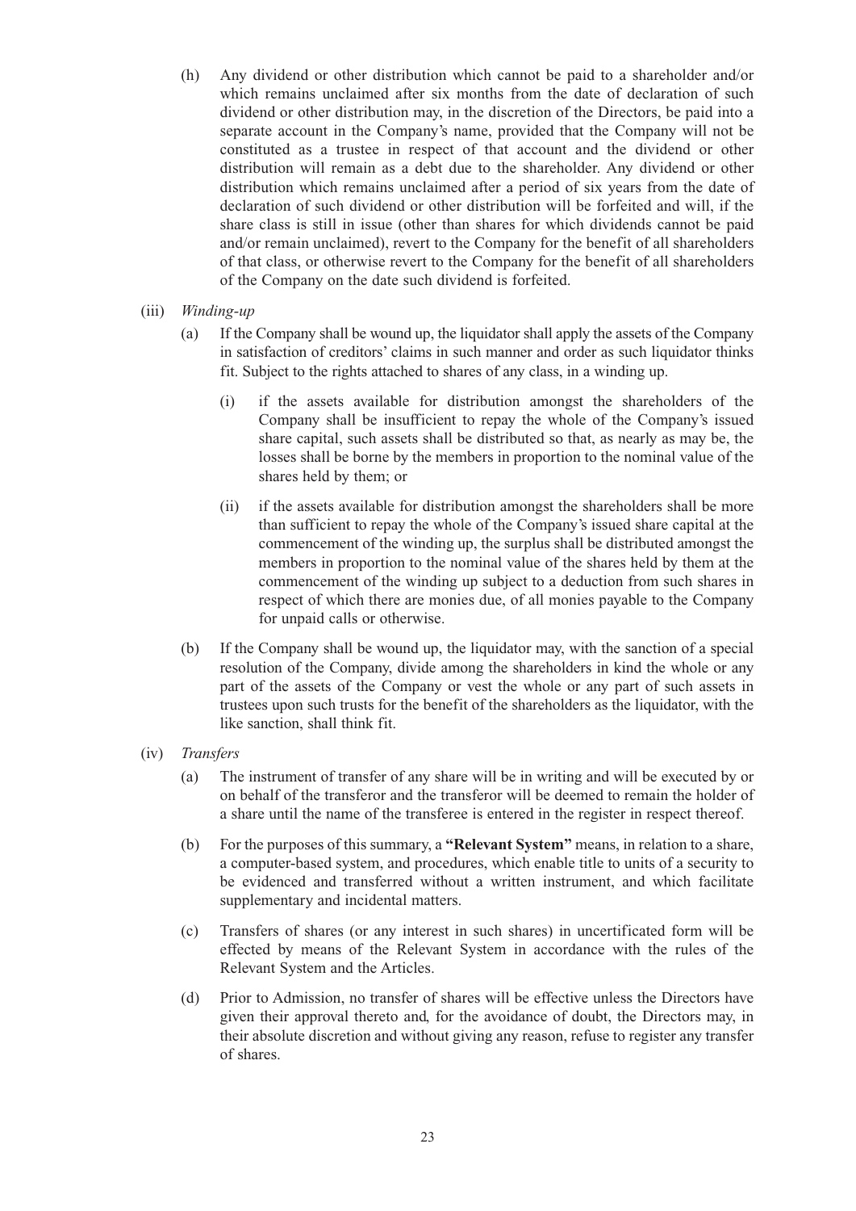(h) Any dividend or other distribution which cannot be paid to a shareholder and/or which remains unclaimed after six months from the date of declaration of such dividend or other distribution may, in the discretion of the Directors, be paid into a separate account in the Company's name, provided that the Company will not be constituted as a trustee in respect of that account and the dividend or other distribution will remain as a debt due to the shareholder. Any dividend or other distribution which remains unclaimed after a period of six years from the date of declaration of such dividend or other distribution will be forfeited and will, if the share class is still in issue (other than shares for which dividends cannot be paid and/or remain unclaimed), revert to the Company for the benefit of all shareholders of that class, or otherwise revert to the Company for the benefit of all shareholders of the Company on the date such dividend is forfeited.

(iii) *Winding-up*

(a) If the Company shall be wound up, the liquidator shall apply the assets of the Company in satisfaction of creditors' claims in such manner and order as such liquidator thinks fit. Subject to the rights attached to shares of any class, in a winding up.

(i) if the assets available for distribution amongst the shareholders of the Company shall be insufficient to repay the whole of the Company's issued share capital, such assets shall be distributed so that, as nearly as may be, the losses shall be borne by the members in proportion to the nominal value of the shares held by them; or

(ii) if the assets available for distribution amongst the shareholders shall be more than sufficient to repay the whole of the Company's issued share capital at the commencement of the winding up, the surplus shall be distributed amongst the members in proportion to the nominal value of the shares held by them at the commencement of the winding up subject to a deduction from such shares in respect of which there are monies due, of all monies payable to the Company for unpaid calls or otherwise.

(b) If the Company shall be wound up, the liquidator may, with the sanction of a special resolution of the Company, divide among the shareholders in kind the whole or any part of the assets of the Company or vest the whole or any part of such assets in trustees upon such trusts for the benefit of the shareholders as the liquidator, with the like sanction, shall think fit.

(iv) *Transfers*

(a) The instrument of transfer of any share will be in writing and will be executed by or on behalf of the transferor and the transferor will be deemed to remain the holder of a share until the name of the transferee is entered in the register in respect thereof.

(b) For the purposes of this summary, a **"Relevant System"** means, in relation to a share, a computer-based system, and procedures, which enable title to units of a security to be evidenced and transferred without a written instrument, and which facilitate supplementary and incidental matters.

(c) Transfers of shares (or any interest in such shares) in uncertificated form will be effected by means of the Relevant System in accordance with the rules of the Relevant System and the Articles.

(d) Prior to Admission, no transfer of shares will be effective unless the Directors have given their approval thereto and, for the avoidance of doubt, the Directors may, in their absolute discretion and without giving any reason, refuse to register any transfer of shares.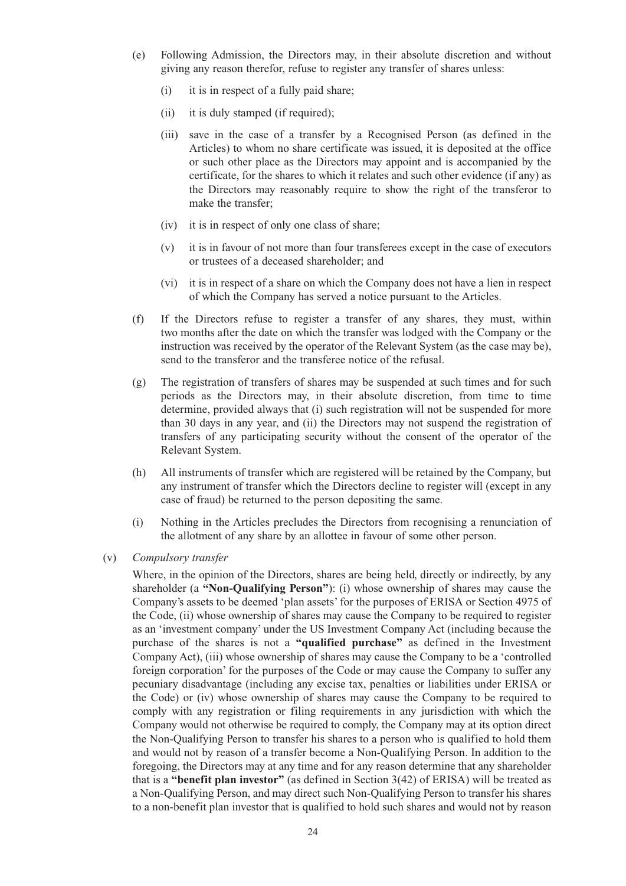(e) Following Admission, the Directors may, in their absolute discretion and without giving any reason therefor, refuse to register any transfer of shares unless:

  (i) it is in respect of a fully paid share;

  (ii) it is duly stamped (if required);

  (iii) save in the case of a transfer by a Recognised Person (as defined in the Articles) to whom no share certificate was issued, it is deposited at the office or such other place as the Directors may appoint and is accompanied by the certificate, for the shares to which it relates and such other evidence (if any) as the Directors may reasonably require to show the right of the transferor to make the transfer;

  (iv) it is in respect of only one class of share;

  (v) it is in favour of not more than four transferees except in the case of executors or trustees of a deceased shareholder; and

  (vi) it is in respect of a share on which the Company does not have a lien in respect of which the Company has served a notice pursuant to the Articles.

(f) If the Directors refuse to register a transfer of any shares, they must, within two months after the date on which the transfer was lodged with the Company or the instruction was received by the operator of the Relevant System (as the case may be), send to the transferor and the transferee notice of the refusal.

(g) The registration of transfers of shares may be suspended at such times and for such periods as the Directors may, in their absolute discretion, from time to time determine, provided always that (i) such registration will not be suspended for more than 30 days in any year, and (ii) the Directors may not suspend the registration of transfers of any participating security without the consent of the operator of the Relevant System.

(h) All instruments of transfer which are registered will be retained by the Company, but any instrument of transfer which the Directors decline to register will (except in any case of fraud) be returned to the person depositing the same.

(i) Nothing in the Articles precludes the Directors from recognising a renunciation of the allotment of any share by an allottee in favour of some other person.

(v) *Compulsory transfer*

Where, in the opinion of the Directors, shares are being held, directly or indirectly, by any shareholder (a **"Non-Qualifying Person"**): (i) whose ownership of shares may cause the Company's assets to be deemed 'plan assets' for the purposes of ERISA or Section 4975 of the Code, (ii) whose ownership of shares may cause the Company to be required to register as an 'investment company' under the US Investment Company Act (including because the purchase of the shares is not a **"qualified purchase"** as defined in the Investment Company Act), (iii) whose ownership of shares may cause the Company to be a 'controlled foreign corporation' for the purposes of the Code or may cause the Company to suffer any pecuniary disadvantage (including any excise tax, penalties or liabilities under ERISA or the Code) or (iv) whose ownership of shares may cause the Company to be required to comply with any registration or filing requirements in any jurisdiction with which the Company would not otherwise be required to comply, the Company may at its option direct the Non-Qualifying Person to transfer his shares to a person who is qualified to hold them and would not by reason of a transfer become a Non-Qualifying Person. In addition to the foregoing, the Directors may at any time and for any reason determine that any shareholder that is a **"benefit plan investor"** (as defined in Section 3(42) of ERISA) will be treated as a Non-Qualifying Person, and may direct such Non-Qualifying Person to transfer his shares to a non-benefit plan investor that is qualified to hold such shares and would not by reason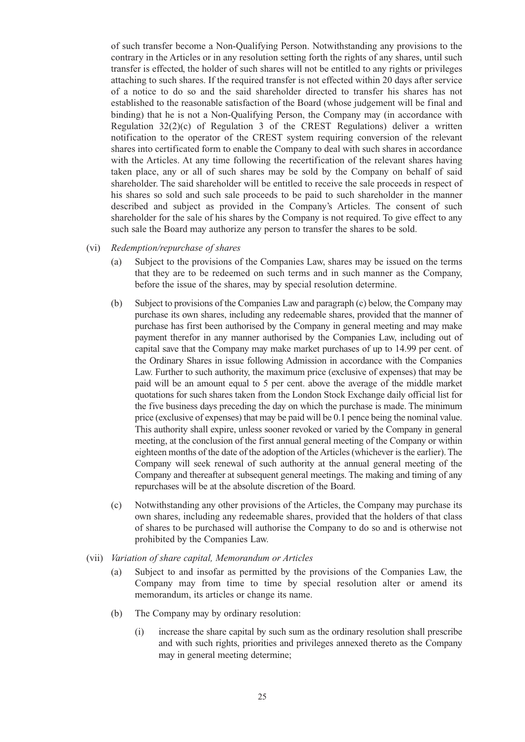of such transfer become a Non-Qualifying Person. Notwithstanding any provisions to the contrary in the Articles or in any resolution setting forth the rights of any shares, until such transfer is effected, the holder of such shares will not be entitled to any rights or privileges attaching to such shares. If the required transfer is not effected within 20 days after service of a notice to do so and the said shareholder directed to transfer his shares has not established to the reasonable satisfaction of the Board (whose judgement will be final and binding) that he is not a Non-Qualifying Person, the Company may (in accordance with Regulation 32(2)(c) of Regulation 3 of the CREST Regulations) deliver a written notification to the operator of the CREST system requiring conversion of the relevant shares into certificated form to enable the Company to deal with such shares in accordance with the Articles. At any time following the recertification of the relevant shares having taken place, any or all of such shares may be sold by the Company on behalf of said shareholder. The said shareholder will be entitled to receive the sale proceeds in respect of his shares so sold and such sale proceeds to be paid to such shareholder in the manner described and subject as provided in the Company's Articles. The consent of such shareholder for the sale of his shares by the Company is not required. To give effect to any such sale the Board may authorize any person to transfer the shares to be sold.

(vi) *Redemption/repurchase of shares*

(a) Subject to the provisions of the Companies Law, shares may be issued on the terms that they are to be redeemed on such terms and in such manner as the Company, before the issue of the shares, may by special resolution determine.

(b) Subject to provisions of the Companies Law and paragraph (c) below, the Company may purchase its own shares, including any redeemable shares, provided that the manner of purchase has first been authorised by the Company in general meeting and may make payment therefor in any manner authorised by the Companies Law, including out of capital save that the Company may make market purchases of up to 14.99 per cent. of the Ordinary Shares in issue following Admission in accordance with the Companies Law. Further to such authority, the maximum price (exclusive of expenses) that may be paid will be an amount equal to 5 per cent. above the average of the middle market quotations for such shares taken from the London Stock Exchange daily official list for the five business days preceding the day on which the purchase is made. The minimum price (exclusive of expenses) that may be paid will be 0.1 pence being the nominal value. This authority shall expire, unless sooner revoked or varied by the Company in general meeting, at the conclusion of the first annual general meeting of the Company or within eighteen months of the date of the adoption of the Articles (whichever is the earlier). The Company will seek renewal of such authority at the annual general meeting of the Company and thereafter at subsequent general meetings. The making and timing of any repurchases will be at the absolute discretion of the Board.

(c) Notwithstanding any other provisions of the Articles, the Company may purchase its own shares, including any redeemable shares, provided that the holders of that class of shares to be purchased will authorise the Company to do so and is otherwise not prohibited by the Companies Law.

(vii) *Variation of share capital, Memorandum or Articles*

(a) Subject to and insofar as permitted by the provisions of the Companies Law, the Company may from time to time by special resolution alter or amend its memorandum, its articles or change its name.

(b) The Company may by ordinary resolution:

(i) increase the share capital by such sum as the ordinary resolution shall prescribe and with such rights, priorities and privileges annexed thereto as the Company may in general meeting determine;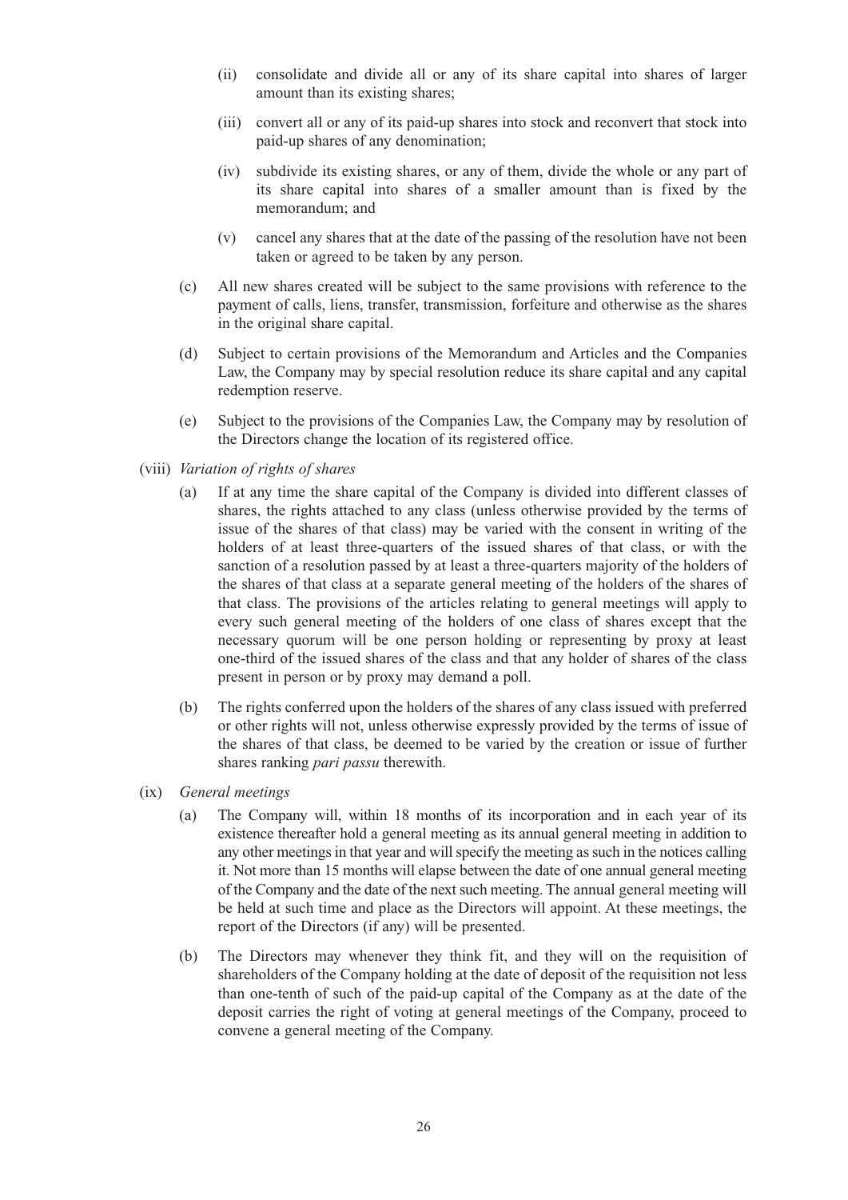(ii) consolidate and divide all or any of its share capital into shares of larger amount than its existing shares;

(iii) convert all or any of its paid-up shares into stock and reconvert that stock into paid-up shares of any denomination;

(iv) subdivide its existing shares, or any of them, divide the whole or any part of its share capital into shares of a smaller amount than is fixed by the memorandum; and

(v) cancel any shares that at the date of the passing of the resolution have not been taken or agreed to be taken by any person.

(c) All new shares created will be subject to the same provisions with reference to the payment of calls, liens, transfer, transmission, forfeiture and otherwise as the shares in the original share capital.

(d) Subject to certain provisions of the Memorandum and Articles and the Companies Law, the Company may by special resolution reduce its share capital and any capital redemption reserve.

(e) Subject to the provisions of the Companies Law, the Company may by resolution of the Directors change the location of its registered office.

(viii) *Variation of rights of shares*

(a) If at any time the share capital of the Company is divided into different classes of shares, the rights attached to any class (unless otherwise provided by the terms of issue of the shares of that class) may be varied with the consent in writing of the holders of at least three-quarters of the issued shares of that class, or with the sanction of a resolution passed by at least a three-quarters majority of the holders of the shares of that class at a separate general meeting of the holders of the shares of that class. The provisions of the articles relating to general meetings will apply to every such general meeting of the holders of one class of shares except that the necessary quorum will be one person holding or representing by proxy at least one-third of the issued shares of the class and that any holder of shares of the class present in person or by proxy may demand a poll.

(b) The rights conferred upon the holders of the shares of any class issued with preferred or other rights will not, unless otherwise expressly provided by the terms of issue of the shares of that class, be deemed to be varied by the creation or issue of further shares ranking *pari passu* therewith.

(ix) *General meetings*

(a) The Company will, within 18 months of its incorporation and in each year of its existence thereafter hold a general meeting as its annual general meeting in addition to any other meetings in that year and will specify the meeting as such in the notices calling it. Not more than 15 months will elapse between the date of one annual general meeting of the Company and the date of the next such meeting. The annual general meeting will be held at such time and place as the Directors will appoint. At these meetings, the report of the Directors (if any) will be presented.

(b) The Directors may whenever they think fit, and they will on the requisition of shareholders of the Company holding at the date of deposit of the requisition not less than one-tenth of such of the paid-up capital of the Company as at the date of the deposit carries the right of voting at general meetings of the Company, proceed to convene a general meeting of the Company.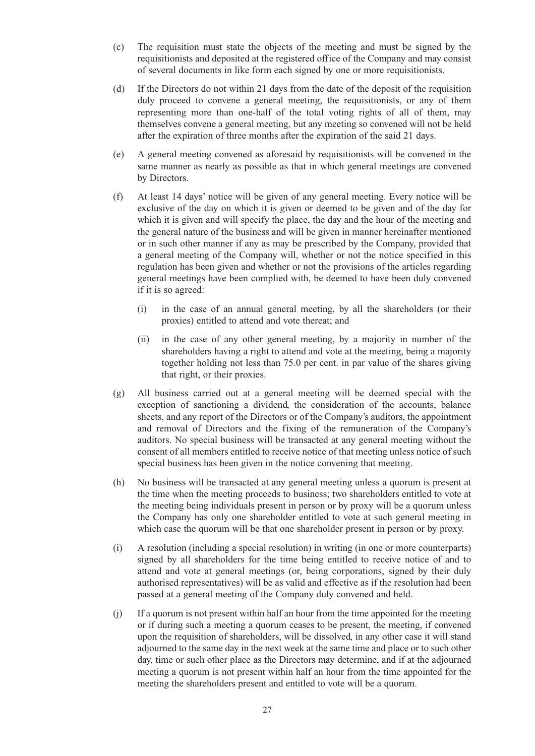(c) The requisition must state the objects of the meeting and must be signed by the requisitionists and deposited at the registered office of the Company and may consist of several documents in like form each signed by one or more requisitionists.

(d) If the Directors do not within 21 days from the date of the deposit of the requisition duly proceed to convene a general meeting, the requisitionists, or any of them representing more than one-half of the total voting rights of all of them, may themselves convene a general meeting, but any meeting so convened will not be held after the expiration of three months after the expiration of the said 21 days.

(e) A general meeting convened as aforesaid by requisitionists will be convened in the same manner as nearly as possible as that in which general meetings are convened by Directors.

(f) At least 14 days' notice will be given of any general meeting. Every notice will be exclusive of the day on which it is given or deemed to be given and of the day for which it is given and will specify the place, the day and the hour of the meeting and the general nature of the business and will be given in manner hereinafter mentioned or in such other manner if any as may be prescribed by the Company, provided that a general meeting of the Company will, whether or not the notice specified in this regulation has been given and whether or not the provisions of the articles regarding general meetings have been complied with, be deemed to have been duly convened if it is so agreed:

   (i) in the case of an annual general meeting, by all the shareholders (or their proxies) entitled to attend and vote thereat; and

   (ii) in the case of any other general meeting, by a majority in number of the shareholders having a right to attend and vote at the meeting, being a majority together holding not less than 75.0 per cent. in par value of the shares giving that right, or their proxies.

(g) All business carried out at a general meeting will be deemed special with the exception of sanctioning a dividend, the consideration of the accounts, balance sheets, and any report of the Directors or of the Company's auditors, the appointment and removal of Directors and the fixing of the remuneration of the Company's auditors. No special business will be transacted at any general meeting without the consent of all members entitled to receive notice of that meeting unless notice of such special business has been given in the notice convening that meeting.

(h) No business will be transacted at any general meeting unless a quorum is present at the time when the meeting proceeds to business; two shareholders entitled to vote at the meeting being individuals present in person or by proxy will be a quorum unless the Company has only one shareholder entitled to vote at such general meeting in which case the quorum will be that one shareholder present in person or by proxy.

(i) A resolution (including a special resolution) in writing (in one or more counterparts) signed by all shareholders for the time being entitled to receive notice of and to attend and vote at general meetings (or, being corporations, signed by their duly authorised representatives) will be as valid and effective as if the resolution had been passed at a general meeting of the Company duly convened and held.

(j) If a quorum is not present within half an hour from the time appointed for the meeting or if during such a meeting a quorum ceases to be present, the meeting, if convened upon the requisition of shareholders, will be dissolved, in any other case it will stand adjourned to the same day in the next week at the same time and place or to such other day, time or such other place as the Directors may determine, and if at the adjourned meeting a quorum is not present within half an hour from the time appointed for the meeting the shareholders present and entitled to vote will be a quorum.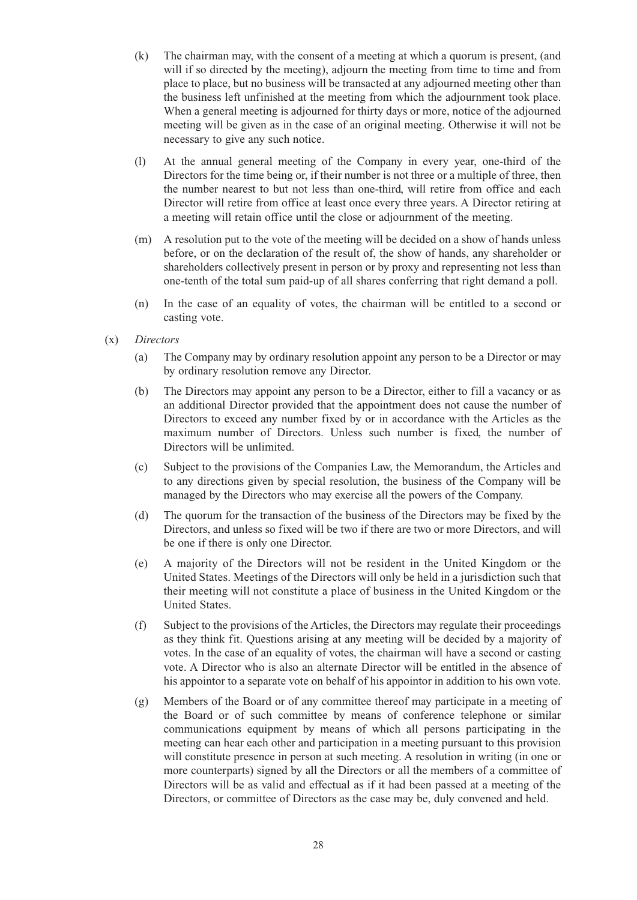(k) The chairman may, with the consent of a meeting at which a quorum is present, (and will if so directed by the meeting), adjourn the meeting from time to time and from place to place, but no business will be transacted at any adjourned meeting other than the business left unfinished at the meeting from which the adjournment took place. When a general meeting is adjourned for thirty days or more, notice of the adjourned meeting will be given as in the case of an original meeting. Otherwise it will not be necessary to give any such notice.

(l) At the annual general meeting of the Company in every year, one-third of the Directors for the time being or, if their number is not three or a multiple of three, then the number nearest to but not less than one-third, will retire from office and each Director will retire from office at least once every three years. A Director retiring at a meeting will retain office until the close or adjournment of the meeting.

(m) A resolution put to the vote of the meeting will be decided on a show of hands unless before, or on the declaration of the result of, the show of hands, any shareholder or shareholders collectively present in person or by proxy and representing not less than one-tenth of the total sum paid-up of all shares conferring that right demand a poll.

(n) In the case of an equality of votes, the chairman will be entitled to a second or casting vote.

(x) *Directors*

(a) The Company may by ordinary resolution appoint any person to be a Director or may by ordinary resolution remove any Director.

(b) The Directors may appoint any person to be a Director, either to fill a vacancy or as an additional Director provided that the appointment does not cause the number of Directors to exceed any number fixed by or in accordance with the Articles as the maximum number of Directors. Unless such number is fixed, the number of Directors will be unlimited.

(c) Subject to the provisions of the Companies Law, the Memorandum, the Articles and to any directions given by special resolution, the business of the Company will be managed by the Directors who may exercise all the powers of the Company.

(d) The quorum for the transaction of the business of the Directors may be fixed by the Directors, and unless so fixed will be two if there are two or more Directors, and will be one if there is only one Director.

(e) A majority of the Directors will not be resident in the United Kingdom or the United States. Meetings of the Directors will only be held in a jurisdiction such that their meeting will not constitute a place of business in the United Kingdom or the United States.

(f) Subject to the provisions of the Articles, the Directors may regulate their proceedings as they think fit. Questions arising at any meeting will be decided by a majority of votes. In the case of an equality of votes, the chairman will have a second or casting vote. A Director who is also an alternate Director will be entitled in the absence of his appointor to a separate vote on behalf of his appointor in addition to his own vote.

(g) Members of the Board or of any committee thereof may participate in a meeting of the Board or of such committee by means of conference telephone or similar communications equipment by means of which all persons participating in the meeting can hear each other and participation in a meeting pursuant to this provision will constitute presence in person at such meeting. A resolution in writing (in one or more counterparts) signed by all the Directors or all the members of a committee of Directors will be as valid and effectual as if it had been passed at a meeting of the Directors, or committee of Directors as the case may be, duly convened and held.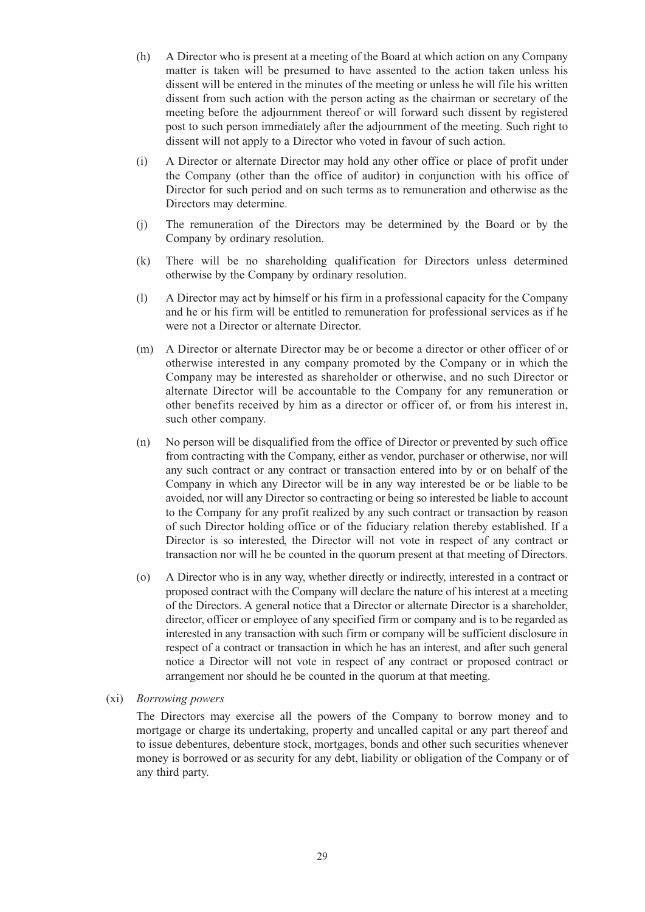(h) A Director who is present at a meeting of the Board at which action on any Company matter is taken will be presumed to have assented to the action taken unless his dissent will be entered in the minutes of the meeting or unless he will file his written dissent from such action with the person acting as the chairman or secretary of the meeting before the adjournment thereof or will forward such dissent by registered post to such person immediately after the adjournment of the meeting. Such right to dissent will not apply to a Director who voted in favour of such action.

(i) A Director or alternate Director may hold any other office or place of profit under the Company (other than the office of auditor) in conjunction with his office of Director for such period and on such terms as to remuneration and otherwise as the Directors may determine.

(j) The remuneration of the Directors may be determined by the Board or by the Company by ordinary resolution.

(k) There will be no shareholding qualification for Directors unless determined otherwise by the Company by ordinary resolution.

(l) A Director may act by himself or his firm in a professional capacity for the Company and he or his firm will be entitled to remuneration for professional services as if he were not a Director or alternate Director.

(m) A Director or alternate Director may be or become a director or other officer of or otherwise interested in any company promoted by the Company or in which the Company may be interested as shareholder or otherwise, and no such Director or alternate Director will be accountable to the Company for any remuneration or other benefits received by him as a director or officer of, or from his interest in, such other company.

(n) No person will be disqualified from the office of Director or prevented by such office from contracting with the Company, either as vendor, purchaser or otherwise, nor will any such contract or any contract or transaction entered into by or on behalf of the Company in which any Director will be in any way interested be or be liable to be avoided, nor will any Director so contracting or being so interested be liable to account to the Company for any profit realized by any such contract or transaction by reason of such Director holding office or of the fiduciary relation thereby established. If a Director is so interested, the Director will not vote in respect of any contract or transaction nor will he be counted in the quorum present at that meeting of Directors.

(o) A Director who is in any way, whether directly or indirectly, interested in a contract or proposed contract with the Company will declare the nature of his interest at a meeting of the Directors. A general notice that a Director or alternate Director is a shareholder, director, officer or employee of any specified firm or company and is to be regarded as interested in any transaction with such firm or company will be sufficient disclosure in respect of a contract or transaction in which he has an interest, and after such general notice a Director will not vote in respect of any contract or proposed contract or arrangement nor should he be counted in the quorum at that meeting.

(xi) *Borrowing powers*

The Directors may exercise all the powers of the Company to borrow money and to mortgage or charge its undertaking, property and uncalled capital or any part thereof and to issue debentures, debenture stock, mortgages, bonds and other such securities whenever money is borrowed or as security for any debt, liability or obligation of the Company or of any third party.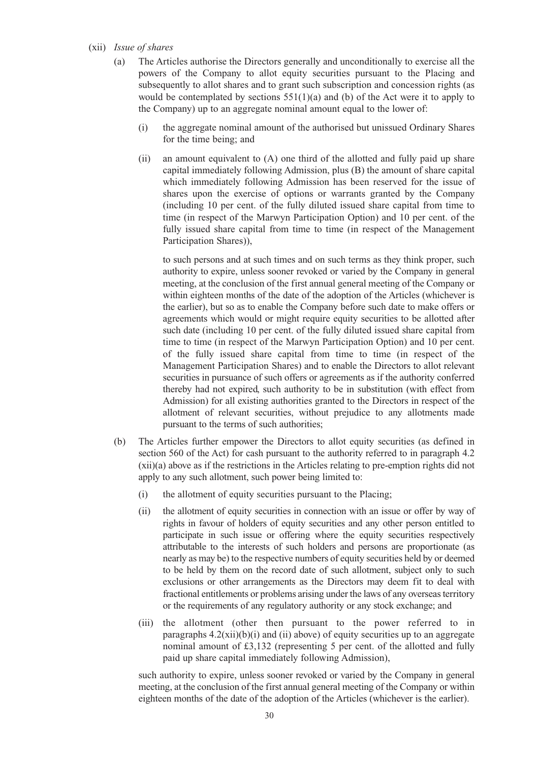(xii) *Issue of shares*

(a) The Articles authorise the Directors generally and unconditionally to exercise all the powers of the Company to allot equity securities pursuant to the Placing and subsequently to allot shares and to grant such subscription and concession rights (as would be contemplated by sections 551(1)(a) and (b) of the Act were it to apply to the Company) up to an aggregate nominal amount equal to the lower of:

(i) the aggregate nominal amount of the authorised but unissued Ordinary Shares for the time being; and

(ii) an amount equivalent to (A) one third of the allotted and fully paid up share capital immediately following Admission, plus (B) the amount of share capital which immediately following Admission has been reserved for the issue of shares upon the exercise of options or warrants granted by the Company (including 10 per cent. of the fully diluted issued share capital from time to time (in respect of the Marwyn Participation Option) and 10 per cent. of the fully issued share capital from time to time (in respect of the Management Participation Shares)),

to such persons and at such times and on such terms as they think proper, such authority to expire, unless sooner revoked or varied by the Company in general meeting, at the conclusion of the first annual general meeting of the Company or within eighteen months of the date of the adoption of the Articles (whichever is the earlier), but so as to enable the Company before such date to make offers or agreements which would or might require equity securities to be allotted after such date (including 10 per cent. of the fully diluted issued share capital from time to time (in respect of the Marwyn Participation Option) and 10 per cent. of the fully issued share capital from time to time (in respect of the Management Participation Shares) and to enable the Directors to allot relevant securities in pursuance of such offers or agreements as if the authority conferred thereby had not expired, such authority to be in substitution (with effect from Admission) for all existing authorities granted to the Directors in respect of the allotment of relevant securities, without prejudice to any allotments made pursuant to the terms of such authorities;

(b) The Articles further empower the Directors to allot equity securities (as defined in section 560 of the Act) for cash pursuant to the authority referred to in paragraph 4.2 (xii)(a) above as if the restrictions in the Articles relating to pre-emption rights did not apply to any such allotment, such power being limited to:

(i) the allotment of equity securities pursuant to the Placing;

(ii) the allotment of equity securities in connection with an issue or offer by way of rights in favour of holders of equity securities and any other person entitled to participate in such issue or offering where the equity securities respectively attributable to the interests of such holders and persons are proportionate (as nearly as may be) to the respective numbers of equity securities held by or deemed to be held by them on the record date of such allotment, subject only to such exclusions or other arrangements as the Directors may deem fit to deal with fractional entitlements or problems arising under the laws of any overseas territory or the requirements of any regulatory authority or any stock exchange; and

(iii) the allotment (other then pursuant to the power referred to in paragraphs 4.2(xii)(b)(i) and (ii) above) of equity securities up to an aggregate nominal amount of £3,132 (representing 5 per cent. of the allotted and fully paid up share capital immediately following Admission),

such authority to expire, unless sooner revoked or varied by the Company in general meeting, at the conclusion of the first annual general meeting of the Company or within eighteen months of the date of the adoption of the Articles (whichever is the earlier).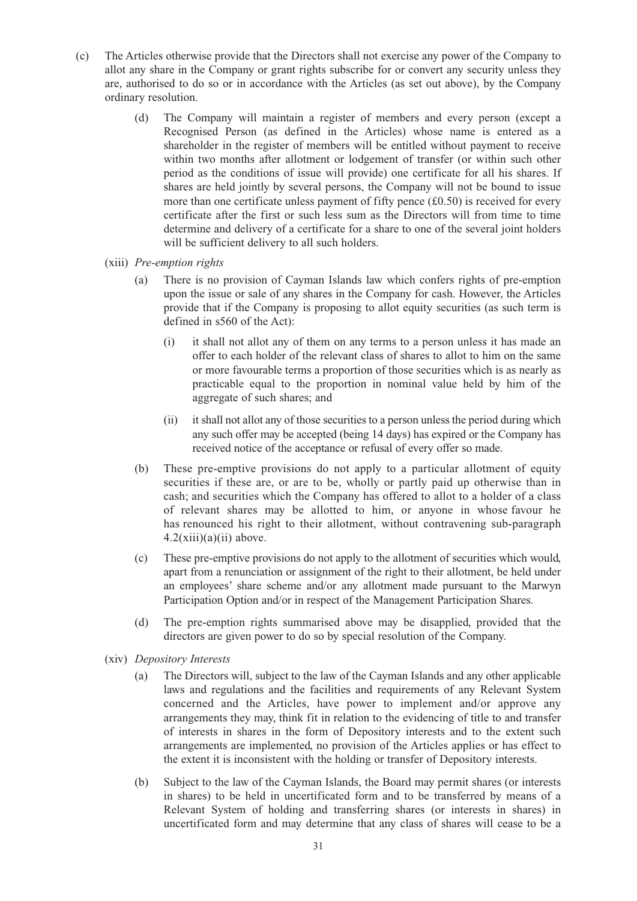(c) The Articles otherwise provide that the Directors shall not exercise any power of the Company to allot any share in the Company or grant rights subscribe for or convert any security unless they are, authorised to do so or in accordance with the Articles (as set out above), by the Company ordinary resolution.

(d) The Company will maintain a register of members and every person (except a Recognised Person (as defined in the Articles) whose name is entered as a shareholder in the register of members will be entitled without payment to receive within two months after allotment or lodgement of transfer (or within such other period as the conditions of issue will provide) one certificate for all his shares. If shares are held jointly by several persons, the Company will not be bound to issue more than one certificate unless payment of fifty pence (£0.50) is received for every certificate after the first or such less sum as the Directors will from time to time determine and delivery of a certificate for a share to one of the several joint holders will be sufficient delivery to all such holders.

(xiii) *Pre-emption rights*

(a) There is no provision of Cayman Islands law which confers rights of pre-emption upon the issue or sale of any shares in the Company for cash. However, the Articles provide that if the Company is proposing to allot equity securities (as such term is defined in s560 of the Act):

(i) it shall not allot any of them on any terms to a person unless it has made an offer to each holder of the relevant class of shares to allot to him on the same or more favourable terms a proportion of those securities which is as nearly as practicable equal to the proportion in nominal value held by him of the aggregate of such shares; and

(ii) it shall not allot any of those securities to a person unless the period during which any such offer may be accepted (being 14 days) has expired or the Company has received notice of the acceptance or refusal of every offer so made.

(b) These pre-emptive provisions do not apply to a particular allotment of equity securities if these are, or are to be, wholly or partly paid up otherwise than in cash; and securities which the Company has offered to allot to a holder of a class of relevant shares may be allotted to him, or anyone in whose favour he has renounced his right to their allotment, without contravening sub-paragraph 4.2(xiii)(a)(ii) above.

(c) These pre-emptive provisions do not apply to the allotment of securities which would, apart from a renunciation or assignment of the right to their allotment, be held under an employees' share scheme and/or any allotment made pursuant to the Marwyn Participation Option and/or in respect of the Management Participation Shares.

(d) The pre-emption rights summarised above may be disapplied, provided that the directors are given power to do so by special resolution of the Company.

(xiv) *Depository Interests*

(a) The Directors will, subject to the law of the Cayman Islands and any other applicable laws and regulations and the facilities and requirements of any Relevant System concerned and the Articles, have power to implement and/or approve any arrangements they may, think fit in relation to the evidencing of title to and transfer of interests in shares in the form of Depository interests and to the extent such arrangements are implemented, no provision of the Articles applies or has effect to the extent it is inconsistent with the holding or transfer of Depository interests.

(b) Subject to the law of the Cayman Islands, the Board may permit shares (or interests in shares) to be held in uncertificated form and to be transferred by means of a Relevant System of holding and transferring shares (or interests in shares) in uncertificated form and may determine that any class of shares will cease to be a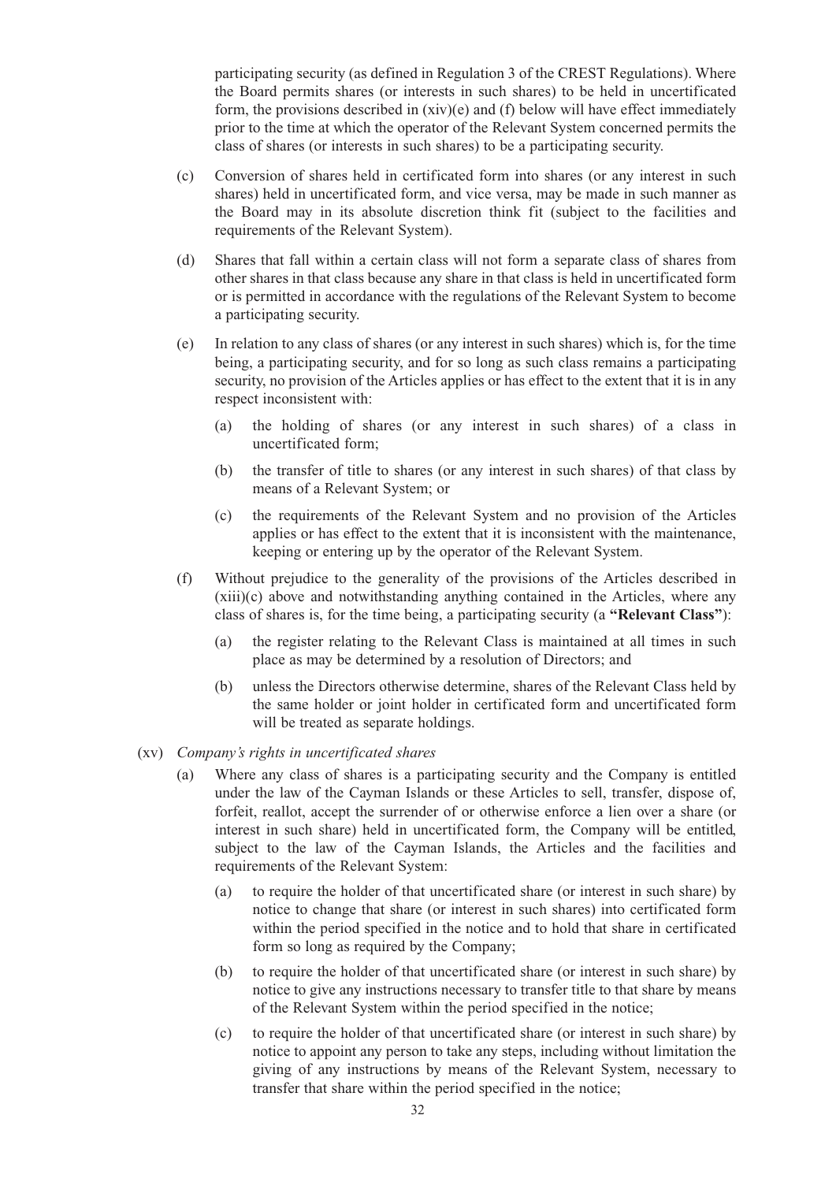participating security (as defined in Regulation 3 of the CREST Regulations). Where the Board permits shares (or interests in such shares) to be held in uncertificated form, the provisions described in (xiv)(e) and (f) below will have effect immediately prior to the time at which the operator of the Relevant System concerned permits the class of shares (or interests in such shares) to be a participating security.

(c) Conversion of shares held in certificated form into shares (or any interest in such shares) held in uncertificated form, and vice versa, may be made in such manner as the Board may in its absolute discretion think fit (subject to the facilities and requirements of the Relevant System).

(d) Shares that fall within a certain class will not form a separate class of shares from other shares in that class because any share in that class is held in uncertificated form or is permitted in accordance with the regulations of the Relevant System to become a participating security.

(e) In relation to any class of shares (or any interest in such shares) which is, for the time being, a participating security, and for so long as such class remains a participating security, no provision of the Articles applies or has effect to the extent that it is in any respect inconsistent with:

   (a) the holding of shares (or any interest in such shares) of a class in uncertificated form;

   (b) the transfer of title to shares (or any interest in such shares) of that class by means of a Relevant System; or

   (c) the requirements of the Relevant System and no provision of the Articles applies or has effect to the extent that it is inconsistent with the maintenance, keeping or entering up by the operator of the Relevant System.

(f) Without prejudice to the generality of the provisions of the Articles described in (xiii)(c) above and notwithstanding anything contained in the Articles, where any class of shares is, for the time being, a participating security (a **"Relevant Class"**):

   (a) the register relating to the Relevant Class is maintained at all times in such place as may be determined by a resolution of Directors; and

   (b) unless the Directors otherwise determine, shares of the Relevant Class held by the same holder or joint holder in certificated form and uncertificated form will be treated as separate holdings.

(xv) *Company's rights in uncertificated shares*

(a) Where any class of shares is a participating security and the Company is entitled under the law of the Cayman Islands or these Articles to sell, transfer, dispose of, forfeit, reallot, accept the surrender of or otherwise enforce a lien over a share (or interest in such share) held in uncertificated form, the Company will be entitled, subject to the law of the Cayman Islands, the Articles and the facilities and requirements of the Relevant System:

   (a) to require the holder of that uncertificated share (or interest in such share) by notice to change that share (or interest in such shares) into certificated form within the period specified in the notice and to hold that share in certificated form so long as required by the Company;

   (b) to require the holder of that uncertificated share (or interest in such share) by notice to give any instructions necessary to transfer title to that share by means of the Relevant System within the period specified in the notice;

   (c) to require the holder of that uncertificated share (or interest in such share) by notice to appoint any person to take any steps, including without limitation the giving of any instructions by means of the Relevant System, necessary to transfer that share within the period specified in the notice;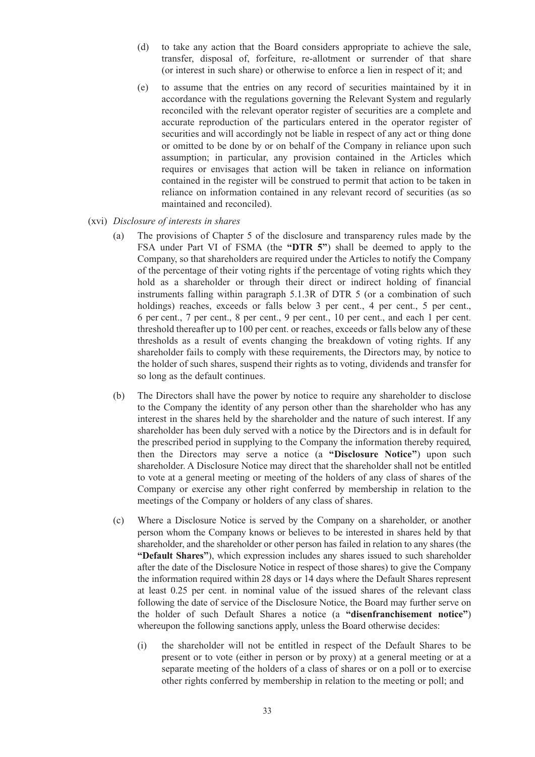(d) to take any action that the Board considers appropriate to achieve the sale, transfer, disposal of, forfeiture, re-allotment or surrender of that share (or interest in such share) or otherwise to enforce a lien in respect of it; and

(e) to assume that the entries on any record of securities maintained by it in accordance with the regulations governing the Relevant System and regularly reconciled with the relevant operator register of securities are a complete and accurate reproduction of the particulars entered in the operator register of securities and will accordingly not be liable in respect of any act or thing done or omitted to be done by or on behalf of the Company in reliance upon such assumption; in particular, any provision contained in the Articles which requires or envisages that action will be taken in reliance on information contained in the register will be construed to permit that action to be taken in reliance on information contained in any relevant record of securities (as so maintained and reconciled).

(xvi) *Disclosure of interests in shares*

(a) The provisions of Chapter 5 of the disclosure and transparency rules made by the FSA under Part VI of FSMA (the **"DTR 5"**) shall be deemed to apply to the Company, so that shareholders are required under the Articles to notify the Company of the percentage of their voting rights if the percentage of voting rights which they hold as a shareholder or through their direct or indirect holding of financial instruments falling within paragraph 5.1.3R of DTR 5 (or a combination of such holdings) reaches, exceeds or falls below 3 per cent., 4 per cent., 5 per cent., 6 per cent., 7 per cent., 8 per cent., 9 per cent., 10 per cent., and each 1 per cent. threshold thereafter up to 100 per cent. or reaches, exceeds or falls below any of these thresholds as a result of events changing the breakdown of voting rights. If any shareholder fails to comply with these requirements, the Directors may, by notice to the holder of such shares, suspend their rights as to voting, dividends and transfer for so long as the default continues.

(b) The Directors shall have the power by notice to require any shareholder to disclose to the Company the identity of any person other than the shareholder who has any interest in the shares held by the shareholder and the nature of such interest. If any shareholder has been duly served with a notice by the Directors and is in default for the prescribed period in supplying to the Company the information thereby required, then the Directors may serve a notice (a **"Disclosure Notice"**) upon such shareholder. A Disclosure Notice may direct that the shareholder shall not be entitled to vote at a general meeting or meeting of the holders of any class of shares of the Company or exercise any other right conferred by membership in relation to the meetings of the Company or holders of any class of shares.

(c) Where a Disclosure Notice is served by the Company on a shareholder, or another person whom the Company knows or believes to be interested in shares held by that shareholder, and the shareholder or other person has failed in relation to any shares (the **"Default Shares"**), which expression includes any shares issued to such shareholder after the date of the Disclosure Notice in respect of those shares) to give the Company the information required within 28 days or 14 days where the Default Shares represent at least 0.25 per cent. in nominal value of the issued shares of the relevant class following the date of service of the Disclosure Notice, the Board may further serve on the holder of such Default Shares a notice (a **"disenfranchisement notice"**) whereupon the following sanctions apply, unless the Board otherwise decides:

(i) the shareholder will not be entitled in respect of the Default Shares to be present or to vote (either in person or by proxy) at a general meeting or at a separate meeting of the holders of a class of shares or on a poll or to exercise other rights conferred by membership in relation to the meeting or poll; and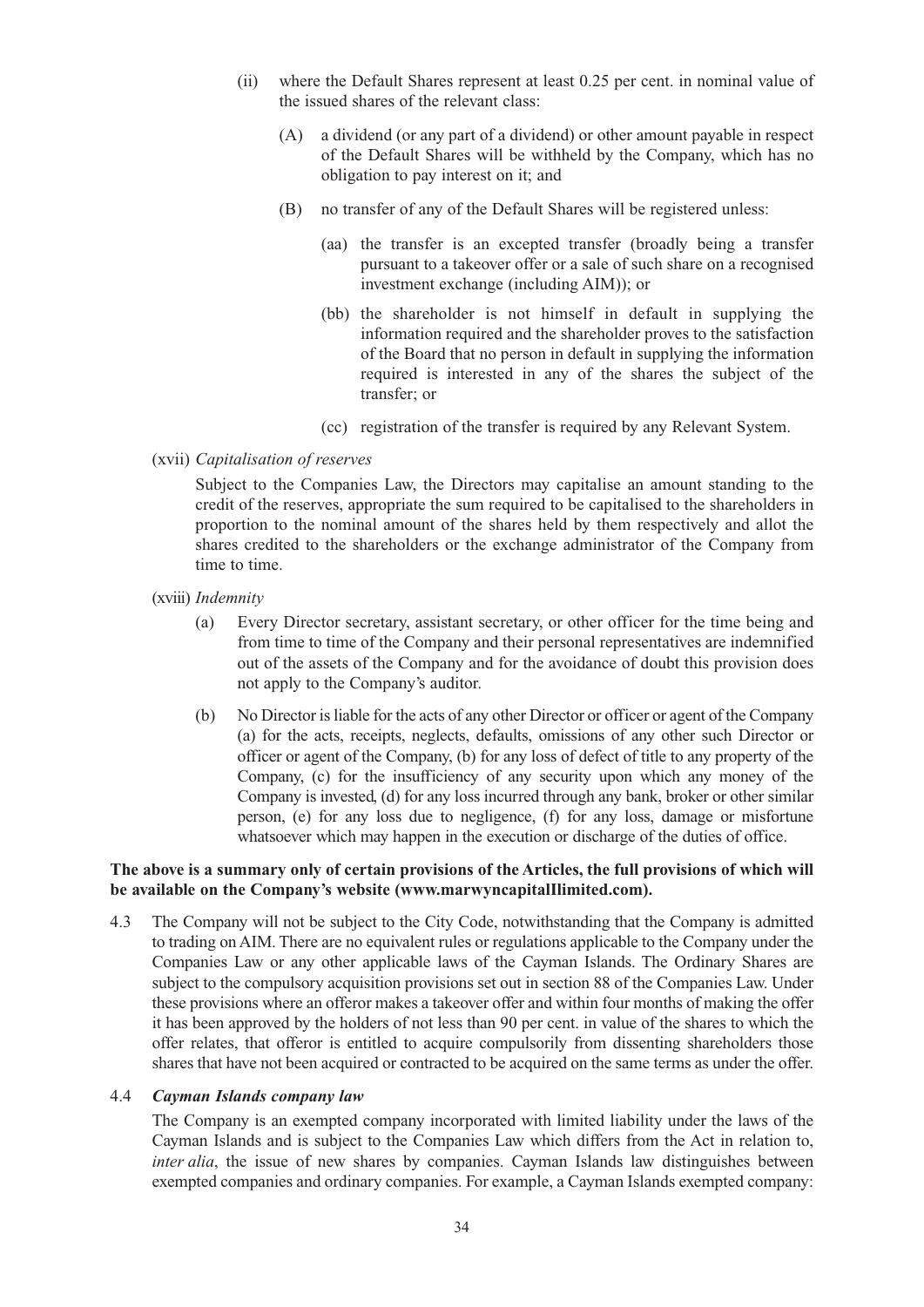(ii) where the Default Shares represent at least 0.25 per cent. in nominal value of the issued shares of the relevant class:

   (A) a dividend (or any part of a dividend) or other amount payable in respect of the Default Shares will be withheld by the Company, which has no obligation to pay interest on it; and

   (B) no transfer of any of the Default Shares will be registered unless:

      (aa) the transfer is an excepted transfer (broadly being a transfer pursuant to a takeover offer or a sale of such share on a recognised investment exchange (including AIM)); or

      (bb) the shareholder is not himself in default in supplying the information required and the shareholder proves to the satisfaction of the Board that no person in default in supplying the information required is interested in any of the shares the subject of the transfer; or

      (cc) registration of the transfer is required by any Relevant System.

(xvii) *Capitalisation of reserves*

Subject to the Companies Law, the Directors may capitalise an amount standing to the credit of the reserves, appropriate the sum required to be capitalised to the shareholders in proportion to the nominal amount of the shares held by them respectively and allot the shares credited to the shareholders or the exchange administrator of the Company from time to time.

(xviii) *Indemnity*

(a) Every Director secretary, assistant secretary, or other officer for the time being and from time to time of the Company and their personal representatives are indemnified out of the assets of the Company and for the avoidance of doubt this provision does not apply to the Company's auditor.

(b) No Director is liable for the acts of any other Director or officer or agent of the Company (a) for the acts, receipts, neglects, defaults, omissions of any other such Director or officer or agent of the Company, (b) for any loss of defect of title to any property of the Company, (c) for the insufficiency of any security upon which any money of the Company is invested, (d) for any loss incurred through any bank, broker or other similar person, (e) for any loss due to negligence, (f) for any loss, damage or misfortune whatsoever which may happen in the execution or discharge of the duties of office.

**The above is a summary only of certain provisions of the Articles, the full provisions of which will be available on the Company's website (www.marwyncapitalIlimited.com).**

4.3 The Company will not be subject to the City Code, notwithstanding that the Company is admitted to trading on AIM. There are no equivalent rules or regulations applicable to the Company under the Companies Law or any other applicable laws of the Cayman Islands. The Ordinary Shares are subject to the compulsory acquisition provisions set out in section 88 of the Companies Law. Under these provisions where an offeror makes a takeover offer and within four months of making the offer it has been approved by the holders of not less than 90 per cent. in value of the shares to which the offer relates, that offeror is entitled to acquire compulsorily from dissenting shareholders those shares that have not been acquired or contracted to be acquired on the same terms as under the offer.

4.4 ***Cayman Islands company law***

The Company is an exempted company incorporated with limited liability under the laws of the Cayman Islands and is subject to the Companies Law which differs from the Act in relation to, *inter alia*, the issue of new shares by companies. Cayman Islands law distinguishes between exempted companies and ordinary companies. For example, a Cayman Islands exempted company: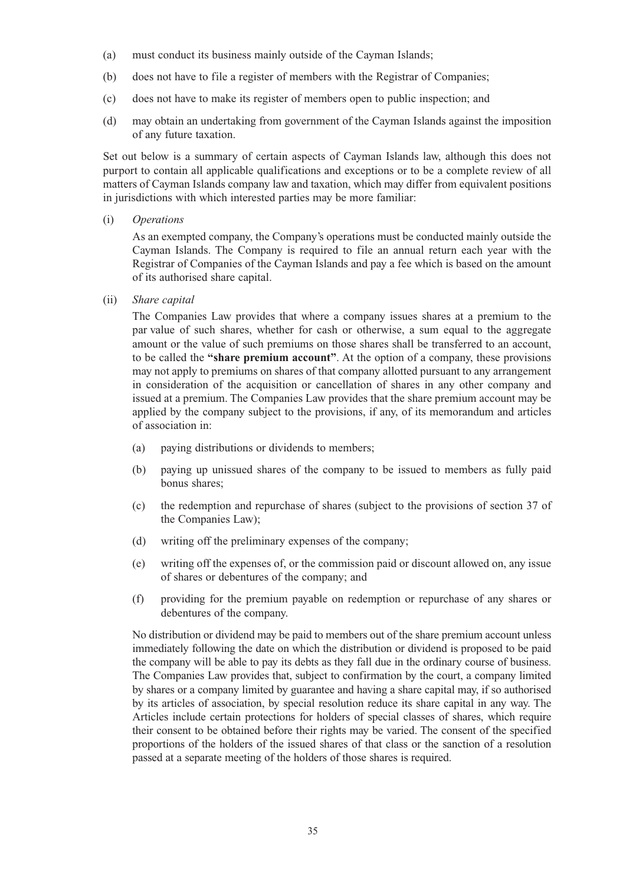(a) must conduct its business mainly outside of the Cayman Islands;

(b) does not have to file a register of members with the Registrar of Companies;

(c) does not have to make its register of members open to public inspection; and

(d) may obtain an undertaking from government of the Cayman Islands against the imposition of any future taxation.

Set out below is a summary of certain aspects of Cayman Islands law, although this does not purport to contain all applicable qualifications and exceptions or to be a complete review of all matters of Cayman Islands company law and taxation, which may differ from equivalent positions in jurisdictions with which interested parties may be more familiar:

(i) *Operations*

As an exempted company, the Company's operations must be conducted mainly outside the Cayman Islands. The Company is required to file an annual return each year with the Registrar of Companies of the Cayman Islands and pay a fee which is based on the amount of its authorised share capital.

(ii) *Share capital*

The Companies Law provides that where a company issues shares at a premium to the par value of such shares, whether for cash or otherwise, a sum equal to the aggregate amount or the value of such premiums on those shares shall be transferred to an account, to be called the **"share premium account"**. At the option of a company, these provisions may not apply to premiums on shares of that company allotted pursuant to any arrangement in consideration of the acquisition or cancellation of shares in any other company and issued at a premium. The Companies Law provides that the share premium account may be applied by the company subject to the provisions, if any, of its memorandum and articles of association in:

(a) paying distributions or dividends to members;

(b) paying up unissued shares of the company to be issued to members as fully paid bonus shares;

(c) the redemption and repurchase of shares (subject to the provisions of section 37 of the Companies Law);

(d) writing off the preliminary expenses of the company;

(e) writing off the expenses of, or the commission paid or discount allowed on, any issue of shares or debentures of the company; and

(f) providing for the premium payable on redemption or repurchase of any shares or debentures of the company.

No distribution or dividend may be paid to members out of the share premium account unless immediately following the date on which the distribution or dividend is proposed to be paid the company will be able to pay its debts as they fall due in the ordinary course of business. The Companies Law provides that, subject to confirmation by the court, a company limited by shares or a company limited by guarantee and having a share capital may, if so authorised by its articles of association, by special resolution reduce its share capital in any way. The Articles include certain protections for holders of special classes of shares, which require their consent to be obtained before their rights may be varied. The consent of the specified proportions of the holders of the issued shares of that class or the sanction of a resolution passed at a separate meeting of the holders of those shares is required.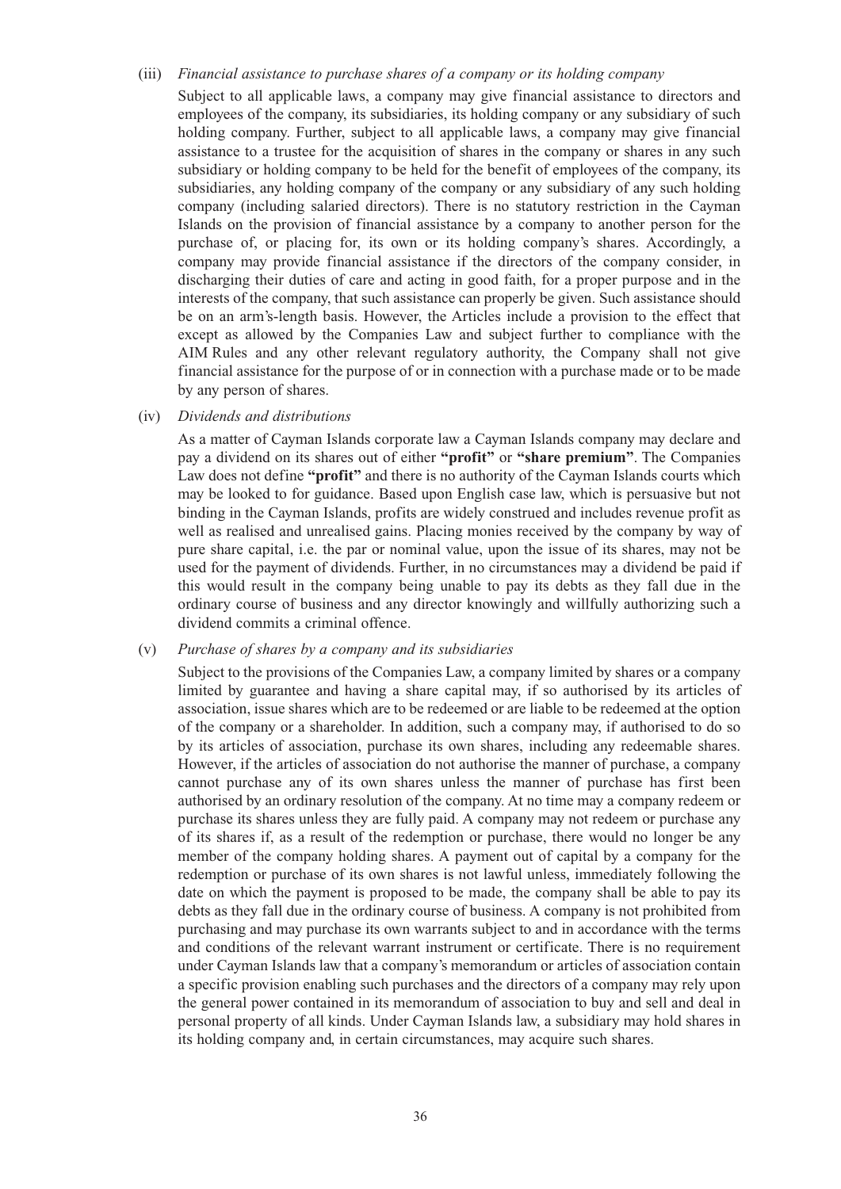(iii) *Financial assistance to purchase shares of a company or its holding company*

Subject to all applicable laws, a company may give financial assistance to directors and employees of the company, its subsidiaries, its holding company or any subsidiary of such holding company. Further, subject to all applicable laws, a company may give financial assistance to a trustee for the acquisition of shares in the company or shares in any such subsidiary or holding company to be held for the benefit of employees of the company, its subsidiaries, any holding company of the company or any subsidiary of any such holding company (including salaried directors). There is no statutory restriction in the Cayman Islands on the provision of financial assistance by a company to another person for the purchase of, or placing for, its own or its holding company's shares. Accordingly, a company may provide financial assistance if the directors of the company consider, in discharging their duties of care and acting in good faith, for a proper purpose and in the interests of the company, that such assistance can properly be given. Such assistance should be on an arm's-length basis. However, the Articles include a provision to the effect that except as allowed by the Companies Law and subject further to compliance with the AIM Rules and any other relevant regulatory authority, the Company shall not give financial assistance for the purpose of or in connection with a purchase made or to be made by any person of shares.

(iv) *Dividends and distributions*

As a matter of Cayman Islands corporate law a Cayman Islands company may declare and pay a dividend on its shares out of either **"profit"** or **"share premium"**. The Companies Law does not define **"profit"** and there is no authority of the Cayman Islands courts which may be looked to for guidance. Based upon English case law, which is persuasive but not binding in the Cayman Islands, profits are widely construed and includes revenue profit as well as realised and unrealised gains. Placing monies received by the company by way of pure share capital, i.e. the par or nominal value, upon the issue of its shares, may not be used for the payment of dividends. Further, in no circumstances may a dividend be paid if this would result in the company being unable to pay its debts as they fall due in the ordinary course of business and any director knowingly and willfully authorizing such a dividend commits a criminal offence.

(v) *Purchase of shares by a company and its subsidiaries*

Subject to the provisions of the Companies Law, a company limited by shares or a company limited by guarantee and having a share capital may, if so authorised by its articles of association, issue shares which are to be redeemed or are liable to be redeemed at the option of the company or a shareholder. In addition, such a company may, if authorised to do so by its articles of association, purchase its own shares, including any redeemable shares. However, if the articles of association do not authorise the manner of purchase, a company cannot purchase any of its own shares unless the manner of purchase has first been authorised by an ordinary resolution of the company. At no time may a company redeem or purchase its shares unless they are fully paid. A company may not redeem or purchase any of its shares if, as a result of the redemption or purchase, there would no longer be any member of the company holding shares. A payment out of capital by a company for the redemption or purchase of its own shares is not lawful unless, immediately following the date on which the payment is proposed to be made, the company shall be able to pay its debts as they fall due in the ordinary course of business. A company is not prohibited from purchasing and may purchase its own warrants subject to and in accordance with the terms and conditions of the relevant warrant instrument or certificate. There is no requirement under Cayman Islands law that a company's memorandum or articles of association contain a specific provision enabling such purchases and the directors of a company may rely upon the general power contained in its memorandum of association to buy and sell and deal in personal property of all kinds. Under Cayman Islands law, a subsidiary may hold shares in its holding company and, in certain circumstances, may acquire such shares.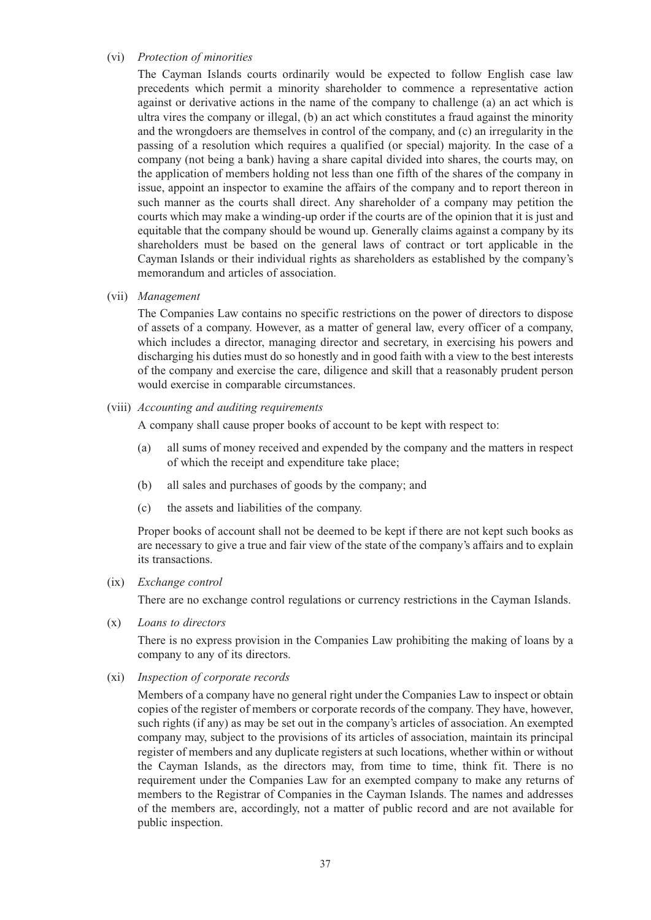(vi) *Protection of minorities*

The Cayman Islands courts ordinarily would be expected to follow English case law precedents which permit a minority shareholder to commence a representative action against or derivative actions in the name of the company to challenge (a) an act which is ultra vires the company or illegal, (b) an act which constitutes a fraud against the minority and the wrongdoers are themselves in control of the company, and (c) an irregularity in the passing of a resolution which requires a qualified (or special) majority. In the case of a company (not being a bank) having a share capital divided into shares, the courts may, on the application of members holding not less than one fifth of the shares of the company in issue, appoint an inspector to examine the affairs of the company and to report thereon in such manner as the courts shall direct. Any shareholder of a company may petition the courts which may make a winding-up order if the courts are of the opinion that it is just and equitable that the company should be wound up. Generally claims against a company by its shareholders must be based on the general laws of contract or tort applicable in the Cayman Islands or their individual rights as shareholders as established by the company's memorandum and articles of association.

(vii) *Management*

The Companies Law contains no specific restrictions on the power of directors to dispose of assets of a company. However, as a matter of general law, every officer of a company, which includes a director, managing director and secretary, in exercising his powers and discharging his duties must do so honestly and in good faith with a view to the best interests of the company and exercise the care, diligence and skill that a reasonably prudent person would exercise in comparable circumstances.

(viii) *Accounting and auditing requirements*

A company shall cause proper books of account to be kept with respect to:

(a) all sums of money received and expended by the company and the matters in respect of which the receipt and expenditure take place;

(b) all sales and purchases of goods by the company; and

(c) the assets and liabilities of the company.

Proper books of account shall not be deemed to be kept if there are not kept such books as are necessary to give a true and fair view of the state of the company's affairs and to explain its transactions.

(ix) *Exchange control*

There are no exchange control regulations or currency restrictions in the Cayman Islands.

(x) *Loans to directors*

There is no express provision in the Companies Law prohibiting the making of loans by a company to any of its directors.

(xi) *Inspection of corporate records*

Members of a company have no general right under the Companies Law to inspect or obtain copies of the register of members or corporate records of the company. They have, however, such rights (if any) as may be set out in the company's articles of association. An exempted company may, subject to the provisions of its articles of association, maintain its principal register of members and any duplicate registers at such locations, whether within or without the Cayman Islands, as the directors may, from time to time, think fit. There is no requirement under the Companies Law for an exempted company to make any returns of members to the Registrar of Companies in the Cayman Islands. The names and addresses of the members are, accordingly, not a matter of public record and are not available for public inspection.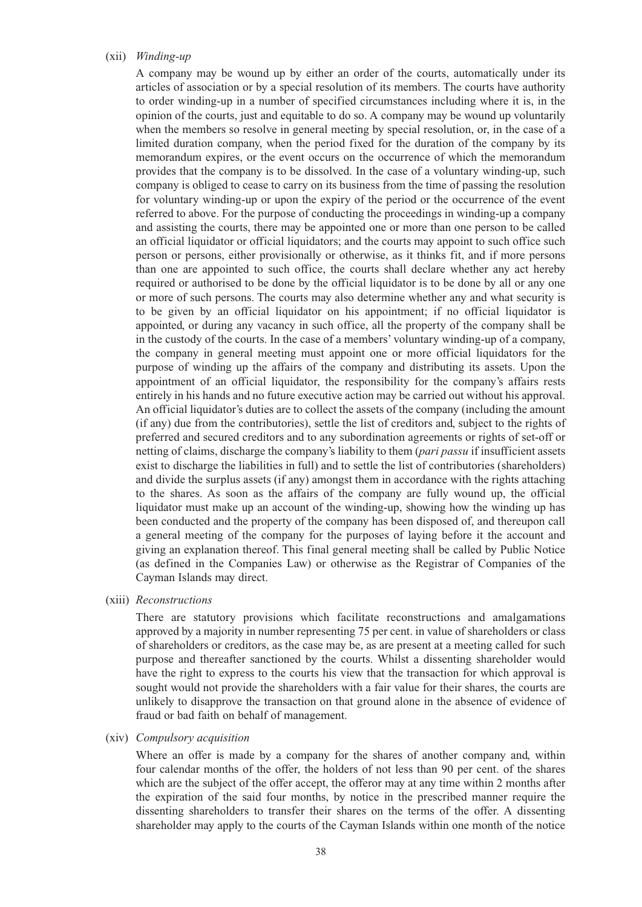(xii) *Winding-up*

A company may be wound up by either an order of the courts, automatically under its articles of association or by a special resolution of its members. The courts have authority to order winding-up in a number of specified circumstances including where it is, in the opinion of the courts, just and equitable to do so. A company may be wound up voluntarily when the members so resolve in general meeting by special resolution, or, in the case of a limited duration company, when the period fixed for the duration of the company by its memorandum expires, or the event occurs on the occurrence of which the memorandum provides that the company is to be dissolved. In the case of a voluntary winding-up, such company is obliged to cease to carry on its business from the time of passing the resolution for voluntary winding-up or upon the expiry of the period or the occurrence of the event referred to above. For the purpose of conducting the proceedings in winding-up a company and assisting the courts, there may be appointed one or more than one person to be called an official liquidator or official liquidators; and the courts may appoint to such office such person or persons, either provisionally or otherwise, as it thinks fit, and if more persons than one are appointed to such office, the courts shall declare whether any act hereby required or authorised to be done by the official liquidator is to be done by all or any one or more of such persons. The courts may also determine whether any and what security is to be given by an official liquidator on his appointment; if no official liquidator is appointed, or during any vacancy in such office, all the property of the company shall be in the custody of the courts. In the case of a members' voluntary winding-up of a company, the company in general meeting must appoint one or more official liquidators for the purpose of winding up the affairs of the company and distributing its assets. Upon the appointment of an official liquidator, the responsibility for the company's affairs rests entirely in his hands and no future executive action may be carried out without his approval. An official liquidator's duties are to collect the assets of the company (including the amount (if any) due from the contributories), settle the list of creditors and, subject to the rights of preferred and secured creditors and to any subordination agreements or rights of set-off or netting of claims, discharge the company's liability to them (*pari passu* if insufficient assets exist to discharge the liabilities in full) and to settle the list of contributories (shareholders) and divide the surplus assets (if any) amongst them in accordance with the rights attaching to the shares. As soon as the affairs of the company are fully wound up, the official liquidator must make up an account of the winding-up, showing how the winding up has been conducted and the property of the company has been disposed of, and thereupon call a general meeting of the company for the purposes of laying before it the account and giving an explanation thereof. This final general meeting shall be called by Public Notice (as defined in the Companies Law) or otherwise as the Registrar of Companies of the Cayman Islands may direct.

(xiii) *Reconstructions*

There are statutory provisions which facilitate reconstructions and amalgamations approved by a majority in number representing 75 per cent. in value of shareholders or class of shareholders or creditors, as the case may be, as are present at a meeting called for such purpose and thereafter sanctioned by the courts. Whilst a dissenting shareholder would have the right to express to the courts his view that the transaction for which approval is sought would not provide the shareholders with a fair value for their shares, the courts are unlikely to disapprove the transaction on that ground alone in the absence of evidence of fraud or bad faith on behalf of management.

(xiv) *Compulsory acquisition*

Where an offer is made by a company for the shares of another company and, within four calendar months of the offer, the holders of not less than 90 per cent. of the shares which are the subject of the offer accept, the offeror may at any time within 2 months after the expiration of the said four months, by notice in the prescribed manner require the dissenting shareholders to transfer their shares on the terms of the offer. A dissenting shareholder may apply to the courts of the Cayman Islands within one month of the notice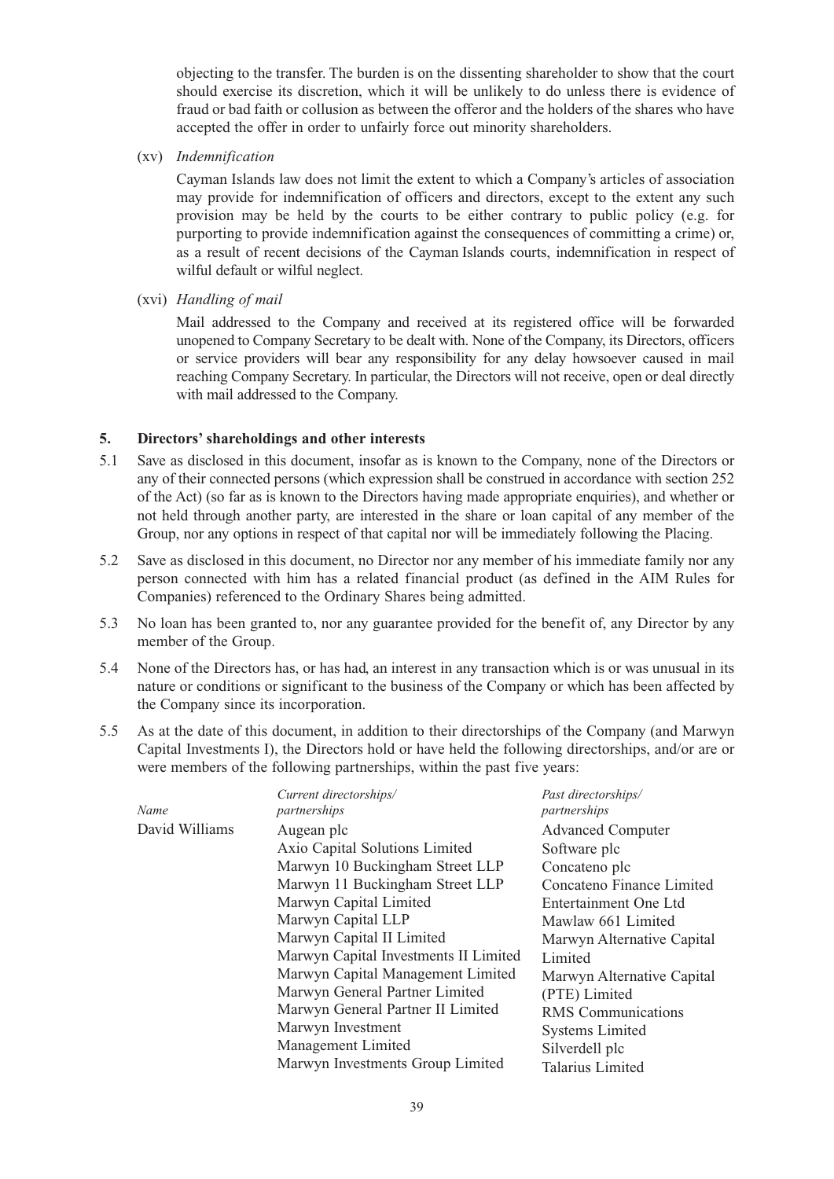objecting to the transfer. The burden is on the dissenting shareholder to show that the court should exercise its discretion, which it will be unlikely to do unless there is evidence of fraud or bad faith or collusion as between the offeror and the holders of the shares who have accepted the offer in order to unfairly force out minority shareholders.

(xv) *Indemnification*

Cayman Islands law does not limit the extent to which a Company's articles of association may provide for indemnification of officers and directors, except to the extent any such provision may be held by the courts to be either contrary to public policy (e.g. for purporting to provide indemnification against the consequences of committing a crime) or, as a result of recent decisions of the Cayman Islands courts, indemnification in respect of wilful default or wilful neglect.

(xvi) *Handling of mail*

Mail addressed to the Company and received at its registered office will be forwarded unopened to Company Secretary to be dealt with. None of the Company, its Directors, officers or service providers will bear any responsibility for any delay howsoever caused in mail reaching Company Secretary. In particular, the Directors will not receive, open or deal directly with mail addressed to the Company.

## 5. Directors' shareholdings and other interests

5.1 Save as disclosed in this document, insofar as is known to the Company, none of the Directors or any of their connected persons (which expression shall be construed in accordance with section 252 of the Act) (so far as is known to the Directors having made appropriate enquiries), and whether or not held through another party, are interested in the share or loan capital of any member of the Group, nor any options in respect of that capital nor will be immediately following the Placing.

5.2 Save as disclosed in this document, no Director nor any member of his immediate family nor any person connected with him has a related financial product (as defined in the AIM Rules for Companies) referenced to the Ordinary Shares being admitted.

5.3 No loan has been granted to, nor any guarantee provided for the benefit of, any Director by any member of the Group.

5.4 None of the Directors has, or has had, an interest in any transaction which is or was unusual in its nature or conditions or significant to the business of the Company or which has been affected by the Company since its incorporation.

5.5 As at the date of this document, in addition to their directorships of the Company (and Marwyn Capital Investments I), the Directors hold or have held the following directorships, and/or are or were members of the following partnerships, within the past five years:

| *Name* | *Current directorships/ partnerships* | *Past directorships/ partnerships* |
|---|---|---|
| David Williams | Augean plc<br>Axio Capital Solutions Limited<br>Marwyn 10 Buckingham Street LLP<br>Marwyn 11 Buckingham Street LLP<br>Marwyn Capital Limited<br>Marwyn Capital LLP<br>Marwyn Capital II Limited<br>Marwyn Capital Investments II Limited<br>Marwyn Capital Management Limited<br>Marwyn General Partner Limited<br>Marwyn General Partner II Limited<br>Marwyn Investment Management Limited<br>Marwyn Investments Group Limited | Advanced Computer Software plc<br>Concateno plc<br>Concateno Finance Limited<br>Entertainment One Ltd<br>Mawlaw 661 Limited<br>Marwyn Alternative Capital Limited<br>Marwyn Alternative Capital (PTE) Limited<br>RMS Communications Systems Limited<br>Silverdell plc<br>Talarius Limited |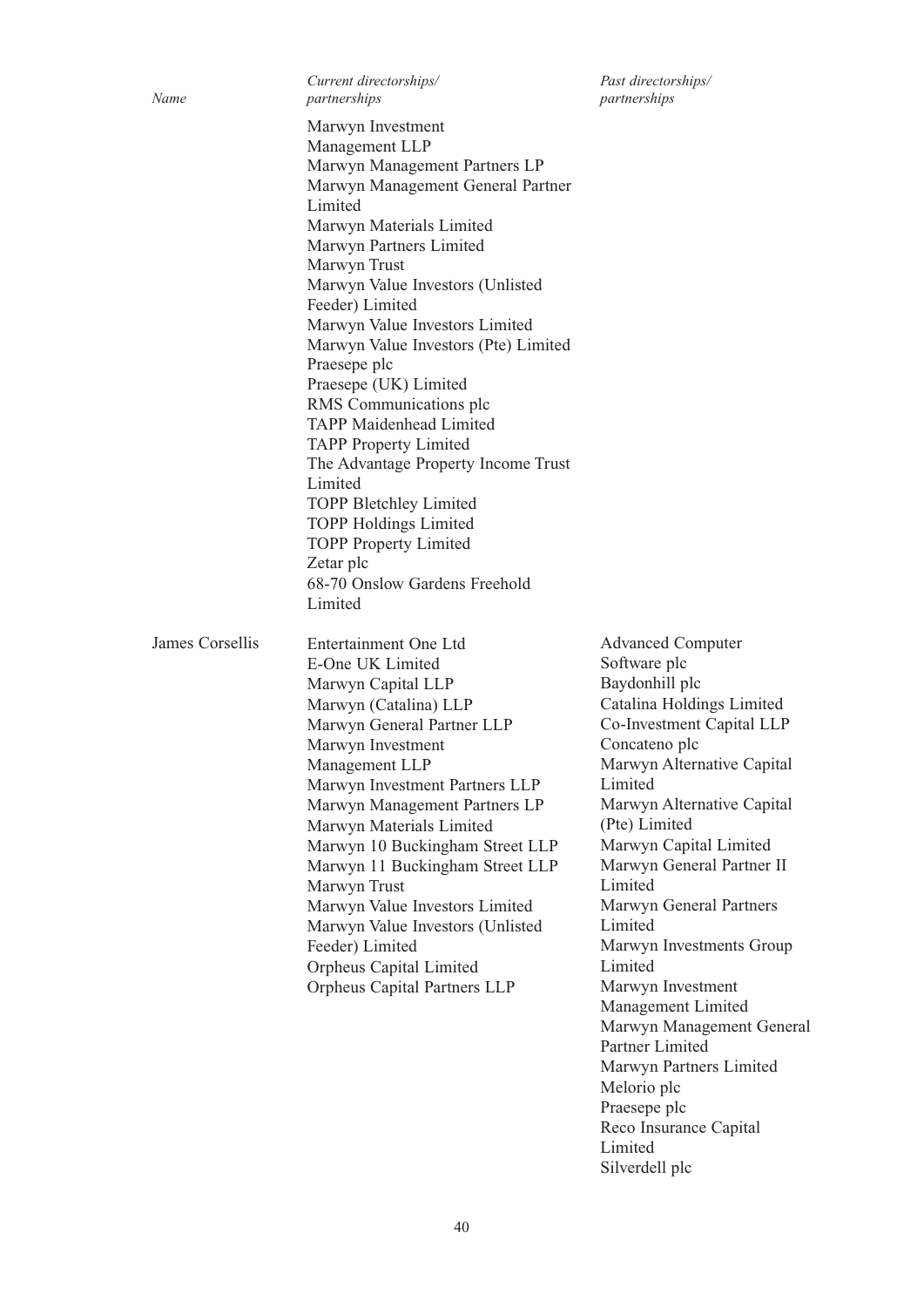| Name | Current directorships/ partnerships | Past directorships/ partnerships |
|---|---|---|
| | Marwyn Investment Management LLP<br>Marwyn Management Partners LP<br>Marwyn Management General Partner Limited<br>Marwyn Materials Limited<br>Marwyn Partners Limited<br>Marwyn Trust<br>Marwyn Value Investors (Unlisted Feeder) Limited<br>Marwyn Value Investors Limited<br>Marwyn Value Investors (Pte) Limited<br>Praesepe plc<br>Praesepe (UK) Limited<br>RMS Communications plc<br>TAPP Maidenhead Limited<br>TAPP Property Limited<br>The Advantage Property Income Trust Limited<br>TOPP Bletchley Limited<br>TOPP Holdings Limited<br>TOPP Property Limited<br>Zetar plc<br>68-70 Onslow Gardens Freehold Limited | |
| James Corsellis | Entertainment One Ltd<br>E-One UK Limited<br>Marwyn Capital LLP<br>Marwyn (Catalina) LLP<br>Marwyn General Partner LLP<br>Marwyn Investment Management LLP<br>Marwyn Investment Partners LLP<br>Marwyn Management Partners LP<br>Marwyn Materials Limited<br>Marwyn 10 Buckingham Street LLP<br>Marwyn 11 Buckingham Street LLP<br>Marwyn Trust<br>Marwyn Value Investors Limited<br>Marwyn Value Investors (Unlisted Feeder) Limited<br>Orpheus Capital Limited<br>Orpheus Capital Partners LLP | Advanced Computer Software plc<br>Baydonhill plc<br>Catalina Holdings Limited<br>Co-Investment Capital LLP<br>Concateno plc<br>Marwyn Alternative Capital Limited<br>Marwyn Alternative Capital (Pte) Limited<br>Marwyn Capital Limited<br>Marwyn General Partner II Limited<br>Marwyn General Partners Limited<br>Marwyn Investments Group Limited<br>Marwyn Investment Management Limited<br>Marwyn Management General Partner Limited<br>Marwyn Partners Limited<br>Melorio plc<br>Praesepe plc<br>Reco Insurance Capital Limited<br>Silverdell plc |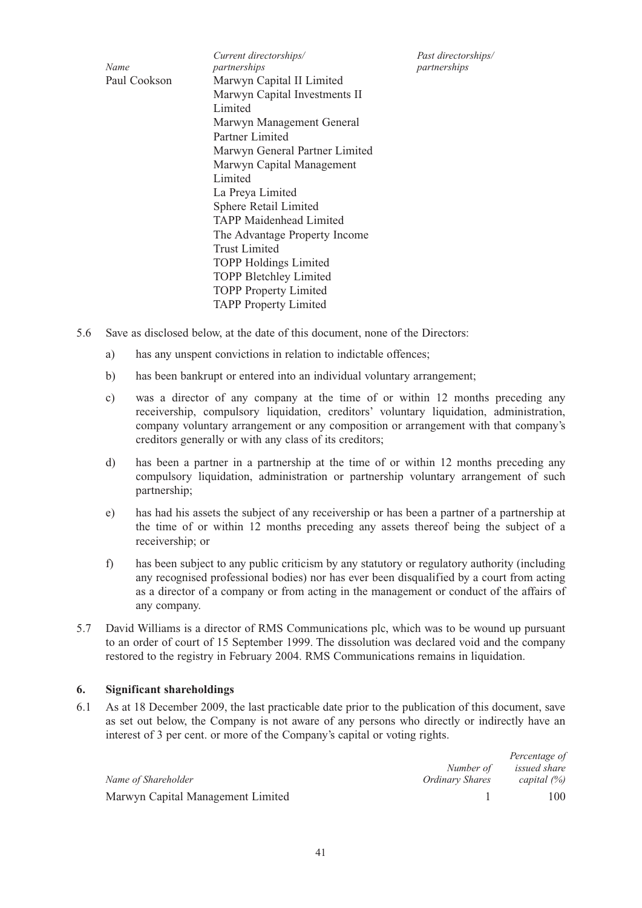| *Name* | *Current directorships/ partnerships* | *Past directorships/ partnerships* |
|---|---|---|
| Paul Cookson | Marwyn Capital II Limited<br>Marwyn Capital Investments II Limited<br>Marwyn Management General Partner Limited<br>Marwyn General Partner Limited<br>Marwyn Capital Management Limited<br>La Preya Limited<br>Sphere Retail Limited<br>TAPP Maidenhead Limited<br>The Advantage Property Income Trust Limited<br>TOPP Holdings Limited<br>TOPP Bletchley Limited<br>TOPP Property Limited<br>TAPP Property Limited | |

5.6 Save as disclosed below, at the date of this document, none of the Directors:

a) has any unspent convictions in relation to indictable offences;

b) has been bankrupt or entered into an individual voluntary arrangement;

c) was a director of any company at the time of or within 12 months preceding any receivership, compulsory liquidation, creditors' voluntary liquidation, administration, company voluntary arrangement or any composition or arrangement with that company's creditors generally or with any class of its creditors;

d) has been a partner in a partnership at the time of or within 12 months preceding any compulsory liquidation, administration or partnership voluntary arrangement of such partnership;

e) has had his assets the subject of any receivership or has been a partner of a partnership at the time of or within 12 months preceding any assets thereof being the subject of a receivership; or

f) has been subject to any public criticism by any statutory or regulatory authority (including any recognised professional bodies) nor has ever been disqualified by a court from acting as a director of a company or from acting in the management or conduct of the affairs of any company.

5.7 David Williams is a director of RMS Communications plc, which was to be wound up pursuant to an order of court of 15 September 1999. The dissolution was declared void and the company restored to the registry in February 2004. RMS Communications remains in liquidation.

## 6. Significant shareholdings

6.1 As at 18 December 2009, the last practicable date prior to the publication of this document, save as set out below, the Company is not aware of any persons who directly or indirectly have an interest of 3 per cent. or more of the Company's capital or voting rights.

| *Name of Shareholder* | *Number of Ordinary Shares* | *Percentage of issued share capital (%)* |
|---|---|---|
| Marwyn Capital Management Limited | 1 | 100 |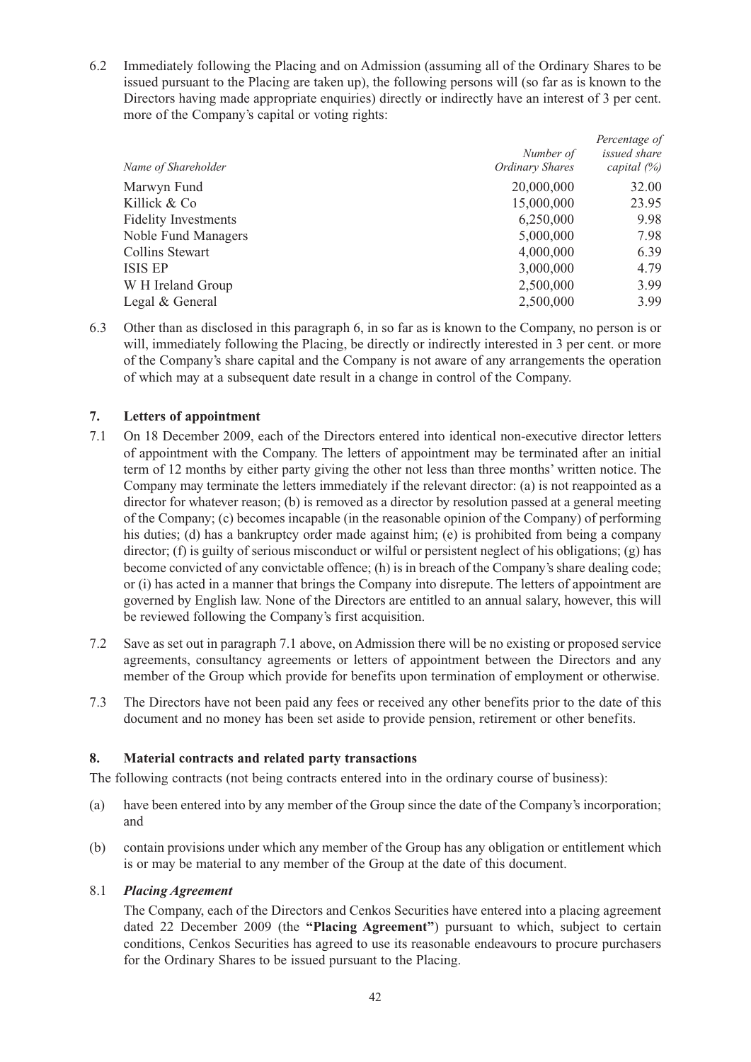6.2 Immediately following the Placing and on Admission (assuming all of the Ordinary Shares to be issued pursuant to the Placing are taken up), the following persons will (so far as is known to the Directors having made appropriate enquiries) directly or indirectly have an interest of 3 per cent. more of the Company's capital or voting rights:

| *Name of Shareholder* | *Number of Ordinary Shares* | *Percentage of issued share capital (%)* |
|---|---|---|
| Marwyn Fund | 20,000,000 | 32.00 |
| Killick & Co | 15,000,000 | 23.95 |
| Fidelity Investments | 6,250,000 | 9.98 |
| Noble Fund Managers | 5,000,000 | 7.98 |
| Collins Stewart | 4,000,000 | 6.39 |
| ISIS EP | 3,000,000 | 4.79 |
| W H Ireland Group | 2,500,000 | 3.99 |
| Legal & General | 2,500,000 | 3.99 |

6.3 Other than as disclosed in this paragraph 6, in so far as is known to the Company, no person is or will, immediately following the Placing, be directly or indirectly interested in 3 per cent. or more of the Company's share capital and the Company is not aware of any arrangements the operation of which may at a subsequent date result in a change in control of the Company.

## 7. Letters of appointment

7.1 On 18 December 2009, each of the Directors entered into identical non-executive director letters of appointment with the Company. The letters of appointment may be terminated after an initial term of 12 months by either party giving the other not less than three months' written notice. The Company may terminate the letters immediately if the relevant director: (a) is not reappointed as a director for whatever reason; (b) is removed as a director by resolution passed at a general meeting of the Company; (c) becomes incapable (in the reasonable opinion of the Company) of performing his duties; (d) has a bankruptcy order made against him; (e) is prohibited from being a company director; (f) is guilty of serious misconduct or wilful or persistent neglect of his obligations; (g) has become convicted of any convictable offence; (h) is in breach of the Company's share dealing code; or (i) has acted in a manner that brings the Company into disrepute. The letters of appointment are governed by English law. None of the Directors are entitled to an annual salary, however, this will be reviewed following the Company's first acquisition.

7.2 Save as set out in paragraph 7.1 above, on Admission there will be no existing or proposed service agreements, consultancy agreements or letters of appointment between the Directors and any member of the Group which provide for benefits upon termination of employment or otherwise.

7.3 The Directors have not been paid any fees or received any other benefits prior to the date of this document and no money has been set aside to provide pension, retirement or other benefits.

## 8. Material contracts and related party transactions

The following contracts (not being contracts entered into in the ordinary course of business):

(a) have been entered into by any member of the Group since the date of the Company's incorporation; and

(b) contain provisions under which any member of the Group has any obligation or entitlement which is or may be material to any member of the Group at the date of this document.

8.1 ***Placing Agreement***

The Company, each of the Directors and Cenkos Securities have entered into a placing agreement dated 22 December 2009 (the **"Placing Agreement"**) pursuant to which, subject to certain conditions, Cenkos Securities has agreed to use its reasonable endeavours to procure purchasers for the Ordinary Shares to be issued pursuant to the Placing.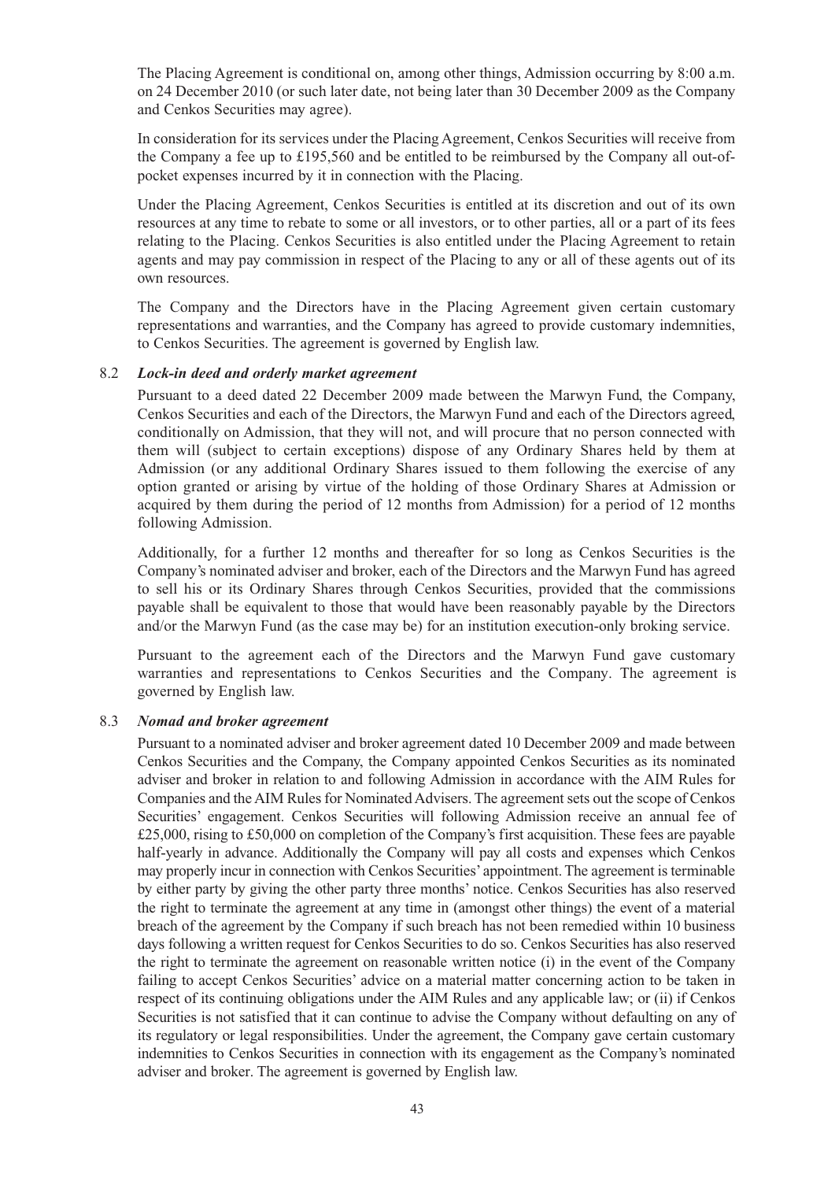The Placing Agreement is conditional on, among other things, Admission occurring by 8:00 a.m. on 24 December 2010 (or such later date, not being later than 30 December 2009 as the Company and Cenkos Securities may agree).

In consideration for its services under the Placing Agreement, Cenkos Securities will receive from the Company a fee up to £195,560 and be entitled to be reimbursed by the Company all out-of-pocket expenses incurred by it in connection with the Placing.

Under the Placing Agreement, Cenkos Securities is entitled at its discretion and out of its own resources at any time to rebate to some or all investors, or to other parties, all or a part of its fees relating to the Placing. Cenkos Securities is also entitled under the Placing Agreement to retain agents and may pay commission in respect of the Placing to any or all of these agents out of its own resources.

The Company and the Directors have in the Placing Agreement given certain customary representations and warranties, and the Company has agreed to provide customary indemnities, to Cenkos Securities. The agreement is governed by English law.

8.2 ***Lock-in deed and orderly market agreement***

Pursuant to a deed dated 22 December 2009 made between the Marwyn Fund, the Company, Cenkos Securities and each of the Directors, the Marwyn Fund and each of the Directors agreed, conditionally on Admission, that they will not, and will procure that no person connected with them will (subject to certain exceptions) dispose of any Ordinary Shares held by them at Admission (or any additional Ordinary Shares issued to them following the exercise of any option granted or arising by virtue of the holding of those Ordinary Shares at Admission or acquired by them during the period of 12 months from Admission) for a period of 12 months following Admission.

Additionally, for a further 12 months and thereafter for so long as Cenkos Securities is the Company's nominated adviser and broker, each of the Directors and the Marwyn Fund has agreed to sell his or its Ordinary Shares through Cenkos Securities, provided that the commissions payable shall be equivalent to those that would have been reasonably payable by the Directors and/or the Marwyn Fund (as the case may be) for an institution execution-only broking service.

Pursuant to the agreement each of the Directors and the Marwyn Fund gave customary warranties and representations to Cenkos Securities and the Company. The agreement is governed by English law.

8.3 ***Nomad and broker agreement***

Pursuant to a nominated adviser and broker agreement dated 10 December 2009 and made between Cenkos Securities and the Company, the Company appointed Cenkos Securities as its nominated adviser and broker in relation to and following Admission in accordance with the AIM Rules for Companies and the AIM Rules for Nominated Advisers. The agreement sets out the scope of Cenkos Securities' engagement. Cenkos Securities will following Admission receive an annual fee of £25,000, rising to £50,000 on completion of the Company's first acquisition. These fees are payable half-yearly in advance. Additionally the Company will pay all costs and expenses which Cenkos may properly incur in connection with Cenkos Securities' appointment. The agreement is terminable by either party by giving the other party three months' notice. Cenkos Securities has also reserved the right to terminate the agreement at any time in (amongst other things) the event of a material breach of the agreement by the Company if such breach has not been remedied within 10 business days following a written request for Cenkos Securities to do so. Cenkos Securities has also reserved the right to terminate the agreement on reasonable written notice (i) in the event of the Company failing to accept Cenkos Securities' advice on a material matter concerning action to be taken in respect of its continuing obligations under the AIM Rules and any applicable law; or (ii) if Cenkos Securities is not satisfied that it can continue to advise the Company without defaulting on any of its regulatory or legal responsibilities. Under the agreement, the Company gave certain customary indemnities to Cenkos Securities in connection with its engagement as the Company's nominated adviser and broker. The agreement is governed by English law.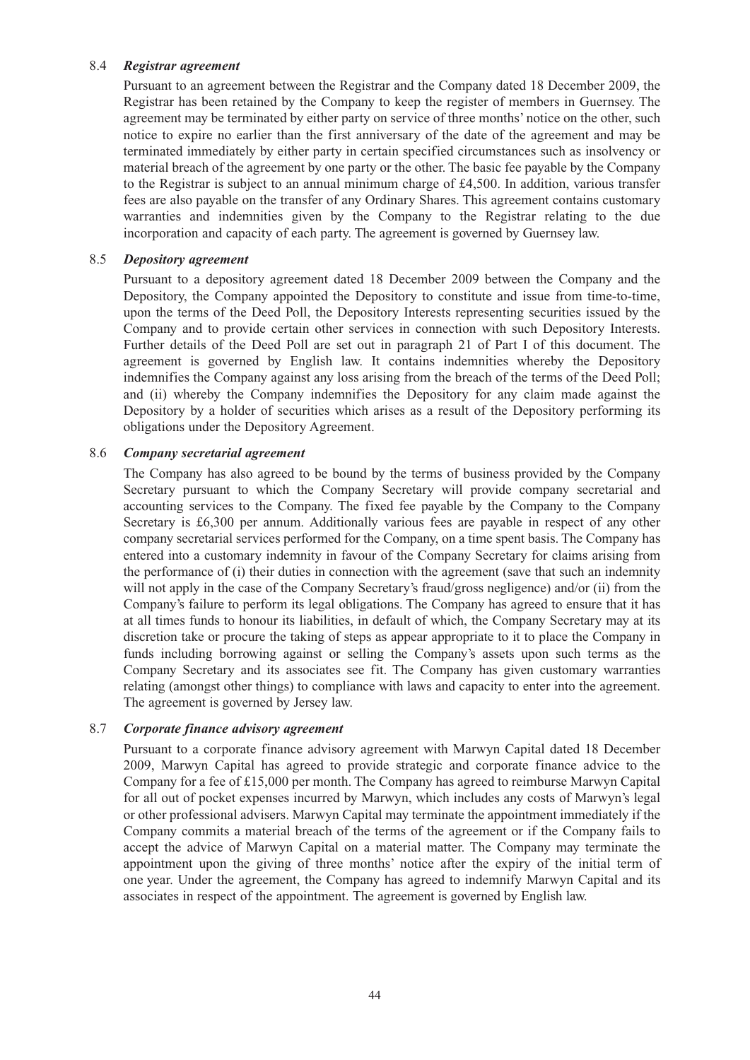8.4 ***Registrar agreement***

Pursuant to an agreement between the Registrar and the Company dated 18 December 2009, the Registrar has been retained by the Company to keep the register of members in Guernsey. The agreement may be terminated by either party on service of three months' notice on the other, such notice to expire no earlier than the first anniversary of the date of the agreement and may be terminated immediately by either party in certain specified circumstances such as insolvency or material breach of the agreement by one party or the other. The basic fee payable by the Company to the Registrar is subject to an annual minimum charge of £4,500. In addition, various transfer fees are also payable on the transfer of any Ordinary Shares. This agreement contains customary warranties and indemnities given by the Company to the Registrar relating to the due incorporation and capacity of each party. The agreement is governed by Guernsey law.

8.5 ***Depository agreement***

Pursuant to a depository agreement dated 18 December 2009 between the Company and the Depository, the Company appointed the Depository to constitute and issue from time-to-time, upon the terms of the Deed Poll, the Depository Interests representing securities issued by the Company and to provide certain other services in connection with such Depository Interests. Further details of the Deed Poll are set out in paragraph 21 of Part I of this document. The agreement is governed by English law. It contains indemnities whereby the Depository indemnifies the Company against any loss arising from the breach of the terms of the Deed Poll; and (ii) whereby the Company indemnifies the Depository for any claim made against the Depository by a holder of securities which arises as a result of the Depository performing its obligations under the Depository Agreement.

8.6 ***Company secretarial agreement***

The Company has also agreed to be bound by the terms of business provided by the Company Secretary pursuant to which the Company Secretary will provide company secretarial and accounting services to the Company. The fixed fee payable by the Company to the Company Secretary is £6,300 per annum. Additionally various fees are payable in respect of any other company secretarial services performed for the Company, on a time spent basis. The Company has entered into a customary indemnity in favour of the Company Secretary for claims arising from the performance of (i) their duties in connection with the agreement (save that such an indemnity will not apply in the case of the Company Secretary's fraud/gross negligence) and/or (ii) from the Company's failure to perform its legal obligations. The Company has agreed to ensure that it has at all times funds to honour its liabilities, in default of which, the Company Secretary may at its discretion take or procure the taking of steps as appear appropriate to it to place the Company in funds including borrowing against or selling the Company's assets upon such terms as the Company Secretary and its associates see fit. The Company has given customary warranties relating (amongst other things) to compliance with laws and capacity to enter into the agreement. The agreement is governed by Jersey law.

8.7 ***Corporate finance advisory agreement***

Pursuant to a corporate finance advisory agreement with Marwyn Capital dated 18 December 2009, Marwyn Capital has agreed to provide strategic and corporate finance advice to the Company for a fee of £15,000 per month. The Company has agreed to reimburse Marwyn Capital for all out of pocket expenses incurred by Marwyn, which includes any costs of Marwyn's legal or other professional advisers. Marwyn Capital may terminate the appointment immediately if the Company commits a material breach of the terms of the agreement or if the Company fails to accept the advice of Marwyn Capital on a material matter. The Company may terminate the appointment upon the giving of three months' notice after the expiry of the initial term of one year. Under the agreement, the Company has agreed to indemnify Marwyn Capital and its associates in respect of the appointment. The agreement is governed by English law.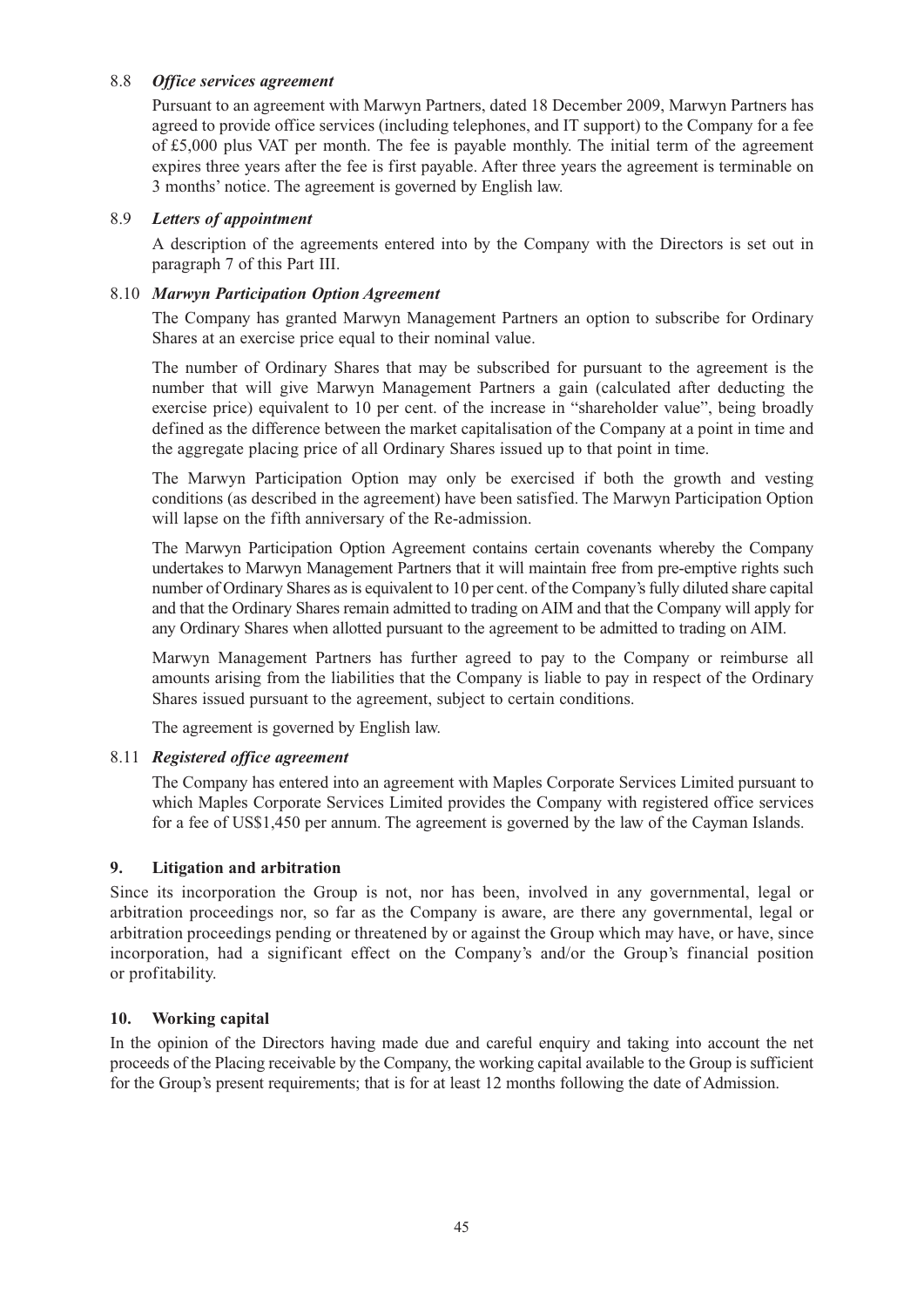### 8.8 *Office services agreement*

Pursuant to an agreement with Marwyn Partners, dated 18 December 2009, Marwyn Partners has agreed to provide office services (including telephones, and IT support) to the Company for a fee of £5,000 plus VAT per month. The fee is payable monthly. The initial term of the agreement expires three years after the fee is first payable. After three years the agreement is terminable on 3 months' notice. The agreement is governed by English law.

### 8.9 *Letters of appointment*

A description of the agreements entered into by the Company with the Directors is set out in paragraph 7 of this Part III.

### 8.10 *Marwyn Participation Option Agreement*

The Company has granted Marwyn Management Partners an option to subscribe for Ordinary Shares at an exercise price equal to their nominal value.

The number of Ordinary Shares that may be subscribed for pursuant to the agreement is the number that will give Marwyn Management Partners a gain (calculated after deducting the exercise price) equivalent to 10 per cent. of the increase in "shareholder value", being broadly defined as the difference between the market capitalisation of the Company at a point in time and the aggregate placing price of all Ordinary Shares issued up to that point in time.

The Marwyn Participation Option may only be exercised if both the growth and vesting conditions (as described in the agreement) have been satisfied. The Marwyn Participation Option will lapse on the fifth anniversary of the Re-admission.

The Marwyn Participation Option Agreement contains certain covenants whereby the Company undertakes to Marwyn Management Partners that it will maintain free from pre-emptive rights such number of Ordinary Shares as is equivalent to 10 per cent. of the Company's fully diluted share capital and that the Ordinary Shares remain admitted to trading on AIM and that the Company will apply for any Ordinary Shares when allotted pursuant to the agreement to be admitted to trading on AIM.

Marwyn Management Partners has further agreed to pay to the Company or reimburse all amounts arising from the liabilities that the Company is liable to pay in respect of the Ordinary Shares issued pursuant to the agreement, subject to certain conditions.

The agreement is governed by English law.

### 8.11 *Registered office agreement*

The Company has entered into an agreement with Maples Corporate Services Limited pursuant to which Maples Corporate Services Limited provides the Company with registered office services for a fee of US$1,450 per annum. The agreement is governed by the law of the Cayman Islands.

## 9. Litigation and arbitration

Since its incorporation the Group is not, nor has been, involved in any governmental, legal or arbitration proceedings nor, so far as the Company is aware, are there any governmental, legal or arbitration proceedings pending or threatened by or against the Group which may have, or have, since incorporation, had a significant effect on the Company's and/or the Group's financial position or profitability.

## 10. Working capital

In the opinion of the Directors having made due and careful enquiry and taking into account the net proceeds of the Placing receivable by the Company, the working capital available to the Group is sufficient for the Group's present requirements; that is for at least 12 months following the date of Admission.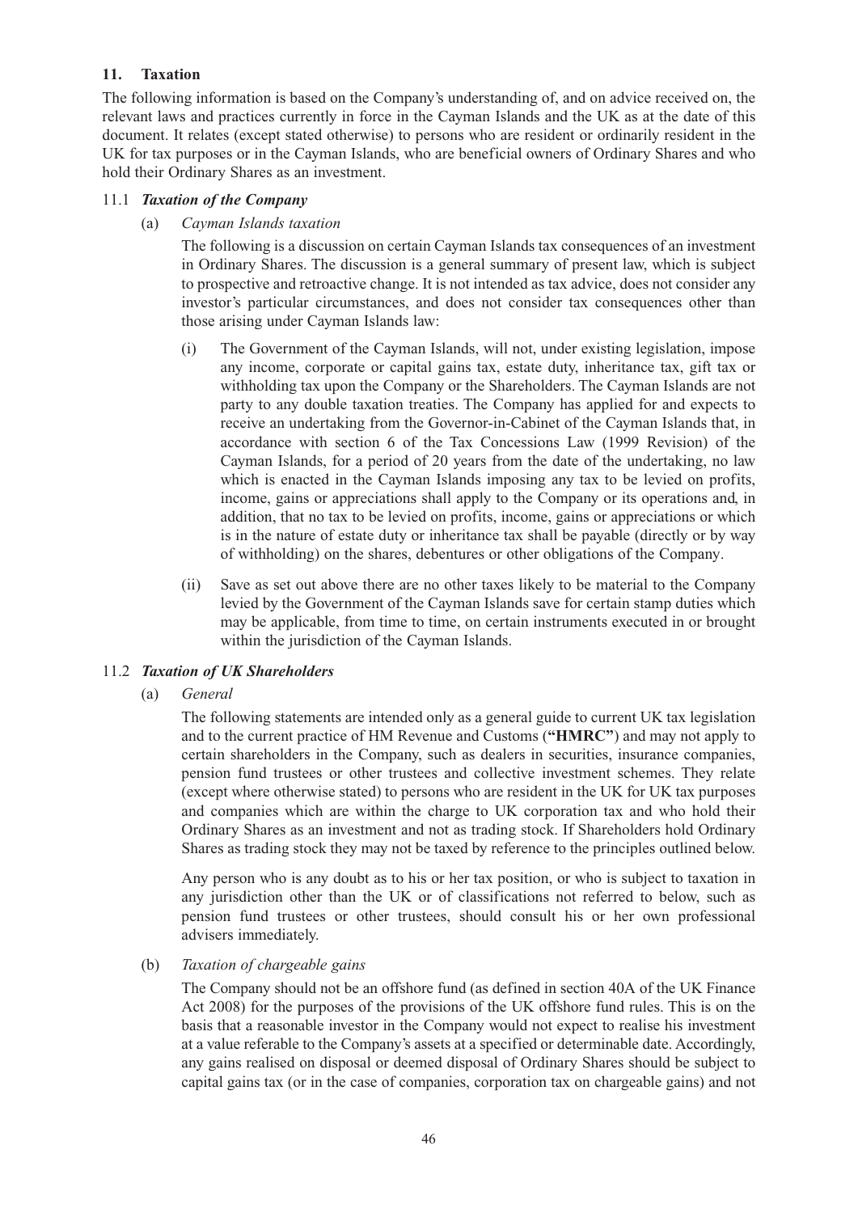## 11. Taxation

The following information is based on the Company's understanding of, and on advice received on, the relevant laws and practices currently in force in the Cayman Islands and the UK as at the date of this document. It relates (except stated otherwise) to persons who are resident or ordinarily resident in the UK for tax purposes or in the Cayman Islands, who are beneficial owners of Ordinary Shares and who hold their Ordinary Shares as an investment.

### 11.1 *Taxation of the Company*

(a) *Cayman Islands taxation*

The following is a discussion on certain Cayman Islands tax consequences of an investment in Ordinary Shares. The discussion is a general summary of present law, which is subject to prospective and retroactive change. It is not intended as tax advice, does not consider any investor's particular circumstances, and does not consider tax consequences other than those arising under Cayman Islands law:

(i) The Government of the Cayman Islands, will not, under existing legislation, impose any income, corporate or capital gains tax, estate duty, inheritance tax, gift tax or withholding tax upon the Company or the Shareholders. The Cayman Islands are not party to any double taxation treaties. The Company has applied for and expects to receive an undertaking from the Governor-in-Cabinet of the Cayman Islands that, in accordance with section 6 of the Tax Concessions Law (1999 Revision) of the Cayman Islands, for a period of 20 years from the date of the undertaking, no law which is enacted in the Cayman Islands imposing any tax to be levied on profits, income, gains or appreciations shall apply to the Company or its operations and, in addition, that no tax to be levied on profits, income, gains or appreciations or which is in the nature of estate duty or inheritance tax shall be payable (directly or by way of withholding) on the shares, debentures or other obligations of the Company.

(ii) Save as set out above there are no other taxes likely to be material to the Company levied by the Government of the Cayman Islands save for certain stamp duties which may be applicable, from time to time, on certain instruments executed in or brought within the jurisdiction of the Cayman Islands.

### 11.2 *Taxation of UK Shareholders*

(a) *General*

The following statements are intended only as a general guide to current UK tax legislation and to the current practice of HM Revenue and Customs (**"HMRC"**) and may not apply to certain shareholders in the Company, such as dealers in securities, insurance companies, pension fund trustees or other trustees and collective investment schemes. They relate (except where otherwise stated) to persons who are resident in the UK for UK tax purposes and companies which are within the charge to UK corporation tax and who hold their Ordinary Shares as an investment and not as trading stock. If Shareholders hold Ordinary Shares as trading stock they may not be taxed by reference to the principles outlined below.

Any person who is any doubt as to his or her tax position, or who is subject to taxation in any jurisdiction other than the UK or of classifications not referred to below, such as pension fund trustees or other trustees, should consult his or her own professional advisers immediately.

(b) *Taxation of chargeable gains*

The Company should not be an offshore fund (as defined in section 40A of the UK Finance Act 2008) for the purposes of the provisions of the UK offshore fund rules. This is on the basis that a reasonable investor in the Company would not expect to realise his investment at a value referable to the Company's assets at a specified or determinable date. Accordingly, any gains realised on disposal or deemed disposal of Ordinary Shares should be subject to capital gains tax (or in the case of companies, corporation tax on chargeable gains) and not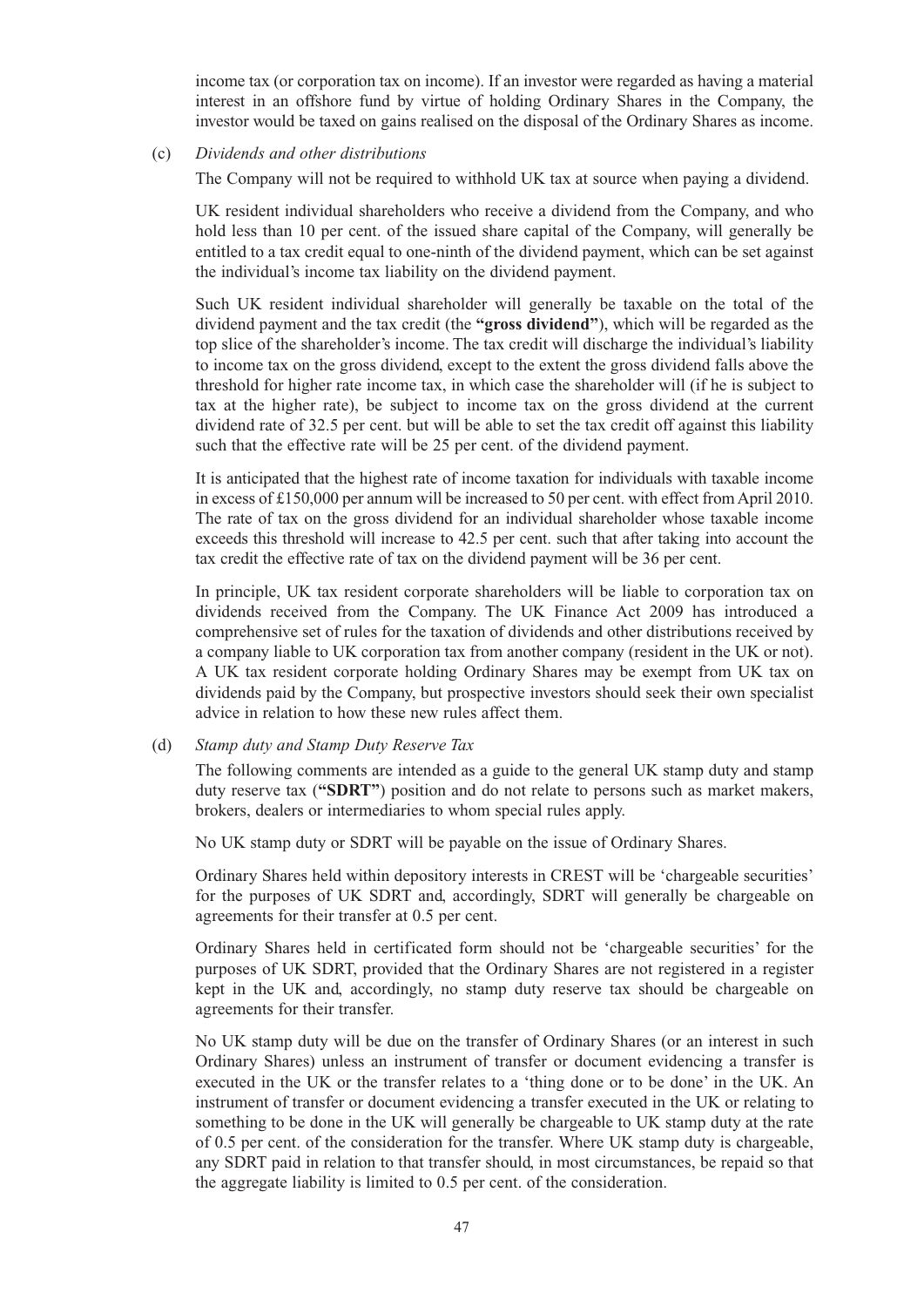income tax (or corporation tax on income). If an investor were regarded as having a material interest in an offshore fund by virtue of holding Ordinary Shares in the Company, the investor would be taxed on gains realised on the disposal of the Ordinary Shares as income.

(c) *Dividends and other distributions*

The Company will not be required to withhold UK tax at source when paying a dividend.

UK resident individual shareholders who receive a dividend from the Company, and who hold less than 10 per cent. of the issued share capital of the Company, will generally be entitled to a tax credit equal to one-ninth of the dividend payment, which can be set against the individual's income tax liability on the dividend payment.

Such UK resident individual shareholder will generally be taxable on the total of the dividend payment and the tax credit (the **"gross dividend"**), which will be regarded as the top slice of the shareholder's income. The tax credit will discharge the individual's liability to income tax on the gross dividend, except to the extent the gross dividend falls above the threshold for higher rate income tax, in which case the shareholder will (if he is subject to tax at the higher rate), be subject to income tax on the gross dividend at the current dividend rate of 32.5 per cent. but will be able to set the tax credit off against this liability such that the effective rate will be 25 per cent. of the dividend payment.

It is anticipated that the highest rate of income taxation for individuals with taxable income in excess of £150,000 per annum will be increased to 50 per cent. with effect from April 2010. The rate of tax on the gross dividend for an individual shareholder whose taxable income exceeds this threshold will increase to 42.5 per cent. such that after taking into account the tax credit the effective rate of tax on the dividend payment will be 36 per cent.

In principle, UK tax resident corporate shareholders will be liable to corporation tax on dividends received from the Company. The UK Finance Act 2009 has introduced a comprehensive set of rules for the taxation of dividends and other distributions received by a company liable to UK corporation tax from another company (resident in the UK or not). A UK tax resident corporate holding Ordinary Shares may be exempt from UK tax on dividends paid by the Company, but prospective investors should seek their own specialist advice in relation to how these new rules affect them.

(d) *Stamp duty and Stamp Duty Reserve Tax*

The following comments are intended as a guide to the general UK stamp duty and stamp duty reserve tax (**"SDRT"**) position and do not relate to persons such as market makers, brokers, dealers or intermediaries to whom special rules apply.

No UK stamp duty or SDRT will be payable on the issue of Ordinary Shares.

Ordinary Shares held within depository interests in CREST will be 'chargeable securities' for the purposes of UK SDRT and, accordingly, SDRT will generally be chargeable on agreements for their transfer at 0.5 per cent.

Ordinary Shares held in certificated form should not be 'chargeable securities' for the purposes of UK SDRT, provided that the Ordinary Shares are not registered in a register kept in the UK and, accordingly, no stamp duty reserve tax should be chargeable on agreements for their transfer.

No UK stamp duty will be due on the transfer of Ordinary Shares (or an interest in such Ordinary Shares) unless an instrument of transfer or document evidencing a transfer is executed in the UK or the transfer relates to a 'thing done or to be done' in the UK. An instrument of transfer or document evidencing a transfer executed in the UK or relating to something to be done in the UK will generally be chargeable to UK stamp duty at the rate of 0.5 per cent. of the consideration for the transfer. Where UK stamp duty is chargeable, any SDRT paid in relation to that transfer should, in most circumstances, be repaid so that the aggregate liability is limited to 0.5 per cent. of the consideration.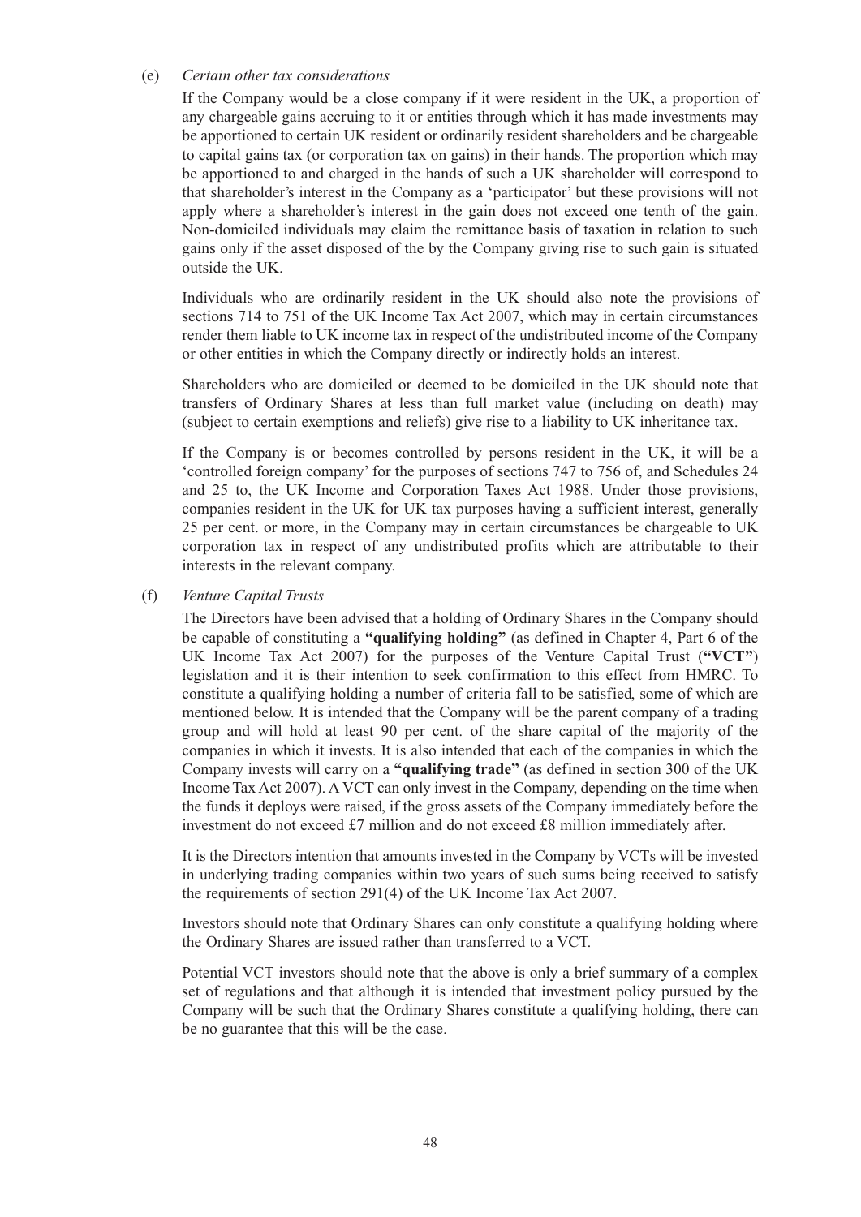(e) *Certain other tax considerations*

If the Company would be a close company if it were resident in the UK, a proportion of any chargeable gains accruing to it or entities through which it has made investments may be apportioned to certain UK resident or ordinarily resident shareholders and be chargeable to capital gains tax (or corporation tax on gains) in their hands. The proportion which may be apportioned to and charged in the hands of such a UK shareholder will correspond to that shareholder's interest in the Company as a 'participator' but these provisions will not apply where a shareholder's interest in the gain does not exceed one tenth of the gain. Non-domiciled individuals may claim the remittance basis of taxation in relation to such gains only if the asset disposed of the by the Company giving rise to such gain is situated outside the UK.

Individuals who are ordinarily resident in the UK should also note the provisions of sections 714 to 751 of the UK Income Tax Act 2007, which may in certain circumstances render them liable to UK income tax in respect of the undistributed income of the Company or other entities in which the Company directly or indirectly holds an interest.

Shareholders who are domiciled or deemed to be domiciled in the UK should note that transfers of Ordinary Shares at less than full market value (including on death) may (subject to certain exemptions and reliefs) give rise to a liability to UK inheritance tax.

If the Company is or becomes controlled by persons resident in the UK, it will be a 'controlled foreign company' for the purposes of sections 747 to 756 of, and Schedules 24 and 25 to, the UK Income and Corporation Taxes Act 1988. Under those provisions, companies resident in the UK for UK tax purposes having a sufficient interest, generally 25 per cent. or more, in the Company may in certain circumstances be chargeable to UK corporation tax in respect of any undistributed profits which are attributable to their interests in the relevant company.

(f) *Venture Capital Trusts*

The Directors have been advised that a holding of Ordinary Shares in the Company should be capable of constituting a **"qualifying holding"** (as defined in Chapter 4, Part 6 of the UK Income Tax Act 2007) for the purposes of the Venture Capital Trust (**"VCT"**) legislation and it is their intention to seek confirmation to this effect from HMRC. To constitute a qualifying holding a number of criteria fall to be satisfied, some of which are mentioned below. It is intended that the Company will be the parent company of a trading group and will hold at least 90 per cent. of the share capital of the majority of the companies in which it invests. It is also intended that each of the companies in which the Company invests will carry on a **"qualifying trade"** (as defined in section 300 of the UK Income Tax Act 2007). A VCT can only invest in the Company, depending on the time when the funds it deploys were raised, if the gross assets of the Company immediately before the investment do not exceed £7 million and do not exceed £8 million immediately after.

It is the Directors intention that amounts invested in the Company by VCTs will be invested in underlying trading companies within two years of such sums being received to satisfy the requirements of section 291(4) of the UK Income Tax Act 2007.

Investors should note that Ordinary Shares can only constitute a qualifying holding where the Ordinary Shares are issued rather than transferred to a VCT.

Potential VCT investors should note that the above is only a brief summary of a complex set of regulations and that although it is intended that investment policy pursued by the Company will be such that the Ordinary Shares constitute a qualifying holding, there can be no guarantee that this will be the case.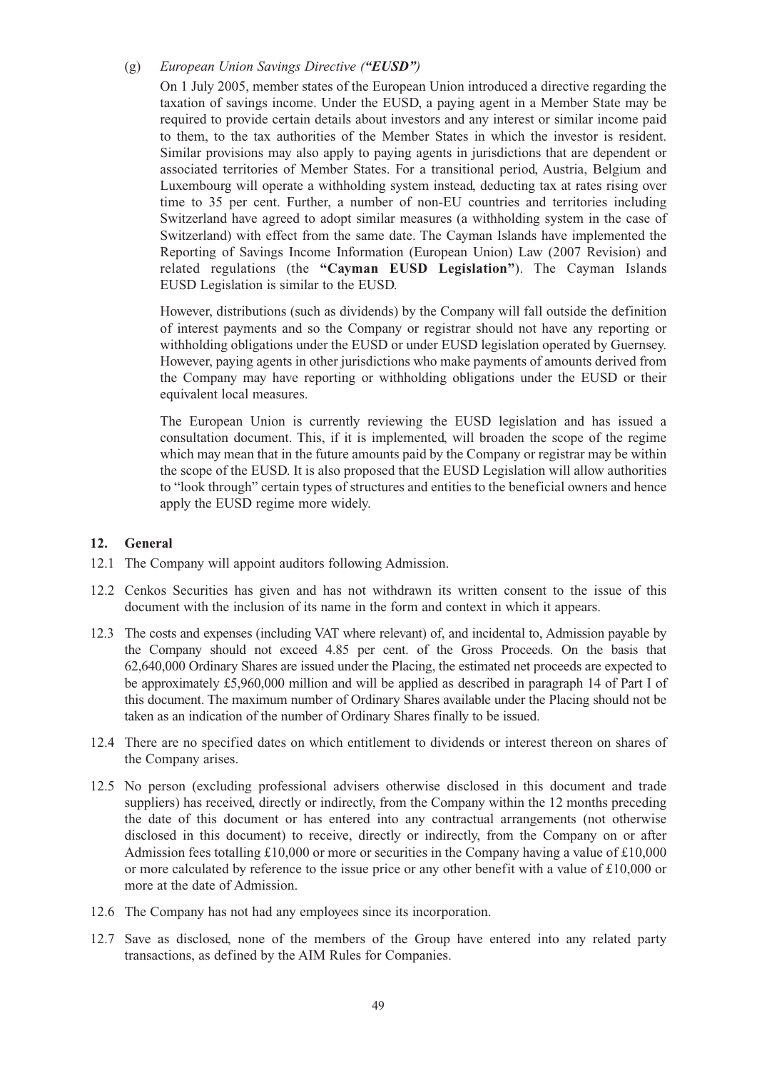(g) *European Union Savings Directive ("EUSD")*

On 1 July 2005, member states of the European Union introduced a directive regarding the taxation of savings income. Under the EUSD, a paying agent in a Member State may be required to provide certain details about investors and any interest or similar income paid to them, to the tax authorities of the Member States in which the investor is resident. Similar provisions may also apply to paying agents in jurisdictions that are dependent or associated territories of Member States. For a transitional period, Austria, Belgium and Luxembourg will operate a withholding system instead, deducting tax at rates rising over time to 35 per cent. Further, a number of non-EU countries and territories including Switzerland have agreed to adopt similar measures (a withholding system in the case of Switzerland) with effect from the same date. The Cayman Islands have implemented the Reporting of Savings Income Information (European Union) Law (2007 Revision) and related regulations (the **"Cayman EUSD Legislation"**). The Cayman Islands EUSD Legislation is similar to the EUSD.

However, distributions (such as dividends) by the Company will fall outside the definition of interest payments and so the Company or registrar should not have any reporting or withholding obligations under the EUSD or under EUSD legislation operated by Guernsey. However, paying agents in other jurisdictions who make payments of amounts derived from the Company may have reporting or withholding obligations under the EUSD or their equivalent local measures.

The European Union is currently reviewing the EUSD legislation and has issued a consultation document. This, if it is implemented, will broaden the scope of the regime which may mean that in the future amounts paid by the Company or registrar may be within the scope of the EUSD. It is also proposed that the EUSD Legislation will allow authorities to "look through" certain types of structures and entities to the beneficial owners and hence apply the EUSD regime more widely.

## 12. General

12.1 The Company will appoint auditors following Admission.

12.2 Cenkos Securities has given and has not withdrawn its written consent to the issue of this document with the inclusion of its name in the form and context in which it appears.

12.3 The costs and expenses (including VAT where relevant) of, and incidental to, Admission payable by the Company should not exceed 4.85 per cent. of the Gross Proceeds. On the basis that 62,640,000 Ordinary Shares are issued under the Placing, the estimated net proceeds are expected to be approximately £5,960,000 million and will be applied as described in paragraph 14 of Part I of this document. The maximum number of Ordinary Shares available under the Placing should not be taken as an indication of the number of Ordinary Shares finally to be issued.

12.4 There are no specified dates on which entitlement to dividends or interest thereon on shares of the Company arises.

12.5 No person (excluding professional advisers otherwise disclosed in this document and trade suppliers) has received, directly or indirectly, from the Company within the 12 months preceding the date of this document or has entered into any contractual arrangements (not otherwise disclosed in this document) to receive, directly or indirectly, from the Company on or after Admission fees totalling £10,000 or more or securities in the Company having a value of £10,000 or more calculated by reference to the issue price or any other benefit with a value of £10,000 or more at the date of Admission.

12.6 The Company has not had any employees since its incorporation.

12.7 Save as disclosed, none of the members of the Group have entered into any related party transactions, as defined by the AIM Rules for Companies.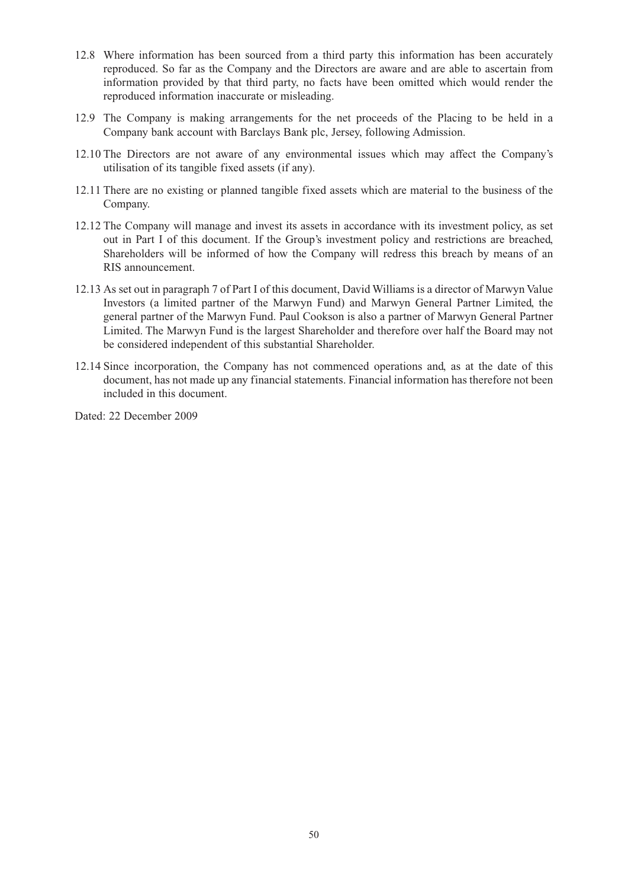12.8 Where information has been sourced from a third party this information has been accurately reproduced. So far as the Company and the Directors are aware and are able to ascertain from information provided by that third party, no facts have been omitted which would render the reproduced information inaccurate or misleading.

12.9 The Company is making arrangements for the net proceeds of the Placing to be held in a Company bank account with Barclays Bank plc, Jersey, following Admission.

12.10 The Directors are not aware of any environmental issues which may affect the Company's utilisation of its tangible fixed assets (if any).

12.11 There are no existing or planned tangible fixed assets which are material to the business of the Company.

12.12 The Company will manage and invest its assets in accordance with its investment policy, as set out in Part I of this document. If the Group's investment policy and restrictions are breached, Shareholders will be informed of how the Company will redress this breach by means of an RIS announcement.

12.13 As set out in paragraph 7 of Part I of this document, David Williams is a director of Marwyn Value Investors (a limited partner of the Marwyn Fund) and Marwyn General Partner Limited, the general partner of the Marwyn Fund. Paul Cookson is also a partner of Marwyn General Partner Limited. The Marwyn Fund is the largest Shareholder and therefore over half the Board may not be considered independent of this substantial Shareholder.

12.14 Since incorporation, the Company has not commenced operations and, as at the date of this document, has not made up any financial statements. Financial information has therefore not been included in this document.

Dated: 22 December 2009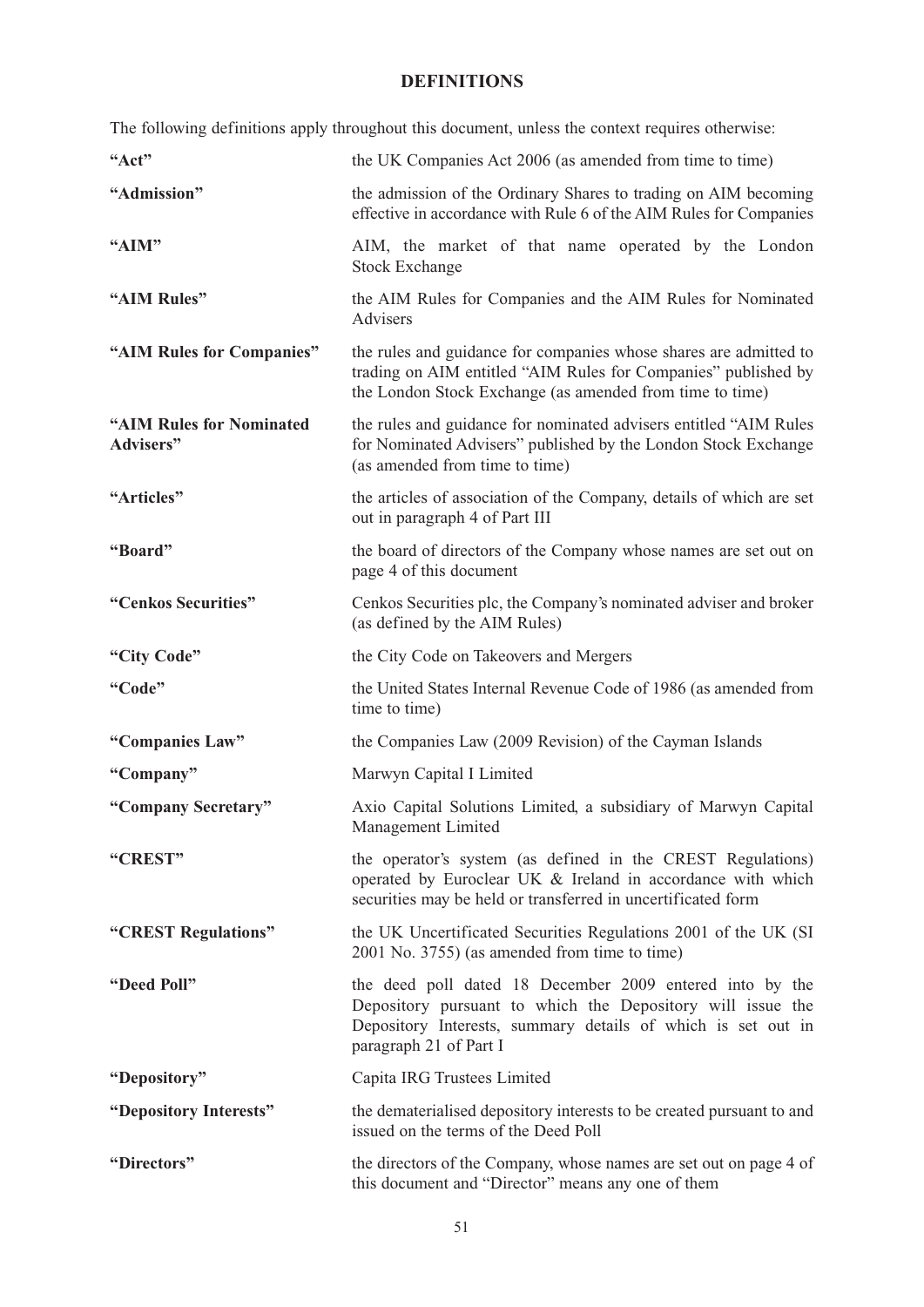# DEFINITIONS

The following definitions apply throughout this document, unless the context requires otherwise:

| | |
|---|---|
| **"Act"** | the UK Companies Act 2006 (as amended from time to time) |
| **"Admission"** | the admission of the Ordinary Shares to trading on AIM becoming effective in accordance with Rule 6 of the AIM Rules for Companies |
| **"AIM"** | AIM, the market of that name operated by the London Stock Exchange |
| **"AIM Rules"** | the AIM Rules for Companies and the AIM Rules for Nominated Advisers |
| **"AIM Rules for Companies"** | the rules and guidance for companies whose shares are admitted to trading on AIM entitled "AIM Rules for Companies" published by the London Stock Exchange (as amended from time to time) |
| **"AIM Rules for Nominated Advisers"** | the rules and guidance for nominated advisers entitled "AIM Rules for Nominated Advisers" published by the London Stock Exchange (as amended from time to time) |
| **"Articles"** | the articles of association of the Company, details of which are set out in paragraph 4 of Part III |
| **"Board"** | the board of directors of the Company whose names are set out on page 4 of this document |
| **"Cenkos Securities"** | Cenkos Securities plc, the Company's nominated adviser and broker (as defined by the AIM Rules) |
| **"City Code"** | the City Code on Takeovers and Mergers |
| **"Code"** | the United States Internal Revenue Code of 1986 (as amended from time to time) |
| **"Companies Law"** | the Companies Law (2009 Revision) of the Cayman Islands |
| **"Company"** | Marwyn Capital I Limited |
| **"Company Secretary"** | Axio Capital Solutions Limited, a subsidiary of Marwyn Capital Management Limited |
| **"CREST"** | the operator's system (as defined in the CREST Regulations) operated by Euroclear UK & Ireland in accordance with which securities may be held or transferred in uncertificated form |
| **"CREST Regulations"** | the UK Uncertificated Securities Regulations 2001 of the UK (SI 2001 No. 3755) (as amended from time to time) |
| **"Deed Poll"** | the deed poll dated 18 December 2009 entered into by the Depository pursuant to which the Depository will issue the Depository Interests, summary details of which is set out in paragraph 21 of Part I |
| **"Depository"** | Capita IRG Trustees Limited |
| **"Depository Interests"** | the dematerialised depository interests to be created pursuant to and issued on the terms of the Deed Poll |
| **"Directors"** | the directors of the Company, whose names are set out on page 4 of this document and "Director" means any one of them |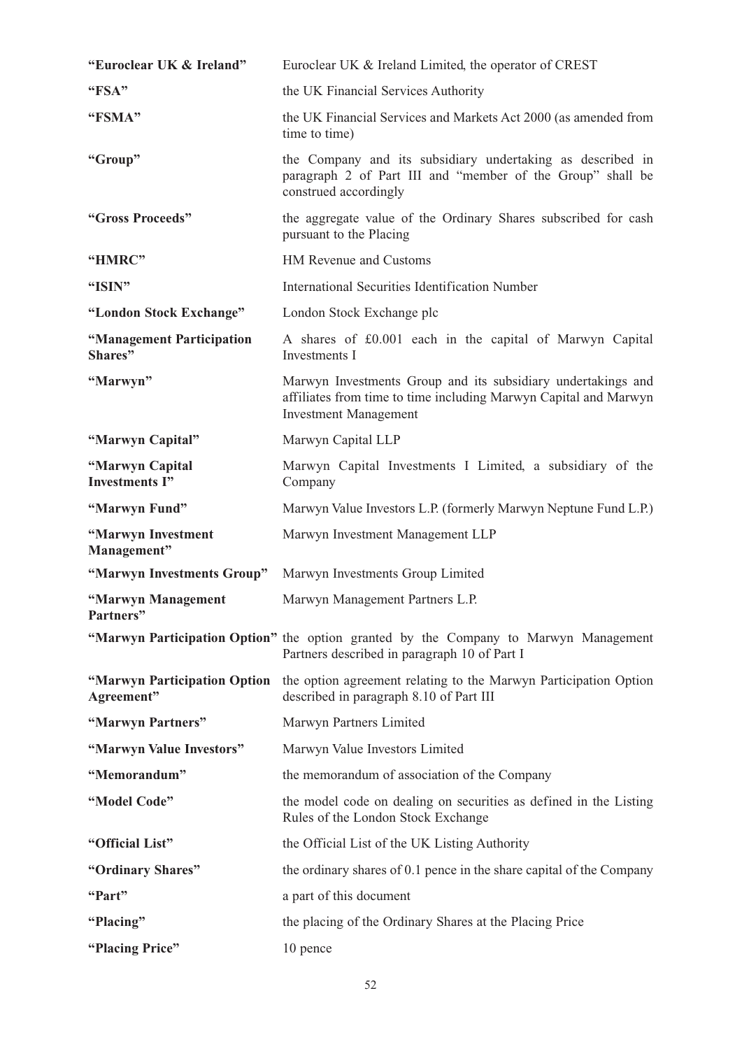| | |
|---|---|
| **"Euroclear UK & Ireland"** | Euroclear UK & Ireland Limited, the operator of CREST |
| **"FSA"** | the UK Financial Services Authority |
| **"FSMA"** | the UK Financial Services and Markets Act 2000 (as amended from time to time) |
| **"Group"** | the Company and its subsidiary undertaking as described in paragraph 2 of Part III and "member of the Group" shall be construed accordingly |
| **"Gross Proceeds"** | the aggregate value of the Ordinary Shares subscribed for cash pursuant to the Placing |
| **"HMRC"** | HM Revenue and Customs |
| **"ISIN"** | International Securities Identification Number |
| **"London Stock Exchange"** | London Stock Exchange plc |
| **"Management Participation Shares"** | A shares of £0.001 each in the capital of Marwyn Capital Investments I |
| **"Marwyn"** | Marwyn Investments Group and its subsidiary undertakings and affiliates from time to time including Marwyn Capital and Marwyn Investment Management |
| **"Marwyn Capital"** | Marwyn Capital LLP |
| **"Marwyn Capital Investments I"** | Marwyn Capital Investments I Limited, a subsidiary of the Company |
| **"Marwyn Fund"** | Marwyn Value Investors L.P. (formerly Marwyn Neptune Fund L.P.) |
| **"Marwyn Investment Management"** | Marwyn Investment Management LLP |
| **"Marwyn Investments Group"** | Marwyn Investments Group Limited |
| **"Marwyn Management Partners"** | Marwyn Management Partners L.P. |
| **"Marwyn Participation Option"** | the option granted by the Company to Marwyn Management Partners described in paragraph 10 of Part I |
| **"Marwyn Participation Option Agreement"** | the option agreement relating to the Marwyn Participation Option described in paragraph 8.10 of Part III |
| **"Marwyn Partners"** | Marwyn Partners Limited |
| **"Marwyn Value Investors"** | Marwyn Value Investors Limited |
| **"Memorandum"** | the memorandum of association of the Company |
| **"Model Code"** | the model code on dealing on securities as defined in the Listing Rules of the London Stock Exchange |
| **"Official List"** | the Official List of the UK Listing Authority |
| **"Ordinary Shares"** | the ordinary shares of 0.1 pence in the share capital of the Company |
| **"Part"** | a part of this document |
| **"Placing"** | the placing of the Ordinary Shares at the Placing Price |
| **"Placing Price"** | 10 pence |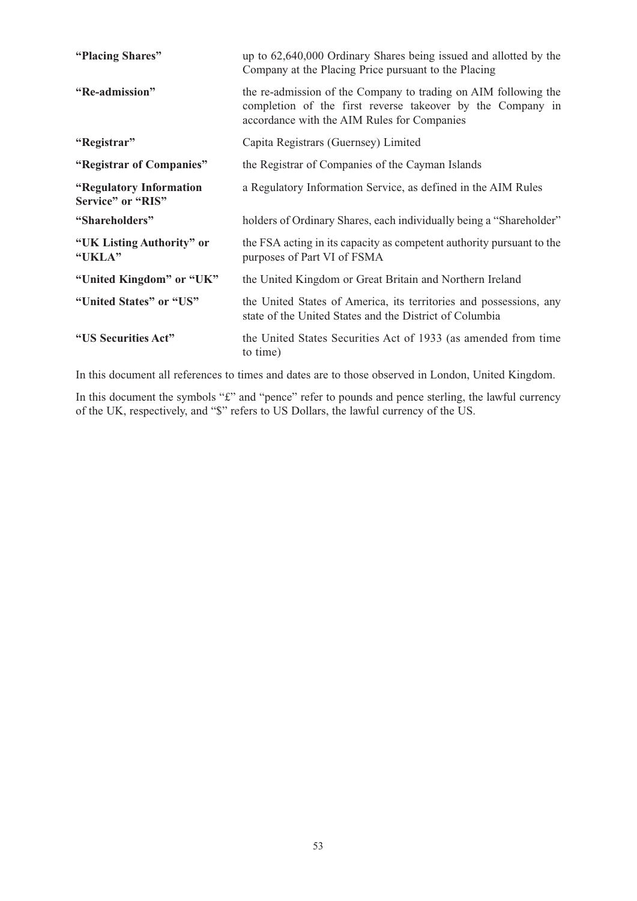| | |
|---|---|
| **"Placing Shares"** | up to 62,640,000 Ordinary Shares being issued and allotted by the Company at the Placing Price pursuant to the Placing |
| **"Re-admission"** | the re-admission of the Company to trading on AIM following the completion of the first reverse takeover by the Company in accordance with the AIM Rules for Companies |
| **"Registrar"** | Capita Registrars (Guernsey) Limited |
| **"Registrar of Companies"** | the Registrar of Companies of the Cayman Islands |
| **"Regulatory Information Service" or "RIS"** | a Regulatory Information Service, as defined in the AIM Rules |
| **"Shareholders"** | holders of Ordinary Shares, each individually being a "Shareholder" |
| **"UK Listing Authority" or "UKLA"** | the FSA acting in its capacity as competent authority pursuant to the purposes of Part VI of FSMA |
| **"United Kingdom" or "UK"** | the United Kingdom or Great Britain and Northern Ireland |
| **"United States" or "US"** | the United States of America, its territories and possessions, any state of the United States and the District of Columbia |
| **"US Securities Act"** | the United States Securities Act of 1933 (as amended from time to time) |

In this document all references to times and dates are to those observed in London, United Kingdom.

In this document the symbols "£" and "pence" refer to pounds and pence sterling, the lawful currency of the UK, respectively, and "$" refers to US Dollars, the lawful currency of the US.